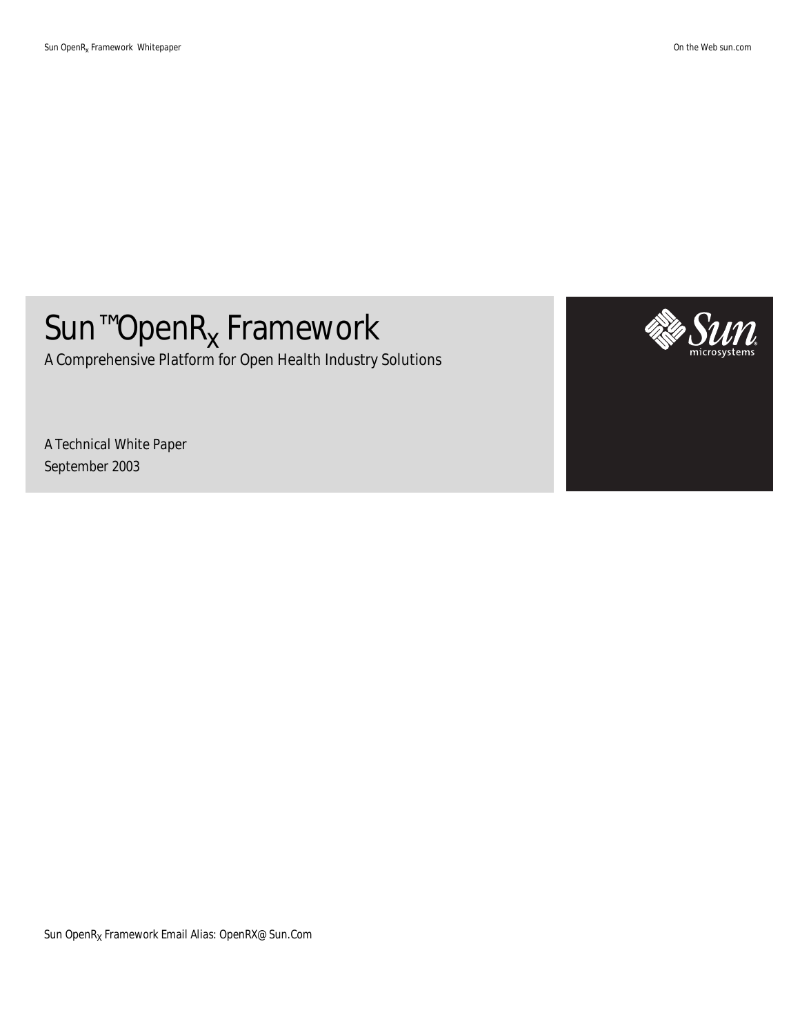# Sun™ OpenR$_X$ Framework

A Comprehensive Platform for Open Health Industry Solutions

A Technical White Paper

September 2003

Sun OpenR$_X$ Framework Email Alias: OpenRX@Sun.Com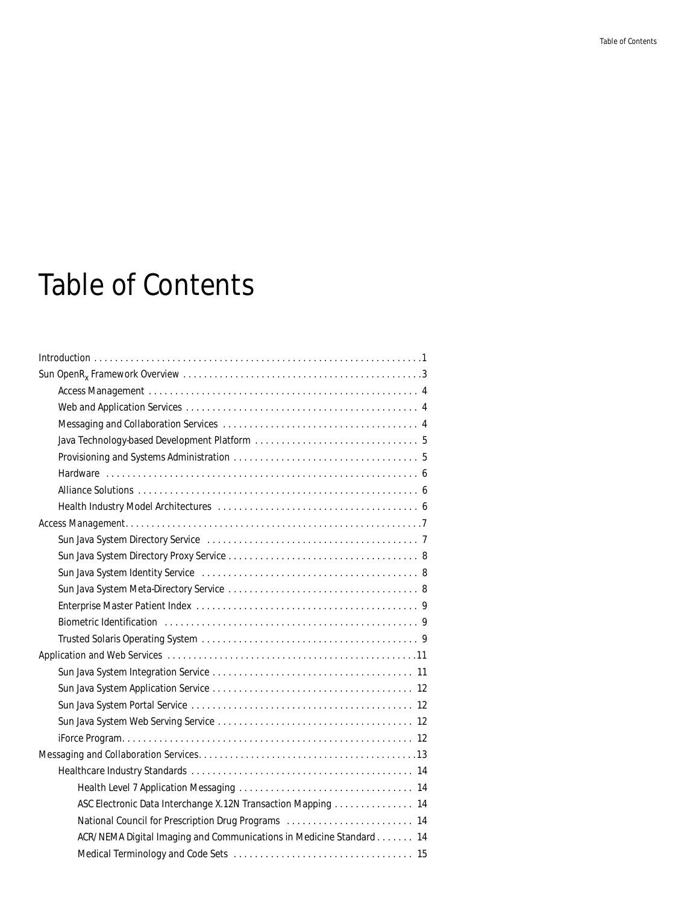# Table of Contents

- Introduction . . . . . . . . . . 1
- Sun OpenR$_x$ Framework Overview . . . . . . . . . . 3
  - Access Management . . . . . . . . . . 4
  - Web and Application Services . . . . . . . . . . 4
  - Messaging and Collaboration Services . . . . . . . . . . 4
  - Java Technology-based Development Platform . . . . . . . . . . 5
  - Provisioning and Systems Administration . . . . . . . . . . 5
  - Hardware . . . . . . . . . . 6
  - Alliance Solutions . . . . . . . . . . 6
  - Health Industry Model Architectures . . . . . . . . . . 6
- Access Management . . . . . . . . . . 7
  - Sun Java System Directory Service . . . . . . . . . . 7
  - Sun Java System Directory Proxy Service . . . . . . . . . . 8
  - Sun Java System Identity Service . . . . . . . . . . 8
  - Sun Java System Meta-Directory Service . . . . . . . . . . 8
  - Enterprise Master Patient Index . . . . . . . . . . 9
  - Biometric Identification . . . . . . . . . . 9
  - Trusted Solaris Operating System . . . . . . . . . . 9
- Application and Web Services . . . . . . . . . . 11
  - Sun Java System Integration Service . . . . . . . . . . 11
  - Sun Java System Application Service . . . . . . . . . . 12
  - Sun Java System Portal Service . . . . . . . . . . 12
  - Sun Java System Web Serving Service . . . . . . . . . . 12
  - iForce Program . . . . . . . . . . 12
- Messaging and Collaboration Services . . . . . . . . . . 13
  - Healthcare Industry Standards . . . . . . . . . . 14
    - Health Level 7 Application Messaging . . . . . . . . . . 14
    - ASC Electronic Data Interchange X.12N Transaction Mapping . . . . . . . . . . 14
    - National Council for Prescription Drug Programs . . . . . . . . . . 14
    - ACR/NEMA Digital Imaging and Communications in Medicine Standard . . . . . . . . . . 14
    - Medical Terminology and Code Sets . . . . . . . . . . 15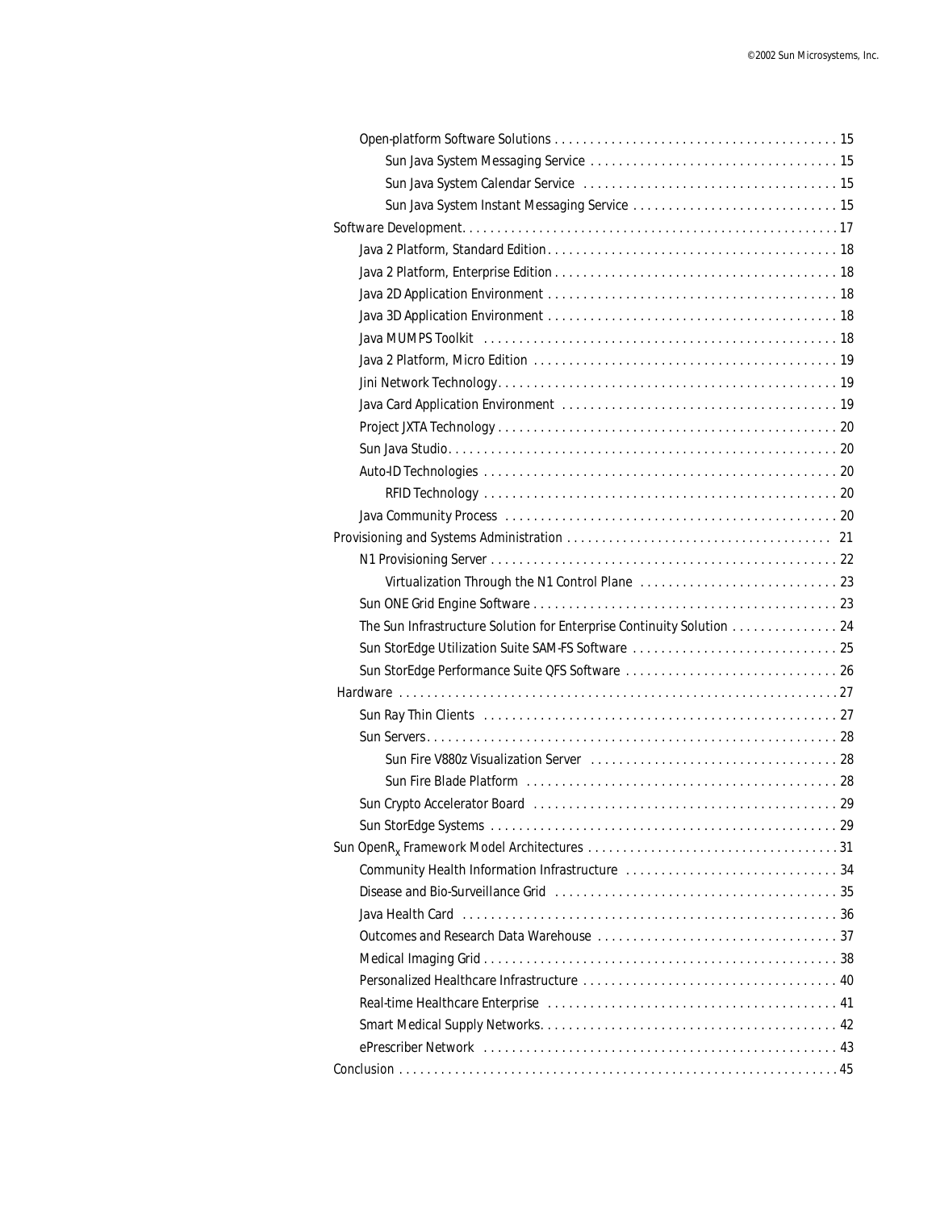- Open-platform Software Solutions . . . . . . . . . . . . . . . . . . . . . . . . . . . . . . . . . . . . . . . . 15
  - Sun Java System Messaging Service . . . . . . . . . . . . . . . . . . . . . . . . . . . . . . . . . . 15
  - Sun Java System Calendar Service . . . . . . . . . . . . . . . . . . . . . . . . . . . . . . . . . . . 15
  - Sun Java System Instant Messaging Service . . . . . . . . . . . . . . . . . . . . . . . . . . . . 15

Software Development. . . . . . . . . . . . . . . . . . . . . . . . . . . . . . . . . . . . . . . . . . . . . . . . . . . . . 17

- Java 2 Platform, Standard Edition. . . . . . . . . . . . . . . . . . . . . . . . . . . . . . . . . . . . . . . . . 18
- Java 2 Platform, Enterprise Edition . . . . . . . . . . . . . . . . . . . . . . . . . . . . . . . . . . . . . . . 18
- Java 2D Application Environment . . . . . . . . . . . . . . . . . . . . . . . . . . . . . . . . . . . . . . . . 18
- Java 3D Application Environment . . . . . . . . . . . . . . . . . . . . . . . . . . . . . . . . . . . . . . . . 18
- Java MUMPS Toolkit . . . . . . . . . . . . . . . . . . . . . . . . . . . . . . . . . . . . . . . . . . . . . . . . . . 18
- Java 2 Platform, Micro Edition . . . . . . . . . . . . . . . . . . . . . . . . . . . . . . . . . . . . . . . . . . . 19
- Jini Network Technology. . . . . . . . . . . . . . . . . . . . . . . . . . . . . . . . . . . . . . . . . . . . . . . . 19
- Java Card Application Environment . . . . . . . . . . . . . . . . . . . . . . . . . . . . . . . . . . . . . . 19
- Project JXTA Technology . . . . . . . . . . . . . . . . . . . . . . . . . . . . . . . . . . . . . . . . . . . . . . . 20
- Sun Java Studio. . . . . . . . . . . . . . . . . . . . . . . . . . . . . . . . . . . . . . . . . . . . . . . . . . . . . . 20
- Auto-ID Technologies . . . . . . . . . . . . . . . . . . . . . . . . . . . . . . . . . . . . . . . . . . . . . . . . . 20
  - RFID Technology . . . . . . . . . . . . . . . . . . . . . . . . . . . . . . . . . . . . . . . . . . . . . . . . . 20
- Java Community Process . . . . . . . . . . . . . . . . . . . . . . . . . . . . . . . . . . . . . . . . . . . . . . 20

Provisioning and Systems Administration . . . . . . . . . . . . . . . . . . . . . . . . . . . . . . . . . . . . . 21

- N1 Provisioning Server . . . . . . . . . . . . . . . . . . . . . . . . . . . . . . . . . . . . . . . . . . . . . . . . 22
  - Virtualization Through the N1 Control Plane . . . . . . . . . . . . . . . . . . . . . . . . . . . . 23
- Sun ONE Grid Engine Software . . . . . . . . . . . . . . . . . . . . . . . . . . . . . . . . . . . . . . . . . . 23
- The Sun Infrastructure Solution for Enterprise Continuity Solution . . . . . . . . . . . . . . . 24
- Sun StorEdge Utilization Suite SAM-FS Software . . . . . . . . . . . . . . . . . . . . . . . . . . . . 25
- Sun StorEdge Performance Suite QFS Software . . . . . . . . . . . . . . . . . . . . . . . . . . . . . 26

Hardware . . . . . . . . . . . . . . . . . . . . . . . . . . . . . . . . . . . . . . . . . . . . . . . . . . . . . . . . . . . . . 27

- Sun Ray Thin Clients . . . . . . . . . . . . . . . . . . . . . . . . . . . . . . . . . . . . . . . . . . . . . . . . . 27
- Sun Servers. . . . . . . . . . . . . . . . . . . . . . . . . . . . . . . . . . . . . . . . . . . . . . . . . . . . . . . . . 28
  - Sun Fire V880z Visualization Server . . . . . . . . . . . . . . . . . . . . . . . . . . . . . . . . . . 28
  - Sun Fire Blade Platform . . . . . . . . . . . . . . . . . . . . . . . . . . . . . . . . . . . . . . . . . . . 28
- Sun Crypto Accelerator Board . . . . . . . . . . . . . . . . . . . . . . . . . . . . . . . . . . . . . . . . . . 29
- Sun StorEdge Systems . . . . . . . . . . . . . . . . . . . . . . . . . . . . . . . . . . . . . . . . . . . . . . . . 29

Sun OpenR$_x$ Framework Model Architectures . . . . . . . . . . . . . . . . . . . . . . . . . . . . . . . . . . . 31

- Community Health Information Infrastructure . . . . . . . . . . . . . . . . . . . . . . . . . . . . . 34
- Disease and Bio-Surveillance Grid . . . . . . . . . . . . . . . . . . . . . . . . . . . . . . . . . . . . . . . 35
- Java Health Card . . . . . . . . . . . . . . . . . . . . . . . . . . . . . . . . . . . . . . . . . . . . . . . . . . . . 36
- Outcomes and Research Data Warehouse . . . . . . . . . . . . . . . . . . . . . . . . . . . . . . . . . 37
- Medical Imaging Grid . . . . . . . . . . . . . . . . . . . . . . . . . . . . . . . . . . . . . . . . . . . . . . . . . 38
- Personalized Healthcare Infrastructure . . . . . . . . . . . . . . . . . . . . . . . . . . . . . . . . . . . 40
- Real-time Healthcare Enterprise . . . . . . . . . . . . . . . . . . . . . . . . . . . . . . . . . . . . . . . . 41
- Smart Medical Supply Networks. . . . . . . . . . . . . . . . . . . . . . . . . . . . . . . . . . . . . . . . . 42
- ePrescriber Network . . . . . . . . . . . . . . . . . . . . . . . . . . . . . . . . . . . . . . . . . . . . . . . . . 43

Conclusion . . . . . . . . . . . . . . . . . . . . . . . . . . . . . . . . . . . . . . . . . . . . . . . . . . . . . . . . . . . . . 45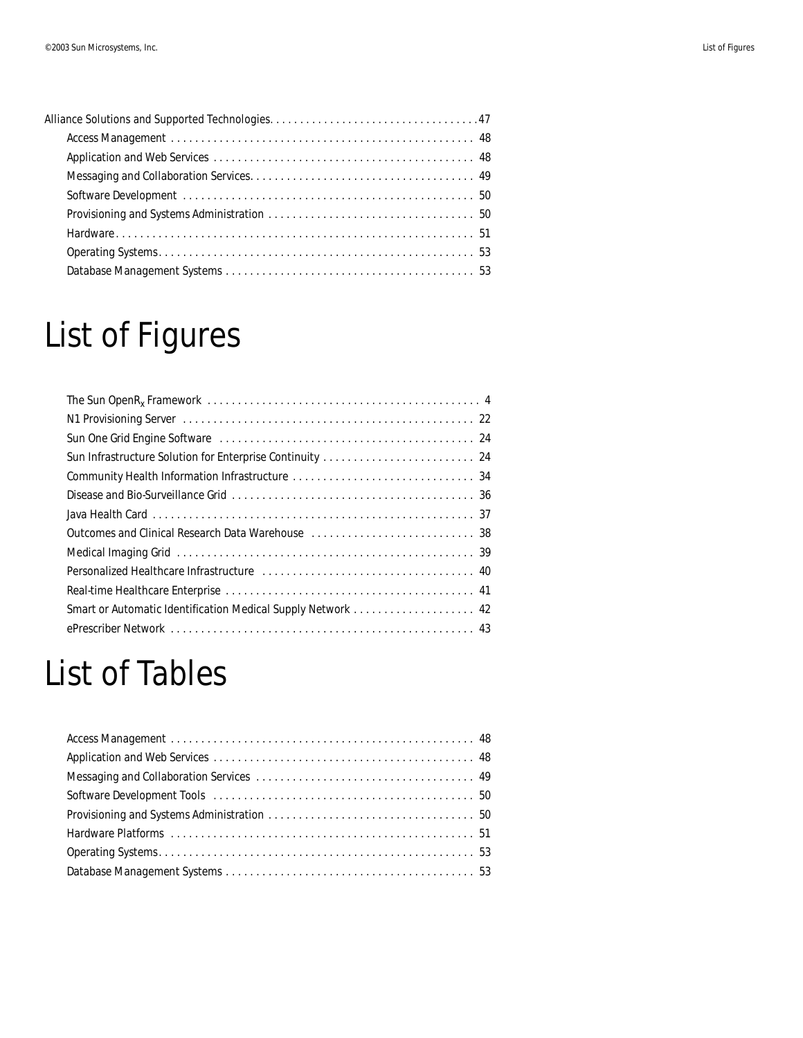Alliance Solutions and Supported Technologies. . . . . . . . . . . . . . . . . . . . . . . . . . . . . . . . . . .47
- Access Management . . . . . . . . . . . . . . . . . . . . . . . . . . . . . . . . . . . . . . . . . . . . . . . . . 48
- Application and Web Services . . . . . . . . . . . . . . . . . . . . . . . . . . . . . . . . . . . . . . . . . . . 48
- Messaging and Collaboration Services. . . . . . . . . . . . . . . . . . . . . . . . . . . . . . . . . . . . . 49
- Software Development . . . . . . . . . . . . . . . . . . . . . . . . . . . . . . . . . . . . . . . . . . . . . . . . 50
- Provisioning and Systems Administration . . . . . . . . . . . . . . . . . . . . . . . . . . . . . . . . . . 50
- Hardware. . . . . . . . . . . . . . . . . . . . . . . . . . . . . . . . . . . . . . . . . . . . . . . . . . . . . . . . . . 51
- Operating Systems. . . . . . . . . . . . . . . . . . . . . . . . . . . . . . . . . . . . . . . . . . . . . . . . . . . . 53
- Database Management Systems . . . . . . . . . . . . . . . . . . . . . . . . . . . . . . . . . . . . . . . . . 53

# List of Figures

- The Sun OpenR$_x$ Framework . . . . . . . . . . . . . . . . . . . . . . . . . . . . . . . . . . . . . . . . . . . . 4
- N1 Provisioning Server . . . . . . . . . . . . . . . . . . . . . . . . . . . . . . . . . . . . . . . . . . . . . . . . 22
- Sun One Grid Engine Software . . . . . . . . . . . . . . . . . . . . . . . . . . . . . . . . . . . . . . . . . . 24
- Sun Infrastructure Solution for Enterprise Continuity . . . . . . . . . . . . . . . . . . . . . . . . . 24
- Community Health Information Infrastructure . . . . . . . . . . . . . . . . . . . . . . . . . . . . . . 34
- Disease and Bio-Surveillance Grid . . . . . . . . . . . . . . . . . . . . . . . . . . . . . . . . . . . . . . . . 36
- Java Health Card . . . . . . . . . . . . . . . . . . . . . . . . . . . . . . . . . . . . . . . . . . . . . . . . . . . . . 37
- Outcomes and Clinical Research Data Warehouse . . . . . . . . . . . . . . . . . . . . . . . . . . . 38
- Medical Imaging Grid . . . . . . . . . . . . . . . . . . . . . . . . . . . . . . . . . . . . . . . . . . . . . . . . . 39
- Personalized Healthcare Infrastructure . . . . . . . . . . . . . . . . . . . . . . . . . . . . . . . . . . . 40
- Real-time Healthcare Enterprise . . . . . . . . . . . . . . . . . . . . . . . . . . . . . . . . . . . . . . . . . 41
- Smart or Automatic Identification Medical Supply Network . . . . . . . . . . . . . . . . . . . . 42
- ePrescriber Network . . . . . . . . . . . . . . . . . . . . . . . . . . . . . . . . . . . . . . . . . . . . . . . . . . 43

# List of Tables

- Access Management . . . . . . . . . . . . . . . . . . . . . . . . . . . . . . . . . . . . . . . . . . . . . . . . . . 48
- Application and Web Services . . . . . . . . . . . . . . . . . . . . . . . . . . . . . . . . . . . . . . . . . . . 48
- Messaging and Collaboration Services . . . . . . . . . . . . . . . . . . . . . . . . . . . . . . . . . . . . 49
- Software Development Tools . . . . . . . . . . . . . . . . . . . . . . . . . . . . . . . . . . . . . . . . . . . 50
- Provisioning and Systems Administration . . . . . . . . . . . . . . . . . . . . . . . . . . . . . . . . . . 50
- Hardware Platforms . . . . . . . . . . . . . . . . . . . . . . . . . . . . . . . . . . . . . . . . . . . . . . . . . . 51
- Operating Systems. . . . . . . . . . . . . . . . . . . . . . . . . . . . . . . . . . . . . . . . . . . . . . . . . . . . 53
- Database Management Systems . . . . . . . . . . . . . . . . . . . . . . . . . . . . . . . . . . . . . . . . . 53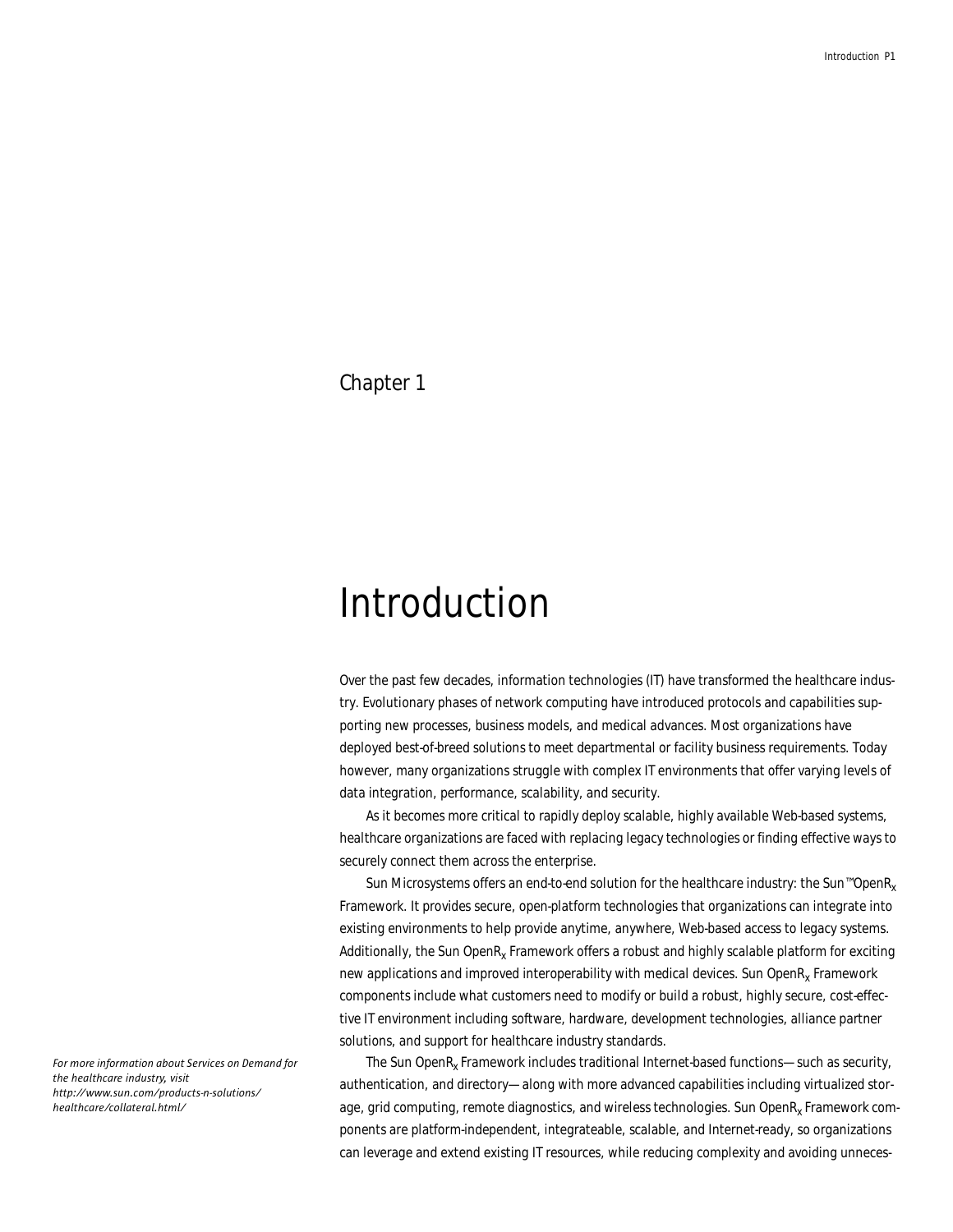Chapter 1

# Introduction

Over the past few decades, information technologies (IT) have transformed the healthcare industry. Evolutionary phases of network computing have introduced protocols and capabilities supporting new processes, business models, and medical advances. Most organizations have deployed best-of-breed solutions to meet departmental or facility business requirements. Today however, many organizations struggle with complex IT environments that offer varying levels of data integration, performance, scalability, and security.

As it becomes more critical to rapidly deploy scalable, highly available Web-based systems, healthcare organizations are faced with replacing legacy technologies or finding effective ways to securely connect them across the enterprise.

Sun Microsystems offers an end-to-end solution for the healthcare industry: the Sun™ $OpenR_x$ Framework. It provides secure, open-platform technologies that organizations can integrate into existing environments to help provide anytime, anywhere, Web-based access to legacy systems. Additionally, the Sun $OpenR_x$ Framework offers a robust and highly scalable platform for exciting new applications and improved interoperability with medical devices. Sun $OpenR_x$ Framework components include what customers need to modify or build a robust, highly secure, cost-effective IT environment including software, hardware, development technologies, alliance partner solutions, and support for healthcare industry standards.

*For more information about Services on Demand for the healthcare industry, visit http://www.sun.com/products-n-solutions/healthcare/collateral.html/*

The Sun $OpenR_x$ Framework includes traditional Internet-based functions—such as security, authentication, and directory—along with more advanced capabilities including virtualized storage, grid computing, remote diagnostics, and wireless technologies. Sun $OpenR_x$ Framework components are platform-independent, integrateable, scalable, and Internet-ready, so organizations can leverage and extend existing IT resources, while reducing complexity and avoiding unneces-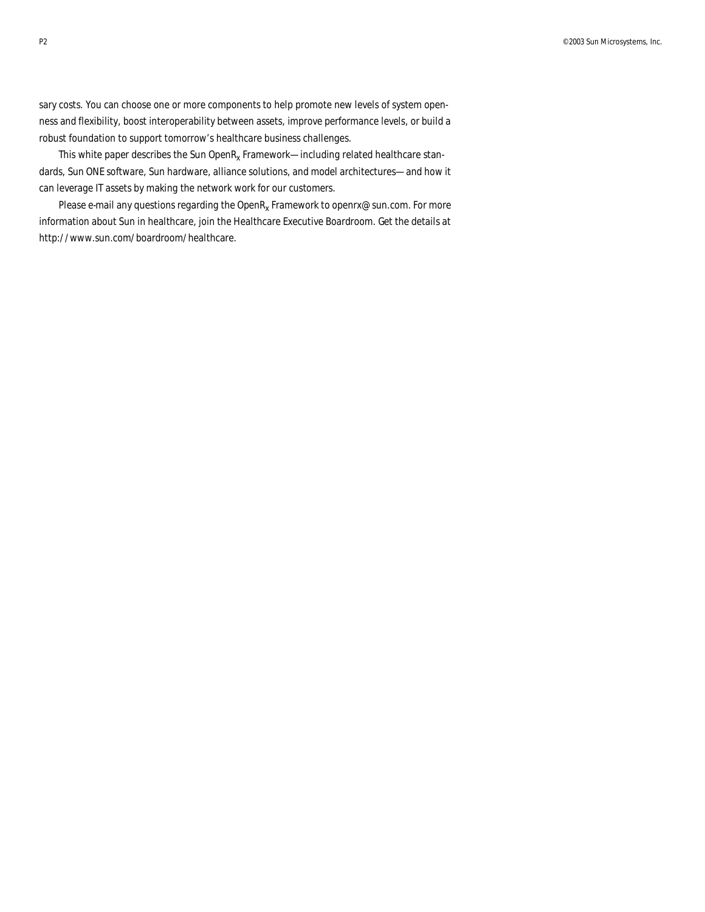sary costs. You can choose one or more components to help promote new levels of system openness and flexibility, boost interoperability between assets, improve performance levels, or build a robust foundation to support tomorrow's healthcare business challenges.

This white paper describes the Sun OpenR$_x$ Framework—including related healthcare standards, Sun ONE software, Sun hardware, alliance solutions, and model architectures—and how it can leverage IT assets by making the network work for our customers.

Please e-mail any questions regarding the OpenR$_x$ Framework to openrx@sun.com. For more information about Sun in healthcare, join the Healthcare Executive Boardroom. Get the details at http://www.sun.com/boardroom/healthcare.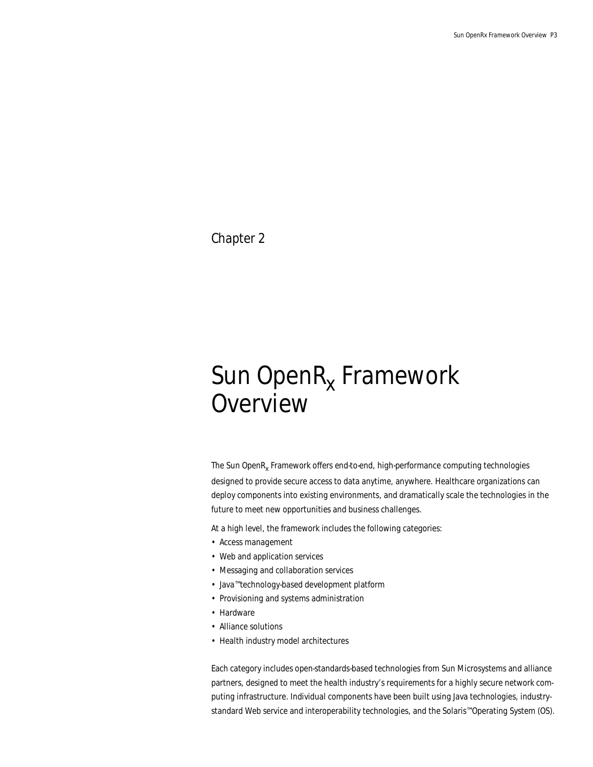Chapter 2

# Sun OpenR$_x$ Framework Overview

The Sun OpenR$_x$ Framework offers end-to-end, high-performance computing technologies designed to provide secure access to data anytime, anywhere. Healthcare organizations can deploy components into existing environments, and dramatically scale the technologies in the future to meet new opportunities and business challenges.

At a high level, the framework includes the following categories:

- Access management
- Web and application services
- Messaging and collaboration services
- Java™ technology-based development platform
- Provisioning and systems administration
- Hardware
- Alliance solutions
- Health industry model architectures

Each category includes open-standards-based technologies from Sun Microsystems and alliance partners, designed to meet the health industry's requirements for a highly secure network computing infrastructure. Individual components have been built using Java technologies, industry-standard Web service and interoperability technologies, and the Solaris™ Operating System (OS).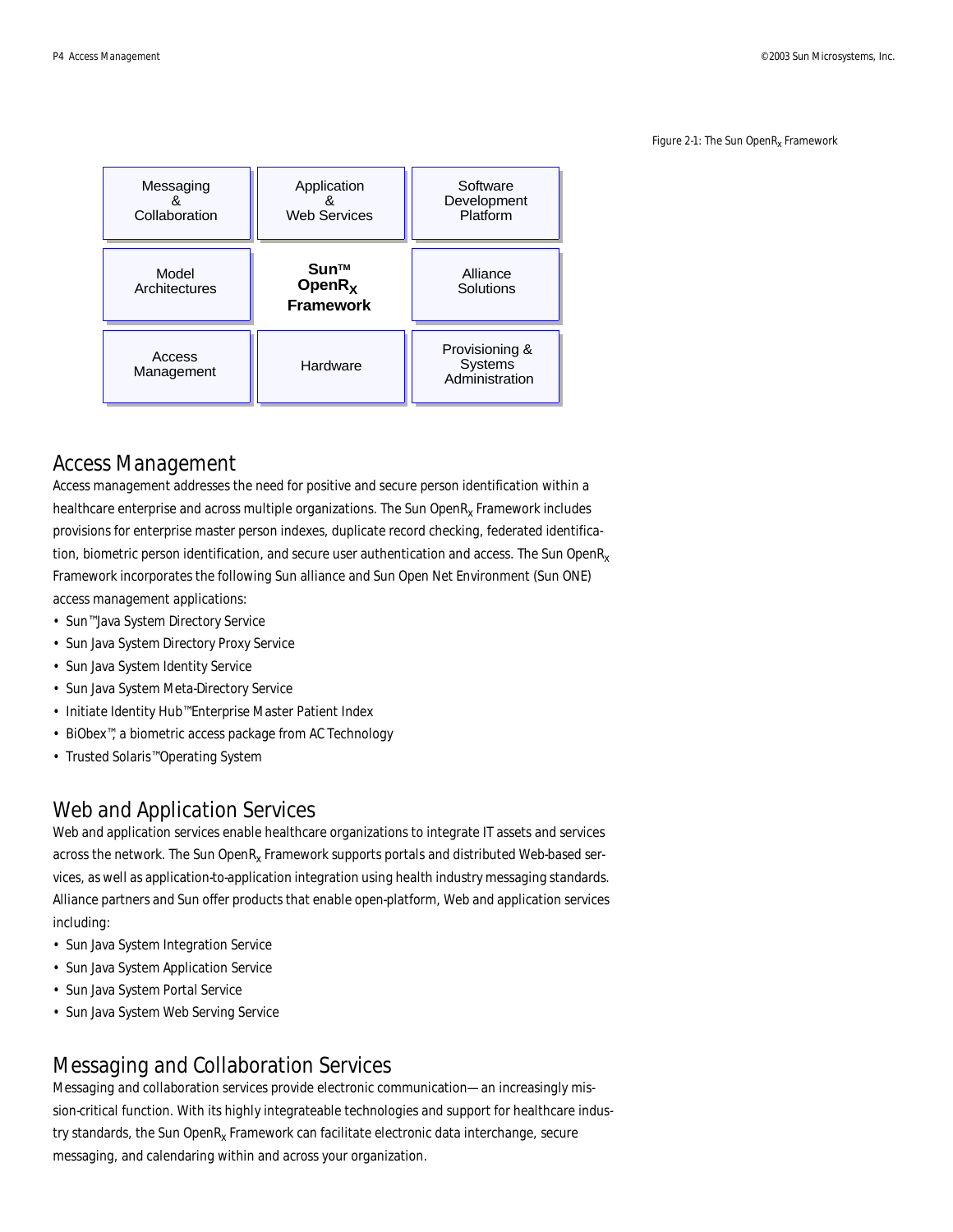Figure 2-1: The Sun OpenR$_X$ Framework

| Messaging & Collaboration | Application & Web Services | Software Development Platform |
|---|---|---|
| Model Architectures | **Sun™ OpenR$_X$ Framework** | Alliance Solutions |
| Access Management | Hardware | Provisioning & Systems Administration |

## Access Management

Access management addresses the need for positive and secure person identification within a healthcare enterprise and across multiple organizations. The Sun OpenR$_X$ Framework includes provisions for enterprise master person indexes, duplicate record checking, federated identification, biometric person identification, and secure user authentication and access. The Sun OpenR$_X$ Framework incorporates the following Sun alliance and Sun Open Net Environment (Sun ONE) access management applications:

- Sun™ Java System Directory Service
- Sun Java System Directory Proxy Service
- Sun Java System Identity Service
- Sun Java System Meta-Directory Service
- Initiate Identity Hub™ Enterprise Master Patient Index
- BiObex™, a biometric access package from AC Technology
- Trusted Solaris™ Operating System

## Web and Application Services

Web and application services enable healthcare organizations to integrate IT assets and services across the network. The Sun OpenR$_X$ Framework supports portals and distributed Web-based services, as well as application-to-application integration using health industry messaging standards. Alliance partners and Sun offer products that enable open-platform, Web and application services including:

- Sun Java System Integration Service
- Sun Java System Application Service
- Sun Java System Portal Service
- Sun Java System Web Serving Service

## Messaging and Collaboration Services

Messaging and collaboration services provide electronic communication—an increasingly mission-critical function. With its highly integrateable technologies and support for healthcare industry standards, the Sun OpenR$_X$ Framework can facilitate electronic data interchange, secure messaging, and calendaring within and across your organization.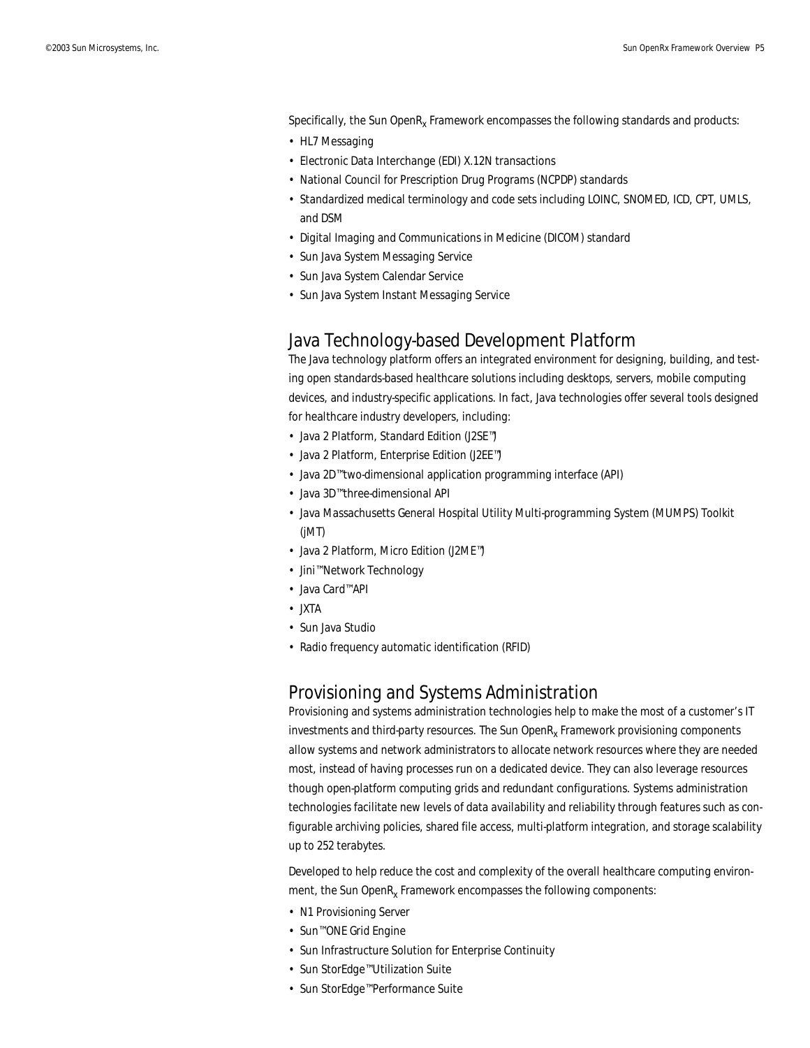Specifically, the Sun OpenR$_x$ Framework encompasses the following standards and products:

- HL7 Messaging
- Electronic Data Interchange (EDI) X.12N transactions
- National Council for Prescription Drug Programs (NCPDP) standards
- Standardized medical terminology and code sets including LOINC, SNOMED, ICD, CPT, UMLS, and DSM
- Digital Imaging and Communications in Medicine (DICOM) standard
- Sun Java System Messaging Service
- Sun Java System Calendar Service
- Sun Java System Instant Messaging Service

## Java Technology-based Development Platform

The Java technology platform offers an integrated environment for designing, building, and testing open standards-based healthcare solutions including desktops, servers, mobile computing devices, and industry-specific applications. In fact, Java technologies offer several tools designed for healthcare industry developers, including:

- Java 2 Platform, Standard Edition (J2SE™)
- Java 2 Platform, Enterprise Edition (J2EE™)
- Java 2D™ two-dimensional application programming interface (API)
- Java 3D™ three-dimensional API
- Java Massachusetts General Hospital Utility Multi-programming System (MUMPS) Toolkit (jMT)
- Java 2 Platform, Micro Edition (J2ME™)
- Jini™ Network Technology
- Java Card™ API
- JXTA
- Sun Java Studio
- Radio frequency automatic identification (RFID)

## Provisioning and Systems Administration

Provisioning and systems administration technologies help to make the most of a customer's IT investments and third-party resources. The Sun OpenR$_x$ Framework provisioning components allow systems and network administrators to allocate network resources where they are needed most, instead of having processes run on a dedicated device. They can also leverage resources though open-platform computing grids and redundant configurations. Systems administration technologies facilitate new levels of data availability and reliability through features such as configurable archiving policies, shared file access, multi-platform integration, and storage scalability up to 252 terabytes.

Developed to help reduce the cost and complexity of the overall healthcare computing environment, the Sun OpenR$_x$ Framework encompasses the following components:

- N1 Provisioning Server
- Sun™ ONE Grid Engine
- Sun Infrastructure Solution for Enterprise Continuity
- Sun StorEdge™ Utilization Suite
- Sun StorEdge™ Performance Suite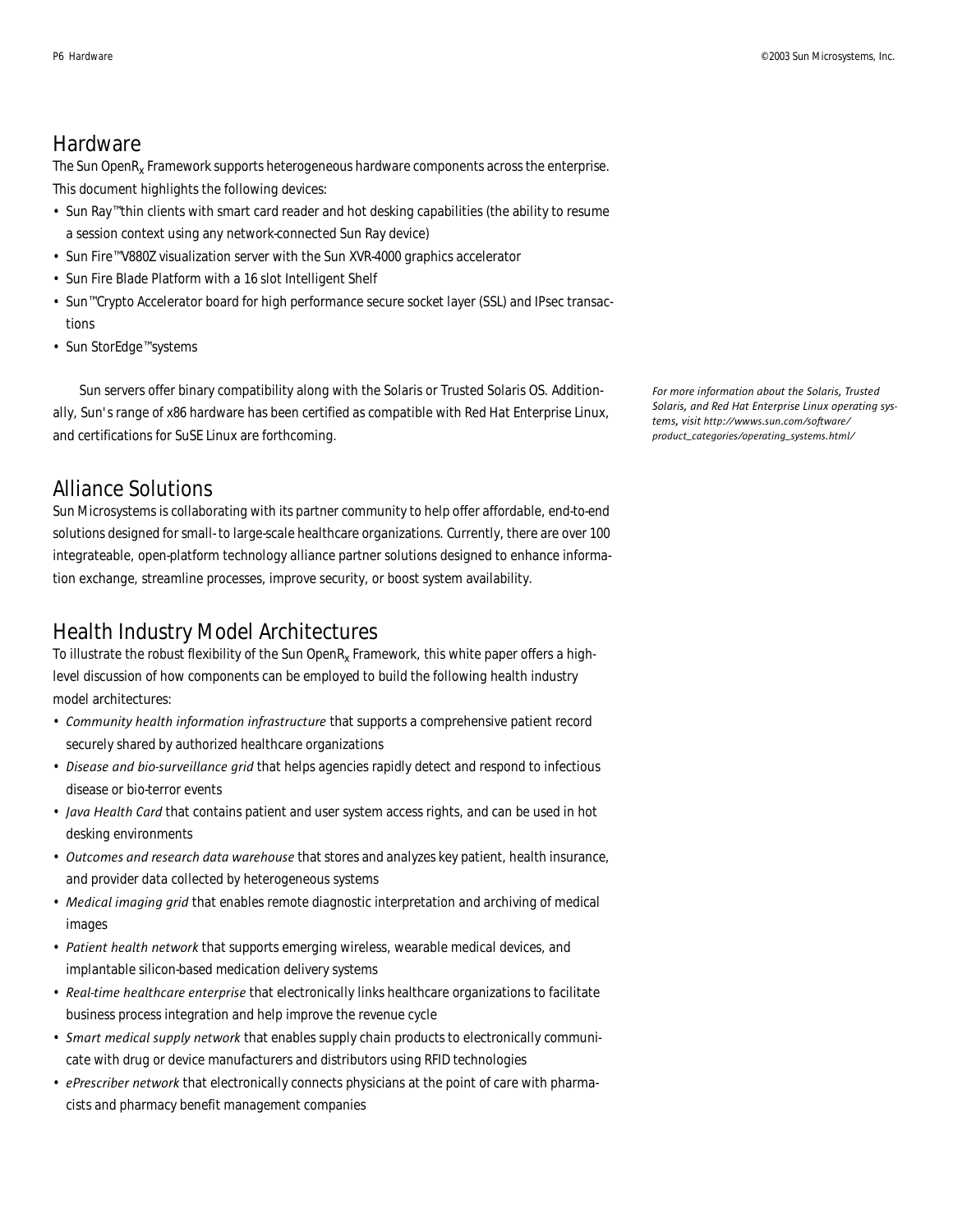## Hardware

The Sun OpenR$_x$ Framework supports heterogeneous hardware components across the enterprise. This document highlights the following devices:

- Sun Ray™ thin clients with smart card reader and hot desking capabilities (the ability to resume a session context using any network-connected Sun Ray device)
- Sun Fire™ V880Z visualization server with the Sun XVR-4000 graphics accelerator
- Sun Fire Blade Platform with a 16 slot Intelligent Shelf
- Sun™ Crypto Accelerator board for high performance secure socket layer (SSL) and IPsec transactions
- Sun StorEdge™ systems

Sun servers offer binary compatibility along with the Solaris or Trusted Solaris OS. Additionally, Sun's range of x86 hardware has been certified as compatible with Red Hat Enterprise Linux, and certifications for SuSE Linux are forthcoming.

*For more information about the Solaris, Trusted Solaris, and Red Hat Enterprise Linux operating systems, visit http://wwws.sun.com/software/product_categories/operating_systems.html/*

## Alliance Solutions

Sun Microsystems is collaborating with its partner community to help offer affordable, end-to-end solutions designed for small- to large-scale healthcare organizations. Currently, there are over 100 integrateable, open-platform technology alliance partner solutions designed to enhance information exchange, streamline processes, improve security, or boost system availability.

## Health Industry Model Architectures

To illustrate the robust flexibility of the Sun OpenR$_x$ Framework, this white paper offers a high-level discussion of how components can be employed to build the following health industry model architectures:

- *Community health information infrastructure* that supports a comprehensive patient record securely shared by authorized healthcare organizations
- *Disease and bio-surveillance grid* that helps agencies rapidly detect and respond to infectious disease or bio-terror events
- *Java Health Card* that contains patient and user system access rights, and can be used in hot desking environments
- *Outcomes and research data warehouse* that stores and analyzes key patient, health insurance, and provider data collected by heterogeneous systems
- *Medical imaging grid* that enables remote diagnostic interpretation and archiving of medical images
- *Patient health network* that supports emerging wireless, wearable medical devices, and implantable silicon-based medication delivery systems
- *Real-time healthcare enterprise* that electronically links healthcare organizations to facilitate business process integration and help improve the revenue cycle
- *Smart medical supply network* that enables supply chain products to electronically communicate with drug or device manufacturers and distributors using RFID technologies
- *ePrescriber network* that electronically connects physicians at the point of care with pharmacists and pharmacy benefit management companies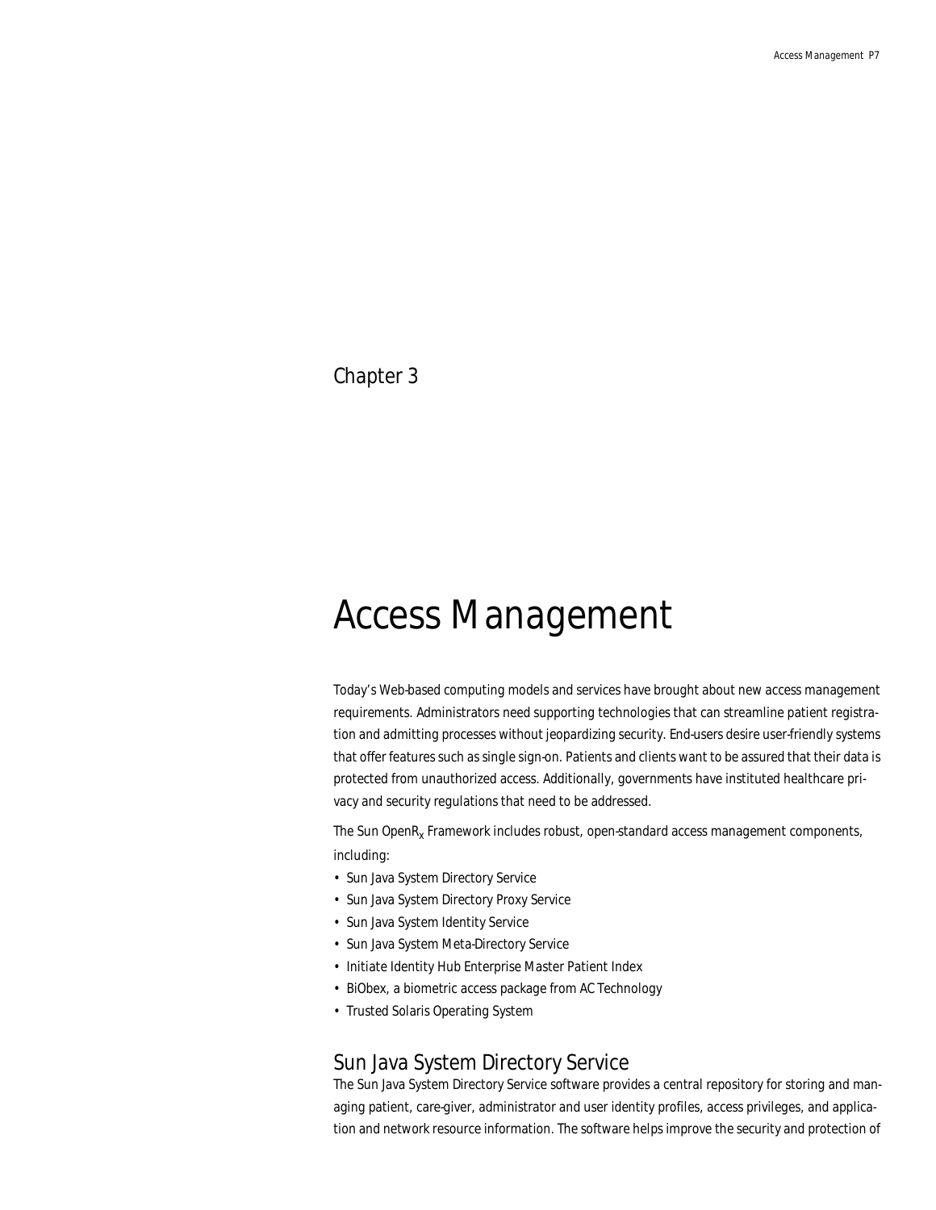Chapter 3

# Access Management

Today's Web-based computing models and services have brought about new access management requirements. Administrators need supporting technologies that can streamline patient registration and admitting processes without jeopardizing security. End-users desire user-friendly systems that offer features such as single sign-on. Patients and clients want to be assured that their data is protected from unauthorized access. Additionally, governments have instituted healthcare privacy and security regulations that need to be addressed.

The Sun OpenR$_x$ Framework includes robust, open-standard access management components, including:

- Sun Java System Directory Service
- Sun Java System Directory Proxy Service
- Sun Java System Identity Service
- Sun Java System Meta-Directory Service
- Initiate Identity Hub Enterprise Master Patient Index
- BiObex, a biometric access package from AC Technology
- Trusted Solaris Operating System

## Sun Java System Directory Service

The Sun Java System Directory Service software provides a central repository for storing and managing patient, care-giver, administrator and user identity profiles, access privileges, and application and network resource information. The software helps improve the security and protection of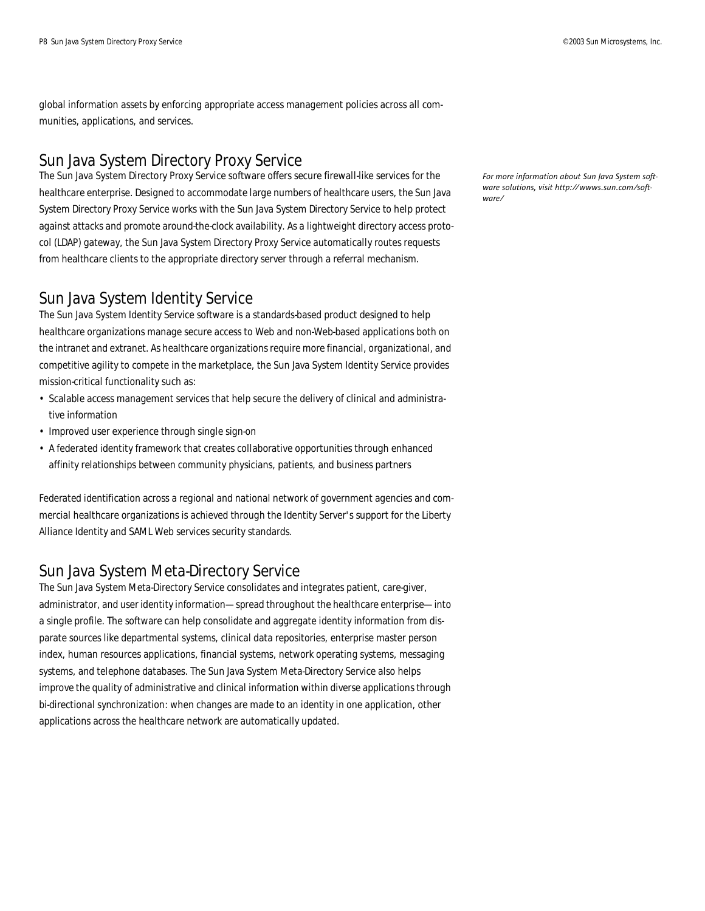global information assets by enforcing appropriate access management policies across all communities, applications, and services.

## Sun Java System Directory Proxy Service

The Sun Java System Directory Proxy Service software offers secure firewall-like services for the healthcare enterprise. Designed to accommodate large numbers of healthcare users, the Sun Java System Directory Proxy Service works with the Sun Java System Directory Service to help protect against attacks and promote around-the-clock availability. As a lightweight directory access protocol (LDAP) gateway, the Sun Java System Directory Proxy Service automatically routes requests from healthcare clients to the appropriate directory server through a referral mechanism.

*For more information about Sun Java System software solutions, visit http://wwws.sun.com/software/*

## Sun Java System Identity Service

The Sun Java System Identity Service software is a standards-based product designed to help healthcare organizations manage secure access to Web and non-Web-based applications both on the intranet and extranet. As healthcare organizations require more financial, organizational, and competitive agility to compete in the marketplace, the Sun Java System Identity Service provides mission-critical functionality such as:

- Scalable access management services that help secure the delivery of clinical and administrative information
- Improved user experience through single sign-on
- A federated identity framework that creates collaborative opportunities through enhanced affinity relationships between community physicians, patients, and business partners

Federated identification across a regional and national network of government agencies and commercial healthcare organizations is achieved through the Identity Server's support for the Liberty Alliance Identity and SAML Web services security standards.

## Sun Java System Meta-Directory Service

The Sun Java System Meta-Directory Service consolidates and integrates patient, care-giver, administrator, and user identity information—spread throughout the healthcare enterprise—into a single profile. The software can help consolidate and aggregate identity information from disparate sources like departmental systems, clinical data repositories, enterprise master person index, human resources applications, financial systems, network operating systems, messaging systems, and telephone databases. The Sun Java System Meta-Directory Service also helps improve the quality of administrative and clinical information within diverse applications through bi-directional synchronization: when changes are made to an identity in one application, other applications across the healthcare network are automatically updated.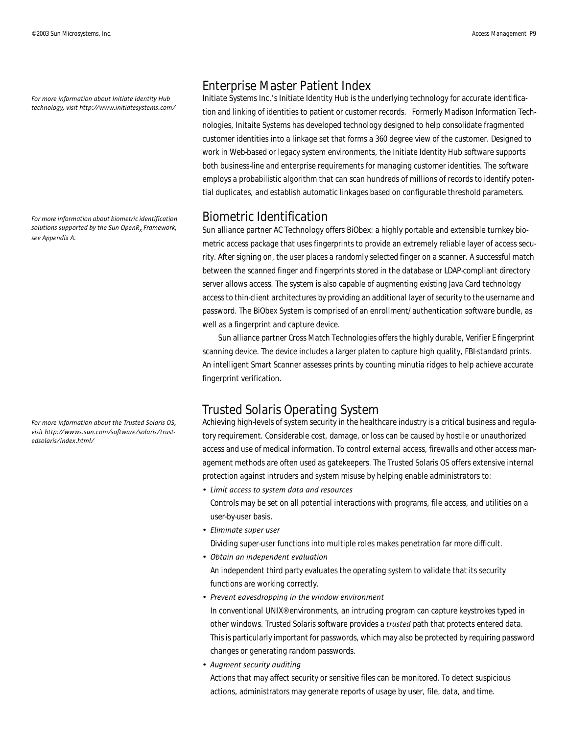## Enterprise Master Patient Index

*For more information about Initiate Identity Hub technology, visit http://www.initiatesystems.com/*

Initiate Systems Inc.'s Initiate Identity Hub is the underlying technology for accurate identification and linking of identities to patient or customer records. Formerly Madison Information Technologies, Initaite Systems has developed technology designed to help consolidate fragmented customer identities into a linkage set that forms a 360 degree view of the customer. Designed to work in Web-based or legacy system environments, the Initiate Identity Hub software supports both business-line and enterprise requirements for managing customer identities. The software employs a probabilistic algorithm that can scan hundreds of millions of records to identify potential duplicates, and establish automatic linkages based on configurable threshold parameters.

## Biometric Identification

*For more information about biometric identification solutions supported by the Sun OpenR$_x$ Framework, see Appendix A.*

Sun alliance partner AC Technology offers BiObex: a highly portable and extensible turnkey biometric access package that uses fingerprints to provide an extremely reliable layer of access security. After signing on, the user places a randomly selected finger on a scanner. A successful match between the scanned finger and fingerprints stored in the database or LDAP-compliant directory server allows access. The system is also capable of augmenting existing Java Card technology access to thin-client architectures by providing an additional layer of security to the username and password. The BiObex System is comprised of an enrollment/authentication software bundle, as well as a fingerprint and capture device.

Sun alliance partner Cross Match Technologies offers the highly durable, Verifier E fingerprint scanning device. The device includes a larger platen to capture high quality, FBI-standard prints. An intelligent Smart Scanner assesses prints by counting minutia ridges to help achieve accurate fingerprint verification.

## Trusted Solaris Operating System

*For more information about the Trusted Solaris OS, visit http://wwws.sun.com/software/solaris/trustedsolaris/index.html/*

Achieving high-levels of system security in the healthcare industry is a critical business and regulatory requirement. Considerable cost, damage, or loss can be caused by hostile or unauthorized access and use of medical information. To control external access, firewalls and other access management methods are often used as gatekeepers. The Trusted Solaris OS offers extensive internal protection against intruders and system misuse by helping enable administrators to:

- *Limit access to system data and resources*
  Controls may be set on all potential interactions with programs, file access, and utilities on a user-by-user basis.
- *Eliminate super user*
  Dividing super-user functions into multiple roles makes penetration far more difficult.
- *Obtain an independent evaluation*
  An independent third party evaluates the operating system to validate that its security functions are working correctly.
- *Prevent eavesdropping in the window environment*
  In conventional UNIX® environments, an intruding program can capture keystrokes typed in other windows. Trusted Solaris software provides a *trusted* path that protects entered data. This is particularly important for passwords, which may also be protected by requiring password changes or generating random passwords.
- *Augment security auditing*
  Actions that may affect security or sensitive files can be monitored. To detect suspicious actions, administrators may generate reports of usage by user, file, data, and time.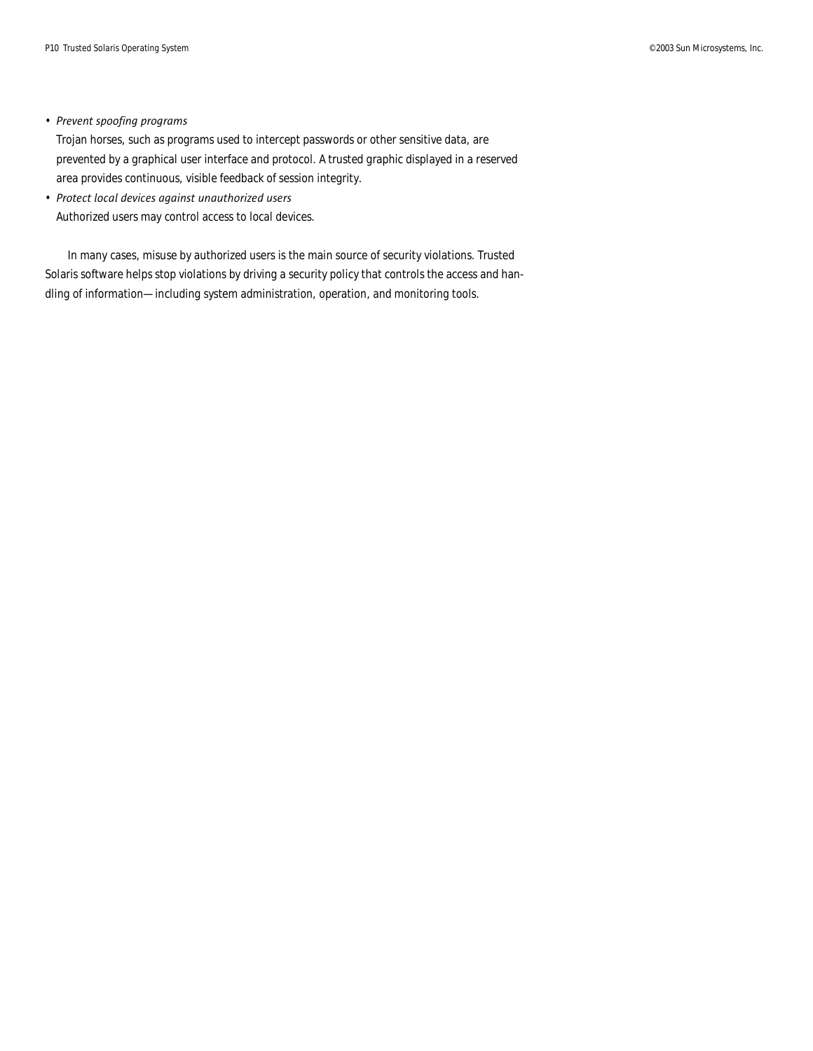- *Prevent spoofing programs*
  Trojan horses, such as programs used to intercept passwords or other sensitive data, are prevented by a graphical user interface and protocol. A trusted graphic displayed in a reserved area provides continuous, visible feedback of session integrity.
- *Protect local devices against unauthorized users*
  Authorized users may control access to local devices.

In many cases, misuse by authorized users is the main source of security violations. Trusted Solaris software helps stop violations by driving a security policy that controls the access and handling of information—including system administration, operation, and monitoring tools.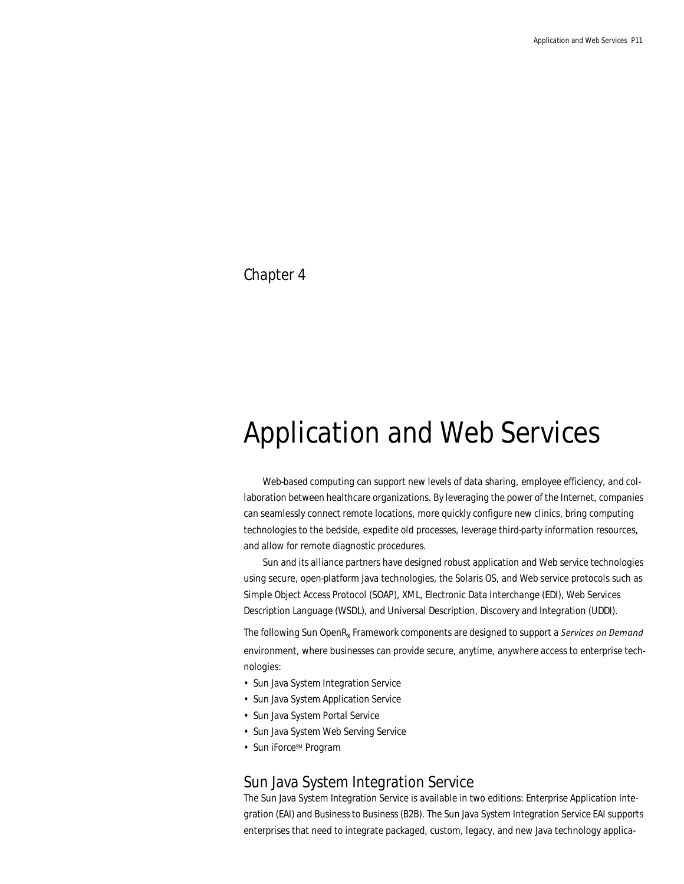Chapter 4

# Application and Web Services

Web-based computing can support new levels of data sharing, employee efficiency, and collaboration between healthcare organizations. By leveraging the power of the Internet, companies can seamlessly connect remote locations, more quickly configure new clinics, bring computing technologies to the bedside, expedite old processes, leverage third-party information resources, and allow for remote diagnostic procedures.

Sun and its alliance partners have designed robust application and Web service technologies using secure, open-platform Java technologies, the Solaris OS, and Web service protocols such as Simple Object Access Protocol (SOAP), XML, Electronic Data Interchange (EDI), Web Services Description Language (WSDL), and Universal Description, Discovery and Integration (UDDI).

The following Sun OpenR$_x$ Framework components are designed to support a *Services on Demand* environment, where businesses can provide secure, anytime, anywhere access to enterprise technologies:

- Sun Java System Integration Service
- Sun Java System Application Service
- Sun Java System Portal Service
- Sun Java System Web Serving Service
- Sun iForce[SM] Program

## Sun Java System Integration Service

The Sun Java System Integration Service is available in two editions: Enterprise Application Integration (EAI) and Business to Business (B2B). The Sun Java System Integration Service EAI supports enterprises that need to integrate packaged, custom, legacy, and new Java technology applica-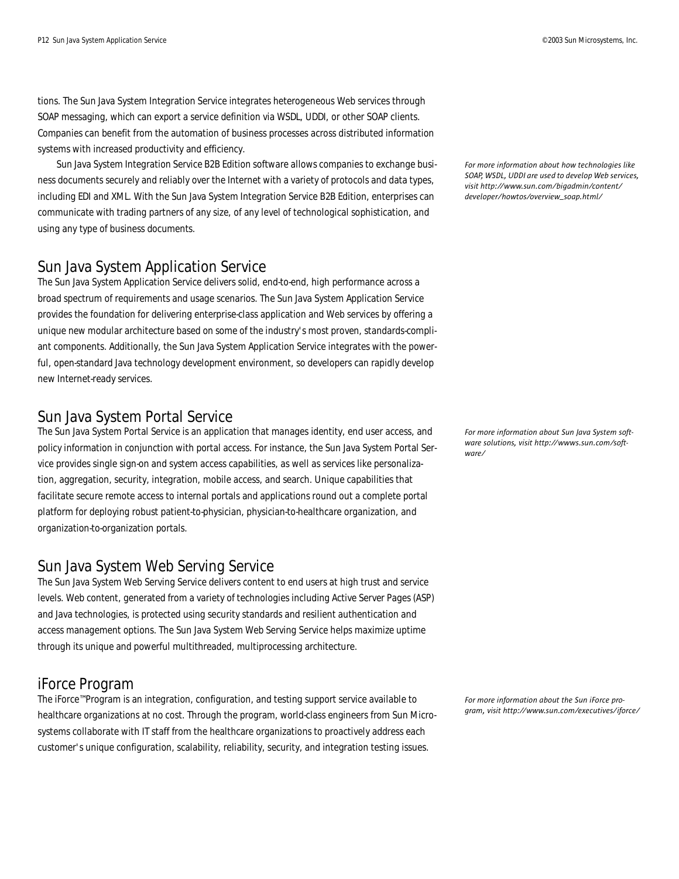tions. The Sun Java System Integration Service integrates heterogeneous Web services through SOAP messaging, which can export a service definition via WSDL, UDDI, or other SOAP clients. Companies can benefit from the automation of business processes across distributed information systems with increased productivity and efficiency.

Sun Java System Integration Service B2B Edition software allows companies to exchange business documents securely and reliably over the Internet with a variety of protocols and data types, including EDI and XML. With the Sun Java System Integration Service B2B Edition, enterprises can communicate with trading partners of any size, of any level of technological sophistication, and using any type of business documents.

*For more information about how technologies like SOAP, WSDL, UDDI are used to develop Web services, visit http://www.sun.com/bigadmin/content/developer/howtos/overview_soap.html/*

## Sun Java System Application Service

The Sun Java System Application Service delivers solid, end-to-end, high performance across a broad spectrum of requirements and usage scenarios. The Sun Java System Application Service provides the foundation for delivering enterprise-class application and Web services by offering a unique new modular architecture based on some of the industry's most proven, standards-compliant components. Additionally, the Sun Java System Application Service integrates with the powerful, open-standard Java technology development environment, so developers can rapidly develop new Internet-ready services.

## Sun Java System Portal Service

The Sun Java System Portal Service is an application that manages identity, end user access, and policy information in conjunction with portal access. For instance, the Sun Java System Portal Service provides single sign-on and system access capabilities, as well as services like personalization, aggregation, security, integration, mobile access, and search. Unique capabilities that facilitate secure remote access to internal portals and applications round out a complete portal platform for deploying robust patient-to-physician, physician-to-healthcare organization, and organization-to-organization portals.

*For more information about Sun Java System software solutions, visit http://wwws.sun.com/software/*

## Sun Java System Web Serving Service

The Sun Java System Web Serving Service delivers content to end users at high trust and service levels. Web content, generated from a variety of technologies including Active Server Pages (ASP) and Java technologies, is protected using security standards and resilient authentication and access management options. The Sun Java System Web Serving Service helps maximize uptime through its unique and powerful multithreaded, multiprocessing architecture.

## iForce Program

The iForce™Program is an integration, configuration, and testing support service available to healthcare organizations at no cost. Through the program, world-class engineers from Sun Microsystems collaborate with IT staff from the healthcare organizations to proactively address each customer's unique configuration, scalability, reliability, security, and integration testing issues.

*For more information about the Sun iForce program, visit http://www.sun.com/executives/iforce/*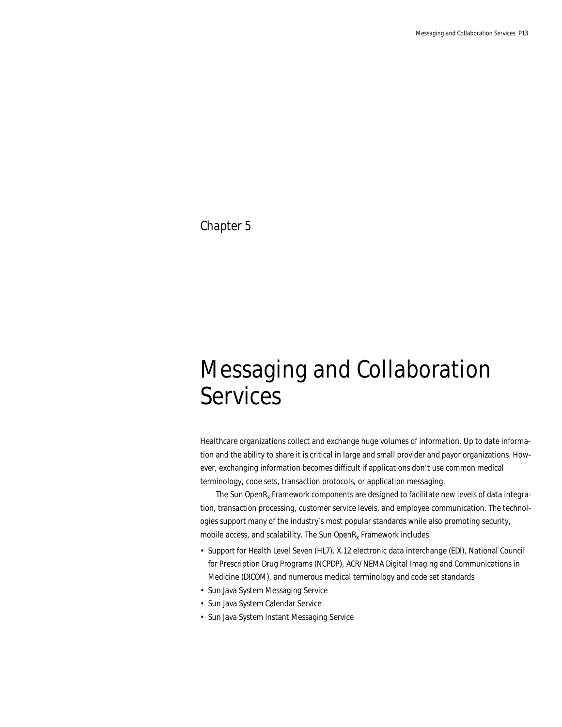Chapter 5

# Messaging and Collaboration Services

Healthcare organizations collect and exchange huge volumes of information. Up to date information and the ability to share it is critical in large and small provider and payor organizations. However, exchanging information becomes difficult if applications don't use common medical terminology, code sets, transaction protocols, or application messaging.

The Sun Open$R_x$ Framework components are designed to facilitate new levels of data integration, transaction processing, customer service levels, and employee communication. The technologies support many of the industry's most popular standards while also promoting security, mobile access, and scalability. The Sun Open$R_x$ Framework includes:

- Support for Health Level Seven (HL7), X.12 electronic data interchange (EDI), National Council for Prescription Drug Programs (NCPDP), ACR/NEMA Digital Imaging and Communications in Medicine (DICOM), and numerous medical terminology and code set standards
- Sun Java System Messaging Service
- Sun Java System Calendar Service
- Sun Java System Instant Messaging Service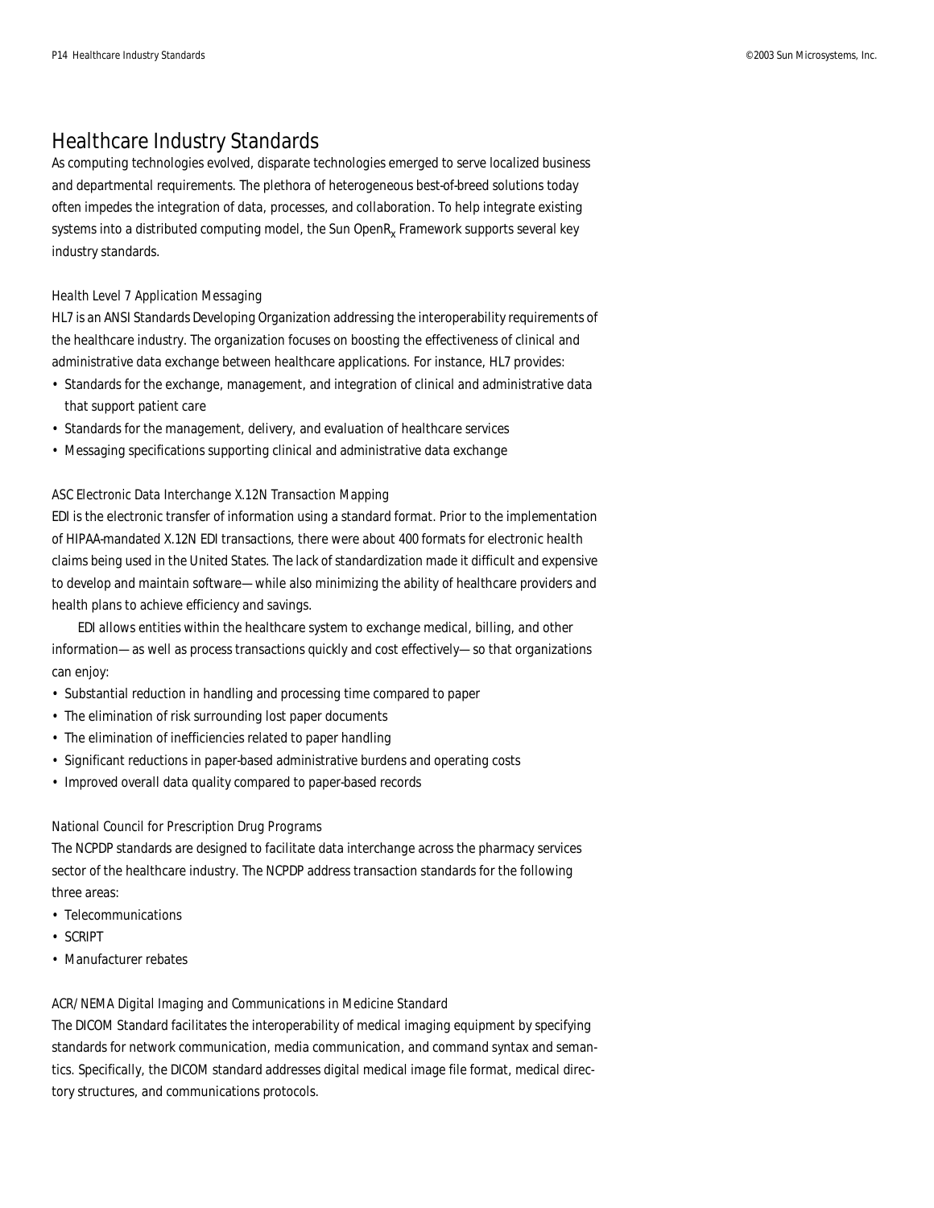# Healthcare Industry Standards

As computing technologies evolved, disparate technologies emerged to serve localized business and departmental requirements. The plethora of heterogeneous best-of-breed solutions today often impedes the integration of data, processes, and collaboration. To help integrate existing systems into a distributed computing model, the Sun OpenR$_x$ Framework supports several key industry standards.

### Health Level 7 Application Messaging

HL7 is an ANSI Standards Developing Organization addressing the interoperability requirements of the healthcare industry. The organization focuses on boosting the effectiveness of clinical and administrative data exchange between healthcare applications. For instance, HL7 provides:

- Standards for the exchange, management, and integration of clinical and administrative data that support patient care
- Standards for the management, delivery, and evaluation of healthcare services
- Messaging specifications supporting clinical and administrative data exchange

### ASC Electronic Data Interchange X.12N Transaction Mapping

EDI is the electronic transfer of information using a standard format. Prior to the implementation of HIPAA-mandated X.12N EDI transactions, there were about 400 formats for electronic health claims being used in the United States. The lack of standardization made it difficult and expensive to develop and maintain software—while also minimizing the ability of healthcare providers and health plans to achieve efficiency and savings.

EDI allows entities within the healthcare system to exchange medical, billing, and other information—as well as process transactions quickly and cost effectively—so that organizations can enjoy:

- Substantial reduction in handling and processing time compared to paper
- The elimination of risk surrounding lost paper documents
- The elimination of inefficiencies related to paper handling
- Significant reductions in paper-based administrative burdens and operating costs
- Improved overall data quality compared to paper-based records

### National Council for Prescription Drug Programs

The NCPDP standards are designed to facilitate data interchange across the pharmacy services sector of the healthcare industry. The NCPDP address transaction standards for the following three areas:

- Telecommunications
- SCRIPT
- Manufacturer rebates

### ACR/NEMA Digital Imaging and Communications in Medicine Standard

The DICOM Standard facilitates the interoperability of medical imaging equipment by specifying standards for network communication, media communication, and command syntax and semantics. Specifically, the DICOM standard addresses digital medical image file format, medical directory structures, and communications protocols.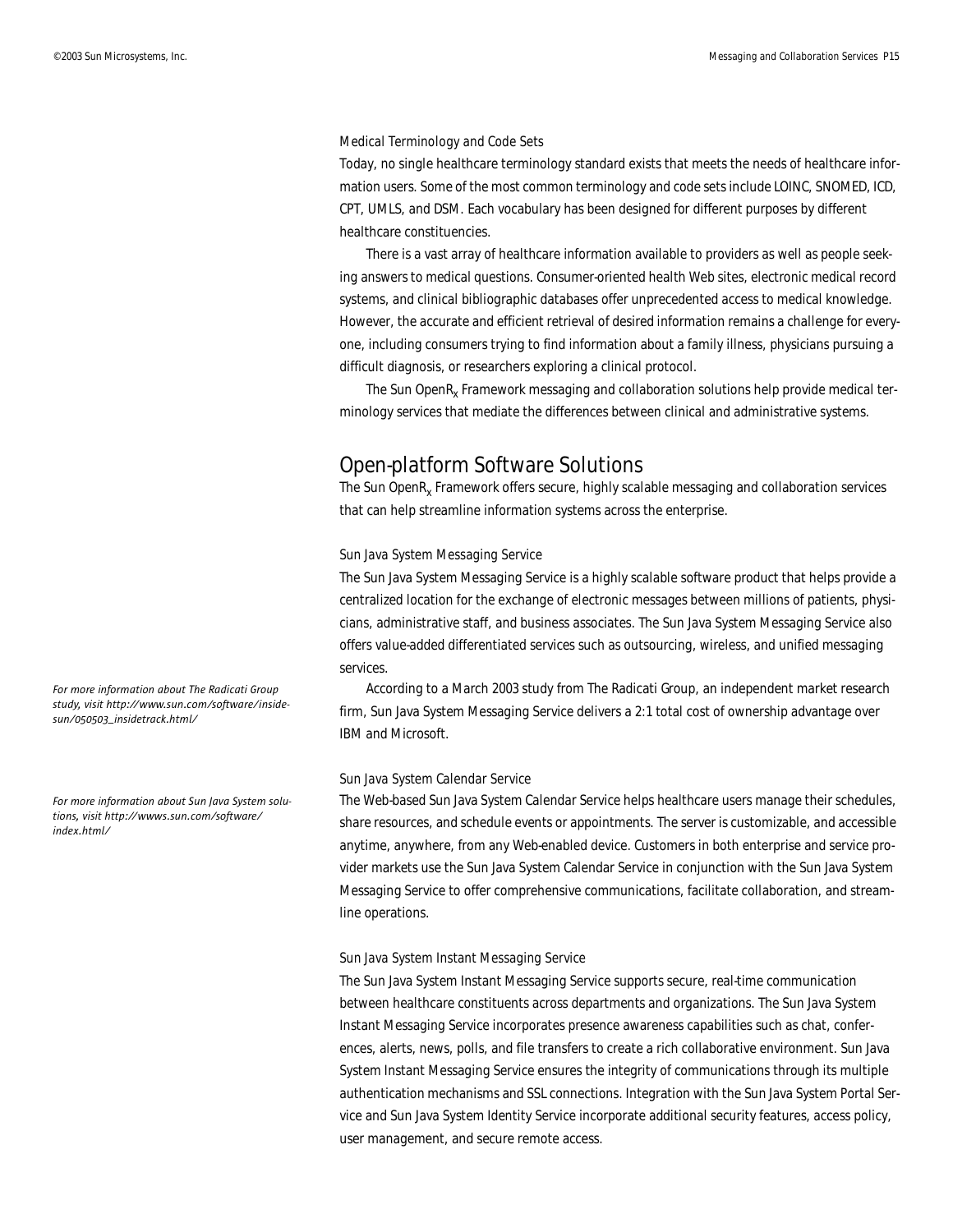### Medical Terminology and Code Sets

Today, no single healthcare terminology standard exists that meets the needs of healthcare information users. Some of the most common terminology and code sets include LOINC, SNOMED, ICD, CPT, UMLS, and DSM. Each vocabulary has been designed for different purposes by different healthcare constituencies.

There is a vast array of healthcare information available to providers as well as people seeking answers to medical questions. Consumer-oriented health Web sites, electronic medical record systems, and clinical bibliographic databases offer unprecedented access to medical knowledge. However, the accurate and efficient retrieval of desired information remains a challenge for everyone, including consumers trying to find information about a family illness, physicians pursuing a difficult diagnosis, or researchers exploring a clinical protocol.

The Sun OpenR$_x$ Framework messaging and collaboration solutions help provide medical terminology services that mediate the differences between clinical and administrative systems.

## Open-platform Software Solutions

The Sun OpenR$_x$ Framework offers secure, highly scalable messaging and collaboration services that can help streamline information systems across the enterprise.

### Sun Java System Messaging Service

The Sun Java System Messaging Service is a highly scalable software product that helps provide a centralized location for the exchange of electronic messages between millions of patients, physicians, administrative staff, and business associates. The Sun Java System Messaging Service also offers value-added differentiated services such as outsourcing, wireless, and unified messaging services.

According to a March 2003 study from The Radicati Group, an independent market research firm, Sun Java System Messaging Service delivers a 2:1 total cost of ownership advantage over IBM and Microsoft.

*For more information about The Radicati Group study, visit http://www.sun.com/software/insidesun/050503_insidetrack.html/*

### Sun Java System Calendar Service

The Web-based Sun Java System Calendar Service helps healthcare users manage their schedules, share resources, and schedule events or appointments. The server is customizable, and accessible anytime, anywhere, from any Web-enabled device. Customers in both enterprise and service provider markets use the Sun Java System Calendar Service in conjunction with the Sun Java System Messaging Service to offer comprehensive communications, facilitate collaboration, and streamline operations.

*For more information about Sun Java System solutions, visit http://wwws.sun.com/software/index.html/*

### Sun Java System Instant Messaging Service

The Sun Java System Instant Messaging Service supports secure, real-time communication between healthcare constituents across departments and organizations. The Sun Java System Instant Messaging Service incorporates presence awareness capabilities such as chat, conferences, alerts, news, polls, and file transfers to create a rich collaborative environment. Sun Java System Instant Messaging Service ensures the integrity of communications through its multiple authentication mechanisms and SSL connections. Integration with the Sun Java System Portal Service and Sun Java System Identity Service incorporate additional security features, access policy, user management, and secure remote access.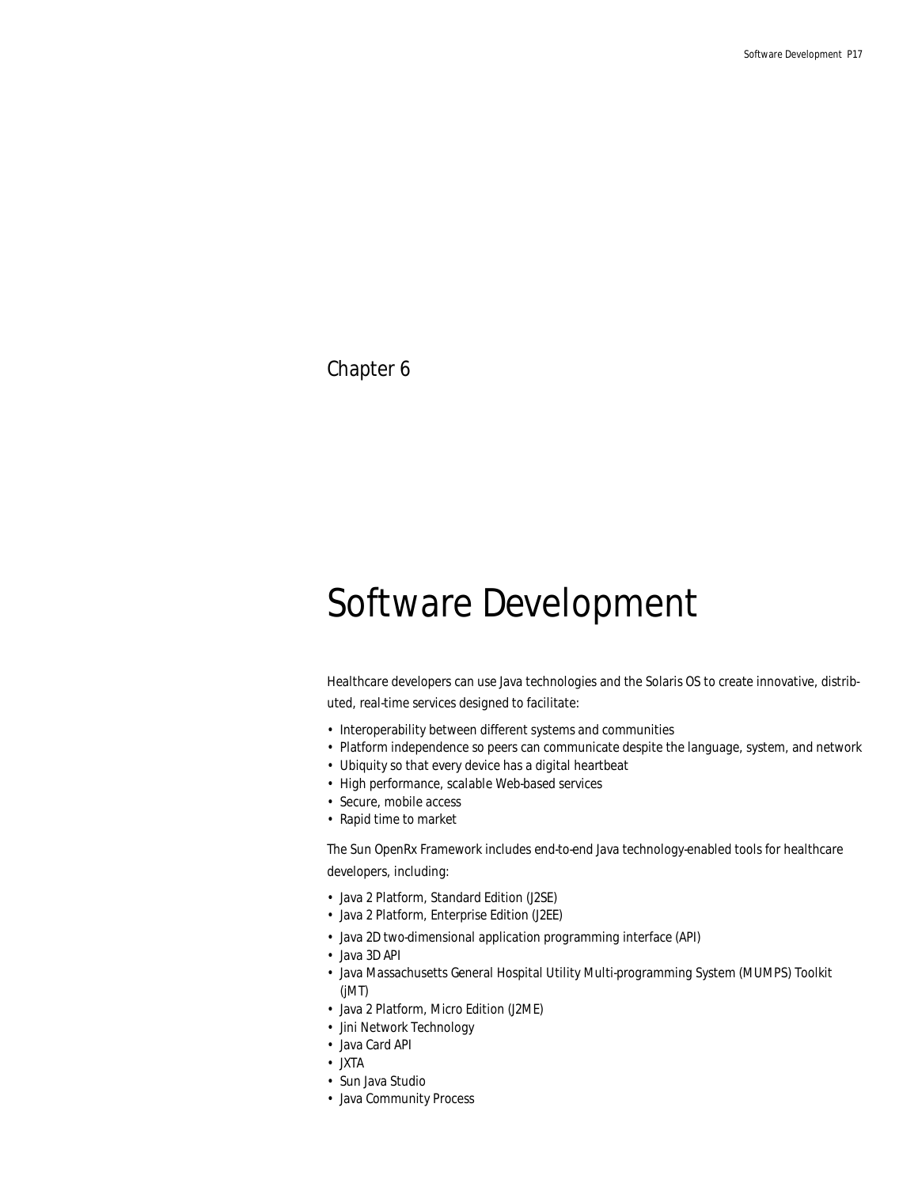Chapter 6

# Software Development

Healthcare developers can use Java technologies and the Solaris OS to create innovative, distributed, real-time services designed to facilitate:

- Interoperability between different systems and communities
- Platform independence so peers can communicate despite the language, system, and network
- Ubiquity so that every device has a digital heartbeat
- High performance, scalable Web-based services
- Secure, mobile access
- Rapid time to market

The Sun OpenRx Framework includes end-to-end Java technology-enabled tools for healthcare developers, including:

- Java 2 Platform, Standard Edition (J2SE)
- Java 2 Platform, Enterprise Edition (J2EE)
- Java 2D two-dimensional application programming interface (API)
- Java 3D API
- Java Massachusetts General Hospital Utility Multi-programming System (MUMPS) Toolkit (jMT)
- Java 2 Platform, Micro Edition (J2ME)
- Jini Network Technology
- Java Card API
- JXTA
- Sun Java Studio
- Java Community Process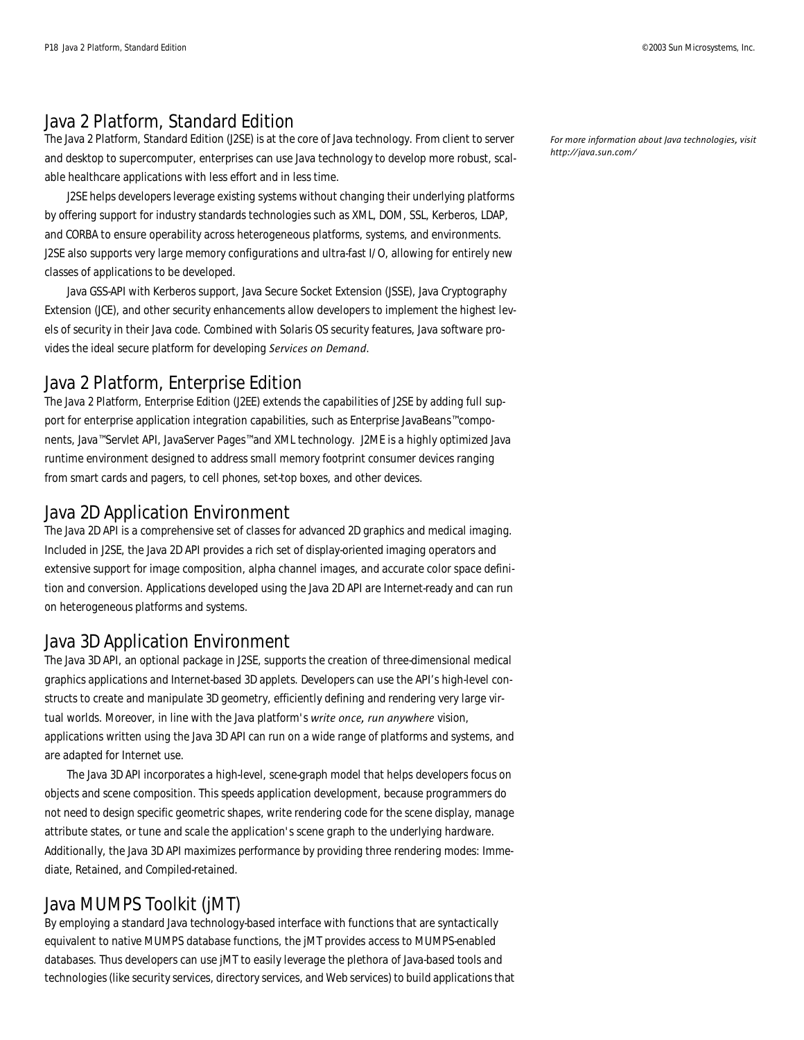## Java 2 Platform, Standard Edition

The Java 2 Platform, Standard Edition (J2SE) is at the core of Java technology. From client to server and desktop to supercomputer, enterprises can use Java technology to develop more robust, scalable healthcare applications with less effort and in less time.

J2SE helps developers leverage existing systems without changing their underlying platforms by offering support for industry standards technologies such as XML, DOM, SSL, Kerberos, LDAP, and CORBA to ensure operability across heterogeneous platforms, systems, and environments. J2SE also supports very large memory configurations and ultra-fast I/O, allowing for entirely new classes of applications to be developed.

Java GSS-API with Kerberos support, Java Secure Socket Extension (JSSE), Java Cryptography Extension (JCE), and other security enhancements allow developers to implement the highest levels of security in their Java code. Combined with Solaris OS security features, Java software provides the ideal secure platform for developing *Services on Demand*.

*For more information about Java technologies, visit http://java.sun.com/*

## Java 2 Platform, Enterprise Edition

The Java 2 Platform, Enterprise Edition (J2EE) extends the capabilities of J2SE by adding full support for enterprise application integration capabilities, such as Enterprise JavaBeans™components, Java™Servlet API, JavaServer Pages™and XML technology. J2ME is a highly optimized Java runtime environment designed to address small memory footprint consumer devices ranging from smart cards and pagers, to cell phones, set-top boxes, and other devices.

## Java 2D Application Environment

The Java 2D API is a comprehensive set of classes for advanced 2D graphics and medical imaging. Included in J2SE, the Java 2D API provides a rich set of display-oriented imaging operators and extensive support for image composition, alpha channel images, and accurate color space definition and conversion. Applications developed using the Java 2D API are Internet-ready and can run on heterogeneous platforms and systems.

## Java 3D Application Environment

The Java 3D API, an optional package in J2SE, supports the creation of three-dimensional medical graphics applications and Internet-based 3D applets. Developers can use the API's high-level constructs to create and manipulate 3D geometry, efficiently defining and rendering very large virtual worlds. Moreover, in line with the Java platform's *write once, run anywhere* vision, applications written using the Java 3D API can run on a wide range of platforms and systems, and are adapted for Internet use.

The Java 3D API incorporates a high-level, scene-graph model that helps developers focus on objects and scene composition. This speeds application development, because programmers do not need to design specific geometric shapes, write rendering code for the scene display, manage attribute states, or tune and scale the application's scene graph to the underlying hardware. Additionally, the Java 3D API maximizes performance by providing three rendering modes: Immediate, Retained, and Compiled-retained.

## Java MUMPS Toolkit (jMT)

By employing a standard Java technology-based interface with functions that are syntactically equivalent to native MUMPS database functions, the jMT provides access to MUMPS-enabled databases. Thus developers can use jMT to easily leverage the plethora of Java-based tools and technologies (like security services, directory services, and Web services) to build applications that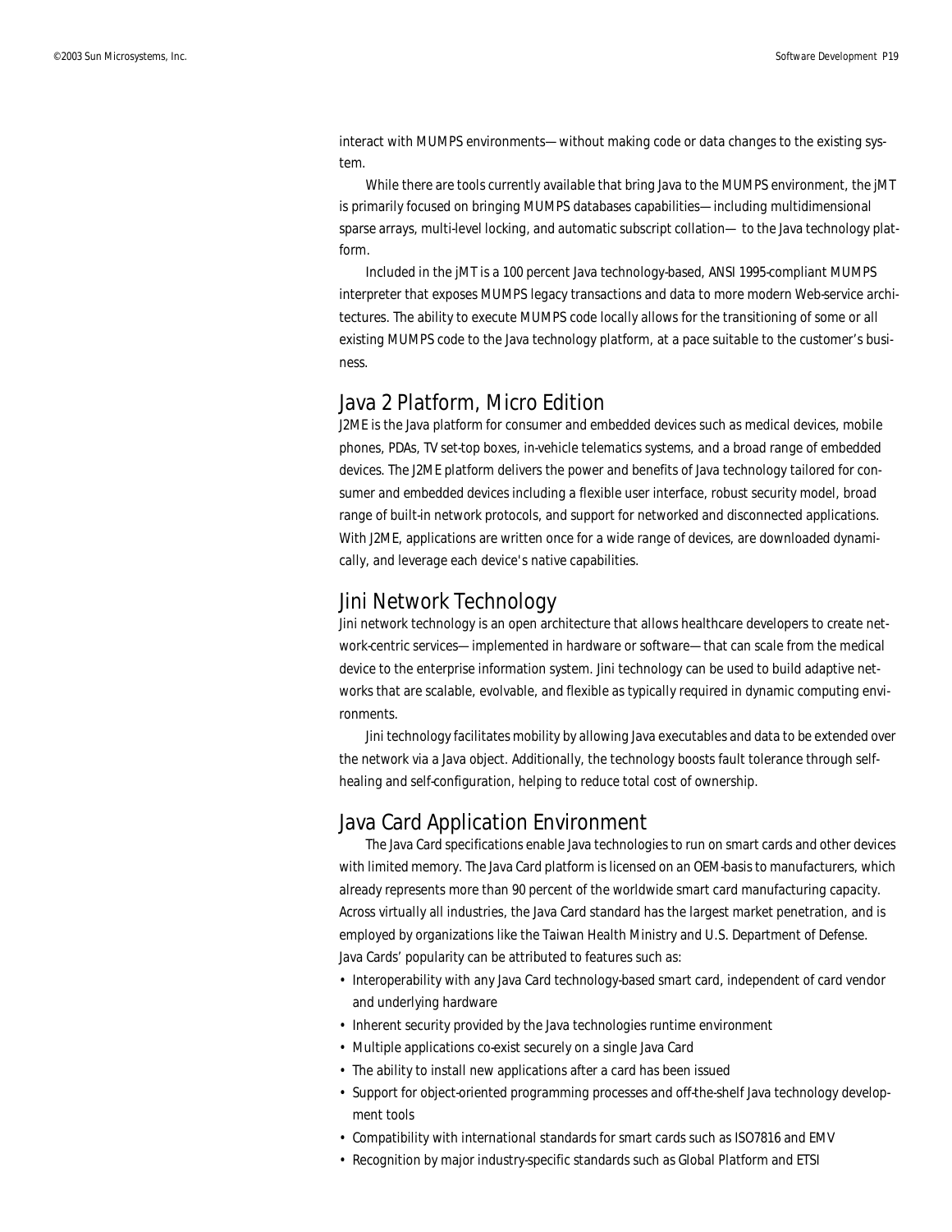interact with MUMPS environments—without making code or data changes to the existing system.

While there are tools currently available that bring Java to the MUMPS environment, the jMT is primarily focused on bringing MUMPS databases capabilities—including multidimensional sparse arrays, multi-level locking, and automatic subscript collation— to the Java technology platform.

Included in the jMT is a 100 percent Java technology-based, ANSI 1995-compliant MUMPS interpreter that exposes MUMPS legacy transactions and data to more modern Web-service architectures. The ability to execute MUMPS code locally allows for the transitioning of some or all existing MUMPS code to the Java technology platform, at a pace suitable to the customer's business.

## Java 2 Platform, Micro Edition

J2ME is the Java platform for consumer and embedded devices such as medical devices, mobile phones, PDAs, TV set-top boxes, in-vehicle telematics systems, and a broad range of embedded devices. The J2ME platform delivers the power and benefits of Java technology tailored for consumer and embedded devices including a flexible user interface, robust security model, broad range of built-in network protocols, and support for networked and disconnected applications. With J2ME, applications are written once for a wide range of devices, are downloaded dynamically, and leverage each device's native capabilities.

## Jini Network Technology

Jini network technology is an open architecture that allows healthcare developers to create network-centric services—implemented in hardware or software—that can scale from the medical device to the enterprise information system. Jini technology can be used to build adaptive networks that are scalable, evolvable, and flexible as typically required in dynamic computing environments.

Jini technology facilitates mobility by allowing Java executables and data to be extended over the network via a Java object. Additionally, the technology boosts fault tolerance through self-healing and self-configuration, helping to reduce total cost of ownership.

## Java Card Application Environment

The Java Card specifications enable Java technologies to run on smart cards and other devices with limited memory. The Java Card platform is licensed on an OEM-basis to manufacturers, which already represents more than 90 percent of the worldwide smart card manufacturing capacity. Across virtually all industries, the Java Card standard has the largest market penetration, and is employed by organizations like the Taiwan Health Ministry and U.S. Department of Defense. Java Cards' popularity can be attributed to features such as:

- Interoperability with any Java Card technology-based smart card, independent of card vendor and underlying hardware
- Inherent security provided by the Java technologies runtime environment
- Multiple applications co-exist securely on a single Java Card
- The ability to install new applications after a card has been issued
- Support for object-oriented programming processes and off-the-shelf Java technology development tools
- Compatibility with international standards for smart cards such as ISO7816 and EMV
- Recognition by major industry-specific standards such as Global Platform and ETSI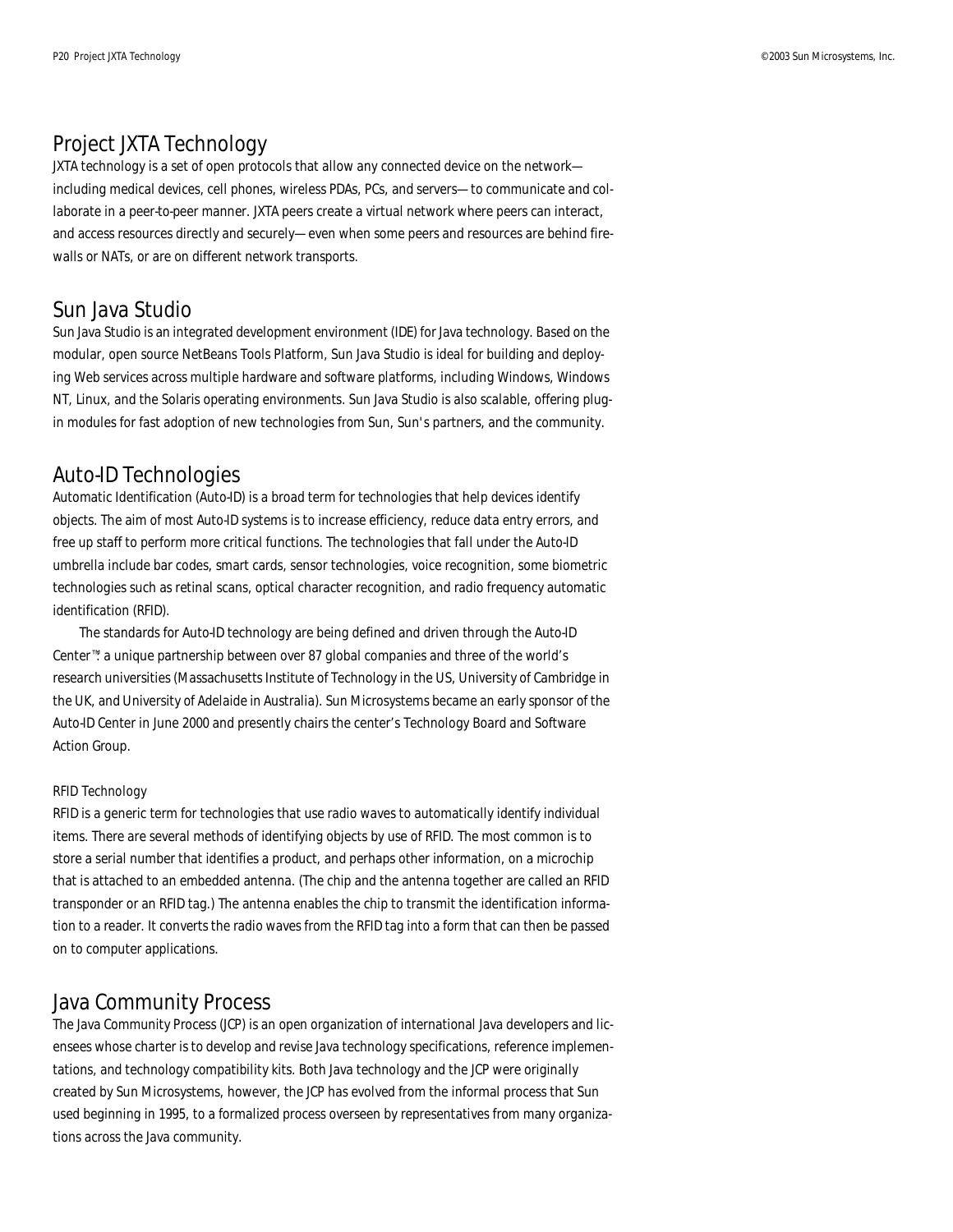## Project JXTA Technology

JXTA technology is a set of open protocols that allow any connected device on the network—including medical devices, cell phones, wireless PDAs, PCs, and servers—to communicate and collaborate in a peer-to-peer manner. JXTA peers create a virtual network where peers can interact, and access resources directly and securely—even when some peers and resources are behind firewalls or NATs, or are on different network transports.

## Sun Java Studio

Sun Java Studio is an integrated development environment (IDE) for Java technology. Based on the modular, open source NetBeans Tools Platform, Sun Java Studio is ideal for building and deploying Web services across multiple hardware and software platforms, including Windows, Windows NT, Linux, and the Solaris operating environments. Sun Java Studio is also scalable, offering plug-in modules for fast adoption of new technologies from Sun, Sun's partners, and the community.

## Auto-ID Technologies

Automatic Identification (Auto-ID) is a broad term for technologies that help devices identify objects. The aim of most Auto-ID systems is to increase efficiency, reduce data entry errors, and free up staff to perform more critical functions. The technologies that fall under the Auto-ID umbrella include bar codes, smart cards, sensor technologies, voice recognition, some biometric technologies such as retinal scans, optical character recognition, and radio frequency automatic identification (RFID).

The standards for Auto-ID technology are being defined and driven through the Auto-ID Center™: a unique partnership between over 87 global companies and three of the world's research universities (Massachusetts Institute of Technology in the US, University of Cambridge in the UK, and University of Adelaide in Australia). Sun Microsystems became an early sponsor of the Auto-ID Center in June 2000 and presently chairs the center's Technology Board and Software Action Group.

### RFID Technology

RFID is a generic term for technologies that use radio waves to automatically identify individual items. There are several methods of identifying objects by use of RFID. The most common is to store a serial number that identifies a product, and perhaps other information, on a microchip that is attached to an embedded antenna. (The chip and the antenna together are called an RFID transponder or an RFID tag.) The antenna enables the chip to transmit the identification information to a reader. It converts the radio waves from the RFID tag into a form that can then be passed on to computer applications.

## Java Community Process

The Java Community Process (JCP) is an open organization of international Java developers and licensees whose charter is to develop and revise Java technology specifications, reference implementations, and technology compatibility kits. Both Java technology and the JCP were originally created by Sun Microsystems, however, the JCP has evolved from the informal process that Sun used beginning in 1995, to a formalized process overseen by representatives from many organizations across the Java community.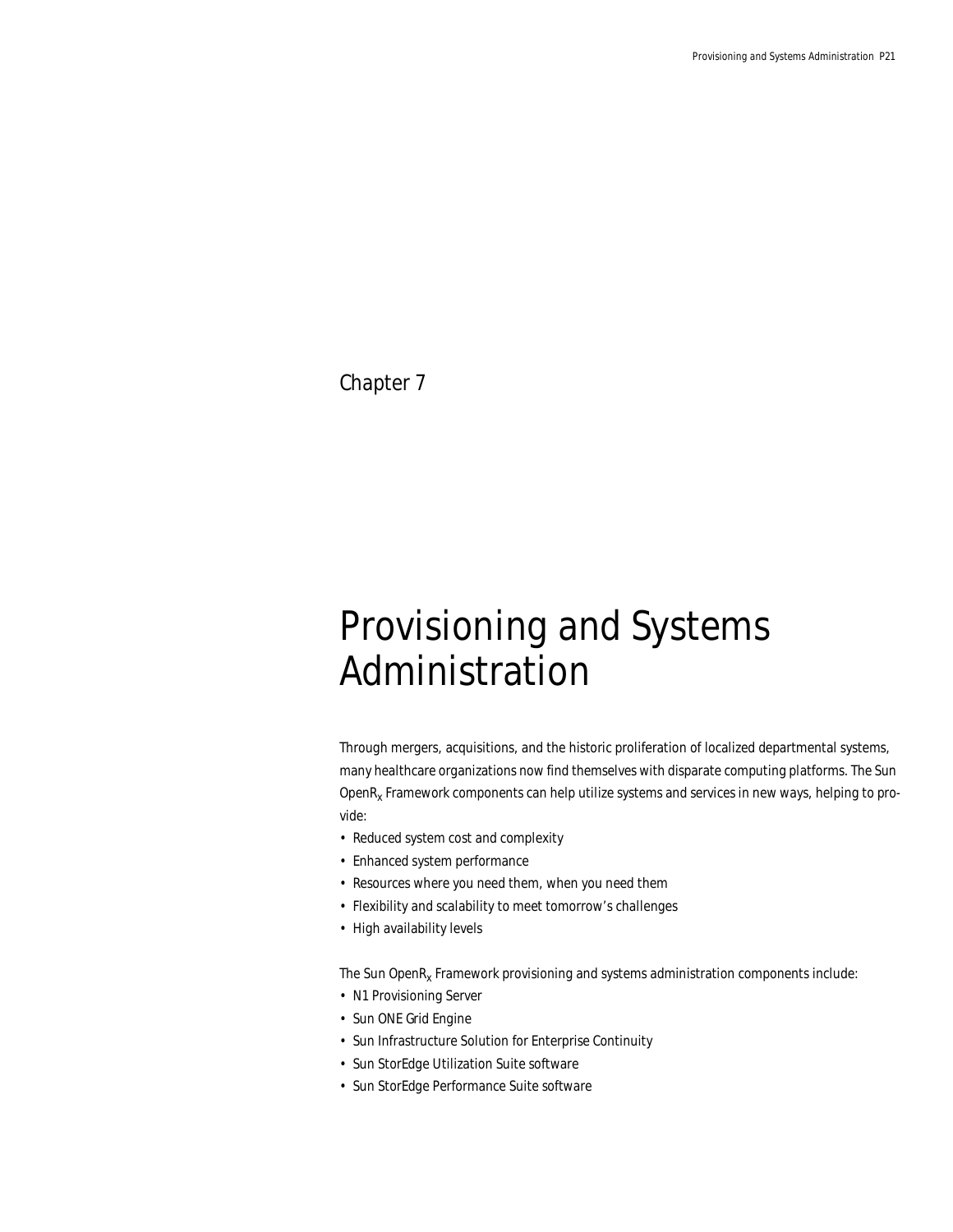Chapter 7

# Provisioning and Systems Administration

Through mergers, acquisitions, and the historic proliferation of localized departmental systems, many healthcare organizations now find themselves with disparate computing platforms. The Sun OpenR$_x$ Framework components can help utilize systems and services in new ways, helping to provide:

- Reduced system cost and complexity
- Enhanced system performance
- Resources where you need them, when you need them
- Flexibility and scalability to meet tomorrow's challenges
- High availability levels

The Sun OpenR$_x$ Framework provisioning and systems administration components include:

- N1 Provisioning Server
- Sun ONE Grid Engine
- Sun Infrastructure Solution for Enterprise Continuity
- Sun StorEdge Utilization Suite software
- Sun StorEdge Performance Suite software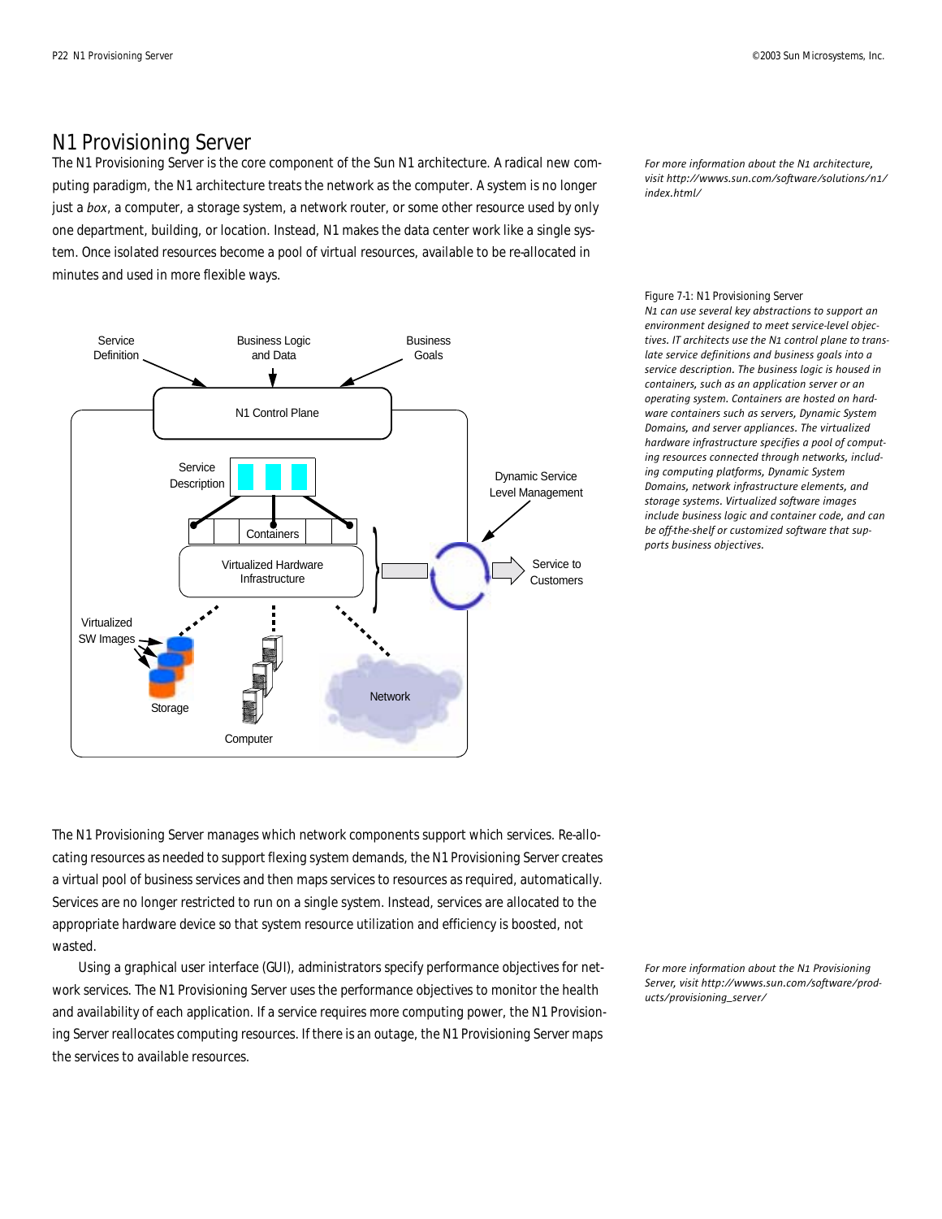# N1 Provisioning Server

The N1 Provisioning Server is the core component of the Sun N1 architecture. A radical new computing paradigm, the N1 architecture treats the network as the computer. A system is no longer just a *box*, a computer, a storage system, a network router, or some other resource used by only one department, building, or location. Instead, N1 makes the data center work like a single system. Once isolated resources become a pool of virtual resources, available to be re-allocated in minutes and used in more flexible ways.

*For more information about the N1 architecture, visit http://wwws.sun.com/software/solutions/n1/index.html/*

Figure 7-1: N1 Provisioning Server

*N1 can use several key abstractions to support an environment designed to meet service-level objectives. IT architects use the N1 control plane to translate service definitions and business goals into a service description. The business logic is housed in containers, such as an application server or an operating system. Containers are hosted on hardware containers such as servers, Dynamic System Domains, and server appliances. The virtualized hardware infrastructure specifies a pool of computing resources connected through networks, including computing platforms, Dynamic System Domains, network infrastructure elements, and storage systems. Virtualized software images include business logic and container code, and can be off-the-shelf or customized software that supports business objectives.*

The N1 Provisioning Server manages which network components support which services. Re-allocating resources as needed to support flexing system demands, the N1 Provisioning Server creates a virtual pool of business services and then maps services to resources as required, automatically. Services are no longer restricted to run on a single system. Instead, services are allocated to the appropriate hardware device so that system resource utilization and efficiency is boosted, not wasted.

Using a graphical user interface (GUI), administrators specify performance objectives for network services. The N1 Provisioning Server uses the performance objectives to monitor the health and availability of each application. If a service requires more computing power, the N1 Provisioning Server reallocates computing resources. If there is an outage, the N1 Provisioning Server maps the services to available resources.

*For more information about the N1 Provisioning Server, visit http://wwws.sun.com/software/products/provisioning_server/*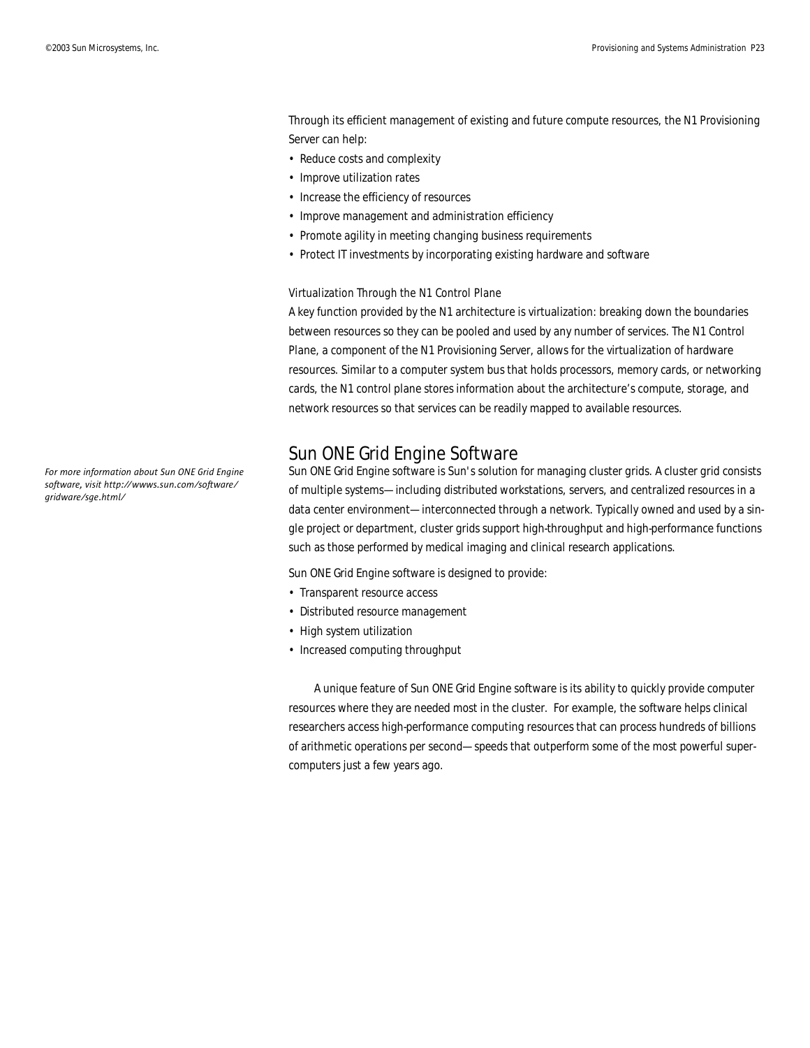Through its efficient management of existing and future compute resources, the N1 Provisioning Server can help:

- Reduce costs and complexity
- Improve utilization rates
- Increase the efficiency of resources
- Improve management and administration efficiency
- Promote agility in meeting changing business requirements
- Protect IT investments by incorporating existing hardware and software

### Virtualization Through the N1 Control Plane

A key function provided by the N1 architecture is virtualization: breaking down the boundaries between resources so they can be pooled and used by any number of services. The N1 Control Plane, a component of the N1 Provisioning Server, allows for the virtualization of hardware resources. Similar to a computer system bus that holds processors, memory cards, or networking cards, the N1 control plane stores information about the architecture's compute, storage, and network resources so that services can be readily mapped to available resources.

## Sun ONE Grid Engine Software

*For more information about Sun ONE Grid Engine software, visit http://wwws.sun.com/software/gridware/sge.html/*

Sun ONE Grid Engine software is Sun's solution for managing cluster grids. A cluster grid consists of multiple systems—including distributed workstations, servers, and centralized resources in a data center environment—interconnected through a network. Typically owned and used by a single project or department, cluster grids support high-throughput and high-performance functions such as those performed by medical imaging and clinical research applications.

Sun ONE Grid Engine software is designed to provide:

- Transparent resource access
- Distributed resource management
- High system utilization
- Increased computing throughput

A unique feature of Sun ONE Grid Engine software is its ability to quickly provide computer resources where they are needed most in the cluster. For example, the software helps clinical researchers access high-performance computing resources that can process hundreds of billions of arithmetic operations per second—speeds that outperform some of the most powerful supercomputers just a few years ago.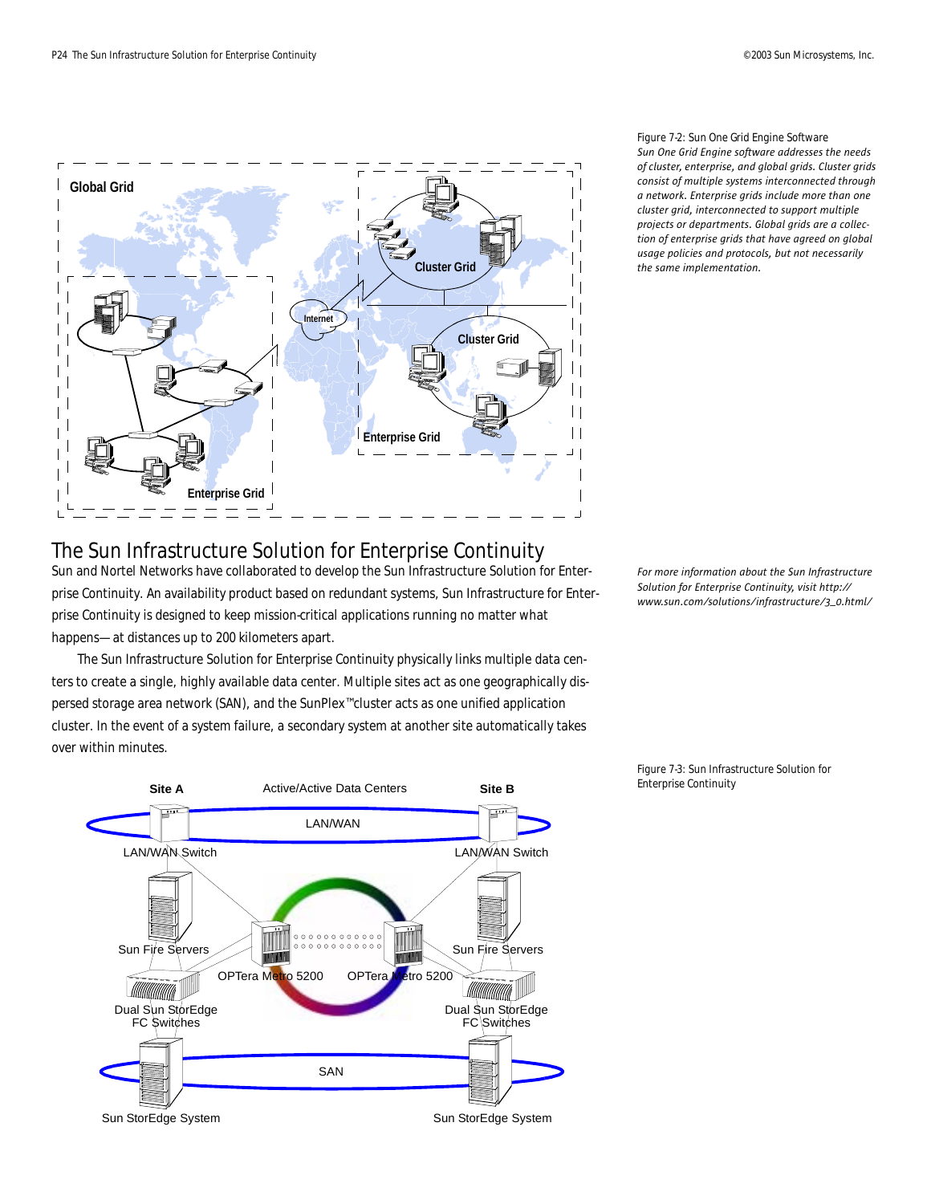Figure 7-2: Sun One Grid Engine Software

*Sun One Grid Engine software addresses the needs of cluster, enterprise, and global grids. Cluster grids consist of multiple systems interconnected through a network. Enterprise grids include more than one cluster grid, interconnected to support multiple projects or departments. Global grids are a collection of enterprise grids that have agreed on global usage policies and protocols, but not necessarily the same implementation.*

## The Sun Infrastructure Solution for Enterprise Continuity

Sun and Nortel Networks have collaborated to develop the Sun Infrastructure Solution for Enterprise Continuity. An availability product based on redundant systems, Sun Infrastructure for Enterprise Continuity is designed to keep mission-critical applications running no matter what happens—at distances up to 200 kilometers apart.

*For more information about the Sun Infrastructure Solution for Enterprise Continuity, visit http://www.sun.com/solutions/infrastructure/3_0.html/*

The Sun Infrastructure Solution for Enterprise Continuity physically links multiple data centers to create a single, highly available data center. Multiple sites act as one geographically dispersed storage area network (SAN), and the SunPlex™ cluster acts as one unified application cluster. In the event of a system failure, a secondary system at another site automatically takes over within minutes.

Figure 7-3: Sun Infrastructure Solution for Enterprise Continuity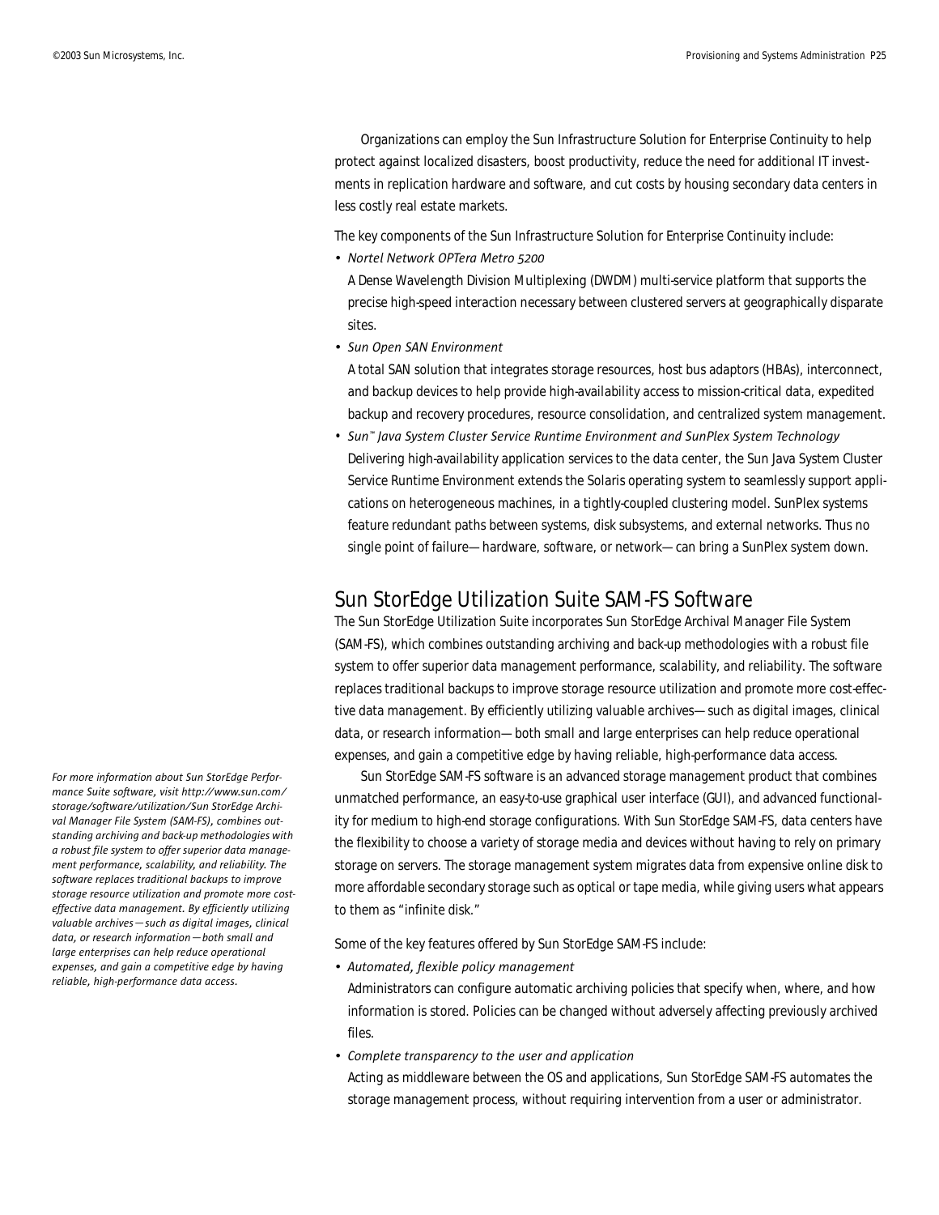Organizations can employ the Sun Infrastructure Solution for Enterprise Continuity to help protect against localized disasters, boost productivity, reduce the need for additional IT investments in replication hardware and software, and cut costs by housing secondary data centers in less costly real estate markets.

The key components of the Sun Infrastructure Solution for Enterprise Continuity include:

- *Nortel Network OPTera Metro 5200*
  A Dense Wavelength Division Multiplexing (DWDM) multi-service platform that supports the precise high-speed interaction necessary between clustered servers at geographically disparate sites.
- *Sun Open SAN Environment*
  A total SAN solution that integrates storage resources, host bus adaptors (HBAs), interconnect, and backup devices to help provide high-availability access to mission-critical data, expedited backup and recovery procedures, resource consolidation, and centralized system management.
- *Sun™ Java System Cluster Service Runtime Environment and SunPlex System Technology*
  Delivering high-availability application services to the data center, the Sun Java System Cluster Service Runtime Environment extends the Solaris operating system to seamlessly support applications on heterogeneous machines, in a tightly-coupled clustering model. SunPlex systems feature redundant paths between systems, disk subsystems, and external networks. Thus no single point of failure—hardware, software, or network—can bring a SunPlex system down.

## Sun StorEdge Utilization Suite SAM-FS Software

The Sun StorEdge Utilization Suite incorporates Sun StorEdge Archival Manager File System (SAM-FS), which combines outstanding archiving and back-up methodologies with a robust file system to offer superior data management performance, scalability, and reliability. The software replaces traditional backups to improve storage resource utilization and promote more cost-effective data management. By efficiently utilizing valuable archives—such as digital images, clinical data, or research information—both small and large enterprises can help reduce operational expenses, and gain a competitive edge by having reliable, high-performance data access.

Sun StorEdge SAM-FS software is an advanced storage management product that combines unmatched performance, an easy-to-use graphical user interface (GUI), and advanced functionality for medium to high-end storage configurations. With Sun StorEdge SAM-FS, data centers have the flexibility to choose a variety of storage media and devices without having to rely on primary storage on servers. The storage management system migrates data from expensive online disk to more affordable secondary storage such as optical or tape media, while giving users what appears to them as "infinite disk."

*For more information about Sun StorEdge Performance Suite software, visit http://www.sun.com/storage/software/utilization/Sun StorEdge Archival Manager File System (SAM-FS), combines outstanding archiving and back-up methodologies with a robust file system to offer superior data management performance, scalability, and reliability. The software replaces traditional backups to improve storage resource utilization and promote more cost-effective data management. By efficiently utilizing valuable archives—such as digital images, clinical data, or research information—both small and large enterprises can help reduce operational expenses, and gain a competitive edge by having reliable, high-performance data access.*

Some of the key features offered by Sun StorEdge SAM-FS include:

- *Automated, flexible policy management*
  Administrators can configure automatic archiving policies that specify when, where, and how information is stored. Policies can be changed without adversely affecting previously archived files.
- *Complete transparency to the user and application*
  Acting as middleware between the OS and applications, Sun StorEdge SAM-FS automates the storage management process, without requiring intervention from a user or administrator.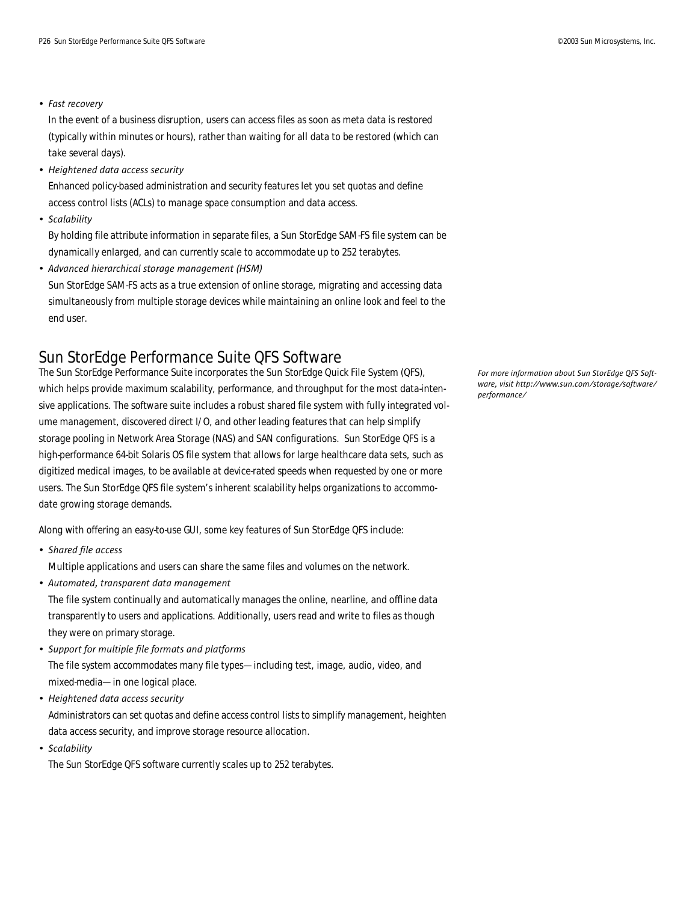- *Fast recovery*

  In the event of a business disruption, users can access files as soon as meta data is restored (typically within minutes or hours), rather than waiting for all data to be restored (which can take several days).
- *Heightened data access security*

  Enhanced policy-based administration and security features let you set quotas and define access control lists (ACLs) to manage space consumption and data access.
- *Scalability*

  By holding file attribute information in separate files, a Sun StorEdge SAM-FS file system can be dynamically enlarged, and can currently scale to accommodate up to 252 terabytes.
- *Advanced hierarchical storage management (HSM)*

  Sun StorEdge SAM-FS acts as a true extension of online storage, migrating and accessing data simultaneously from multiple storage devices while maintaining an online look and feel to the end user.

## Sun StorEdge Performance Suite QFS Software

The Sun StorEdge Performance Suite incorporates the Sun StorEdge Quick File System (QFS), which helps provide maximum scalability, performance, and throughput for the most data-intensive applications. The software suite includes a robust shared file system with fully integrated volume management, discovered direct I/O, and other leading features that can help simplify storage pooling in Network Area Storage (NAS) and SAN configurations. Sun StorEdge QFS is a high-performance 64-bit Solaris OS file system that allows for large healthcare data sets, such as digitized medical images, to be available at device-rated speeds when requested by one or more users. The Sun StorEdge QFS file system's inherent scalability helps organizations to accommodate growing storage demands.

*For more information about Sun StorEdge QFS Software, visit http://www.sun.com/storage/software/performance/*

Along with offering an easy-to-use GUI, some key features of Sun StorEdge QFS include:

- *Shared file access*

  Multiple applications and users can share the same files and volumes on the network.
- *Automated, transparent data management*

  The file system continually and automatically manages the online, nearline, and offline data transparently to users and applications. Additionally, users read and write to files as though they were on primary storage.
- *Support for multiple file formats and platforms*

  The file system accommodates many file types—including test, image, audio, video, and mixed-media—in one logical place.
- *Heightened data access security*

  Administrators can set quotas and define access control lists to simplify management, heighten data access security, and improve storage resource allocation.
- *Scalability*

  The Sun StorEdge QFS software currently scales up to 252 terabytes.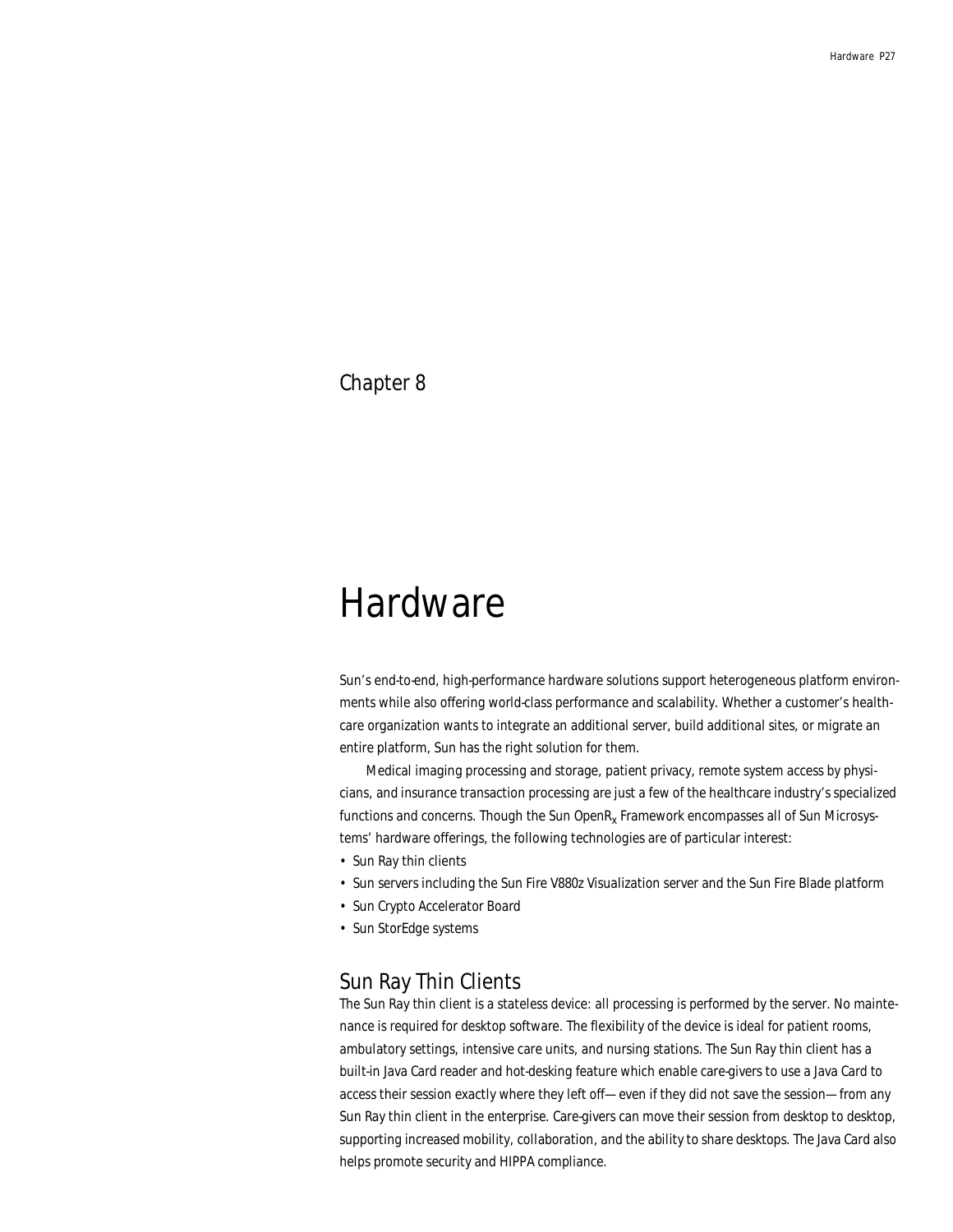Chapter 8

# Hardware

Sun's end-to-end, high-performance hardware solutions support heterogeneous platform environments while also offering world-class performance and scalability. Whether a customer's healthcare organization wants to integrate an additional server, build additional sites, or migrate an entire platform, Sun has the right solution for them.

Medical imaging processing and storage, patient privacy, remote system access by physicians, and insurance transaction processing are just a few of the healthcare industry's specialized functions and concerns. Though the Sun OpenR$_x$ Framework encompasses all of Sun Microsystems' hardware offerings, the following technologies are of particular interest:

- Sun Ray thin clients
- Sun servers including the Sun Fire V880z Visualization server and the Sun Fire Blade platform
- Sun Crypto Accelerator Board
- Sun StorEdge systems

## Sun Ray Thin Clients

The Sun Ray thin client is a stateless device: all processing is performed by the server. No maintenance is required for desktop software. The flexibility of the device is ideal for patient rooms, ambulatory settings, intensive care units, and nursing stations. The Sun Ray thin client has a built-in Java Card reader and hot-desking feature which enable care-givers to use a Java Card to access their session exactly where they left off— even if they did not save the session— from any Sun Ray thin client in the enterprise. Care-givers can move their session from desktop to desktop, supporting increased mobility, collaboration, and the ability to share desktops. The Java Card also helps promote security and HIPPA compliance.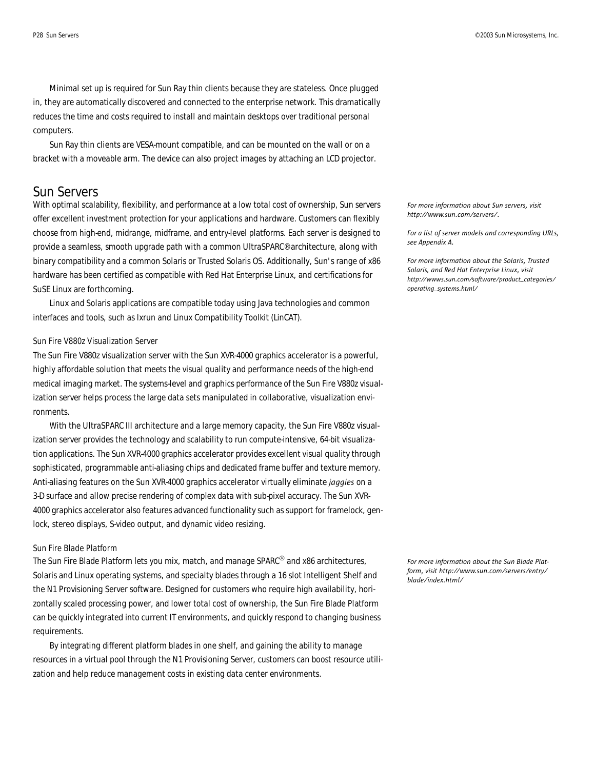Minimal set up is required for Sun Ray thin clients because they are stateless. Once plugged in, they are automatically discovered and connected to the enterprise network. This dramatically reduces the time and costs required to install and maintain desktops over traditional personal computers.

Sun Ray thin clients are VESA-mount compatible, and can be mounted on the wall or on a bracket with a moveable arm. The device can also project images by attaching an LCD projector.

## Sun Servers

With optimal scalability, flexibility, and performance at a low total cost of ownership, Sun servers offer excellent investment protection for your applications and hardware. Customers can flexibly choose from high-end, midrange, midframe, and entry-level platforms. Each server is designed to provide a seamless, smooth upgrade path with a common UltraSPARC® architecture, along with binary compatibility and a common Solaris or Trusted Solaris OS. Additionally, Sun's range of x86 hardware has been certified as compatible with Red Hat Enterprise Linux, and certifications for SuSE Linux are forthcoming.

*For more information about Sun servers, visit http://www.sun.com/servers/.*

*For a list of server models and corresponding URLs, see Appendix A.*

*For more information about the Solaris, Trusted Solaris, and Red Hat Enterprise Linux, visit http://wwws.sun.com/software/product_categories/operating_systems.html/*

Linux and Solaris applications are compatible today using Java technologies and common interfaces and tools, such as lxrun and Linux Compatibility Toolkit (LinCAT).

### Sun Fire V880z Visualization Server

The Sun Fire V880z visualization server with the Sun XVR-4000 graphics accelerator is a powerful, highly affordable solution that meets the visual quality and performance needs of the high-end medical imaging market. The systems-level and graphics performance of the Sun Fire V880z visualization server helps process the large data sets manipulated in collaborative, visualization environments.

With the UltraSPARC III architecture and a large memory capacity, the Sun Fire V880z visualization server provides the technology and scalability to run compute-intensive, 64-bit visualization applications. The Sun XVR-4000 graphics accelerator provides excellent visual quality through sophisticated, programmable anti-aliasing chips and dedicated frame buffer and texture memory. Anti-aliasing features on the Sun XVR-4000 graphics accelerator virtually eliminate *jaggies* on a 3-D surface and allow precise rendering of complex data with sub-pixel accuracy. The Sun XVR-4000 graphics accelerator also features advanced functionality such as support for framelock, genlock, stereo displays, S-video output, and dynamic video resizing.

### Sun Fire Blade Platform

The Sun Fire Blade Platform lets you mix, match, and manage SPARC® and x86 architectures, Solaris and Linux operating systems, and specialty blades through a 16 slot Intelligent Shelf and the N1 Provisioning Server software. Designed for customers who require high availability, horizontally scaled processing power, and lower total cost of ownership, the Sun Fire Blade Platform can be quickly integrated into current IT environments, and quickly respond to changing business requirements.

*For more information about the Sun Blade Platform, visit http://www.sun.com/servers/entry/blade/index.html/*

By integrating different platform blades in one shelf, and gaining the ability to manage resources in a virtual pool through the N1 Provisioning Server, customers can boost resource utilization and help reduce management costs in existing data center environments.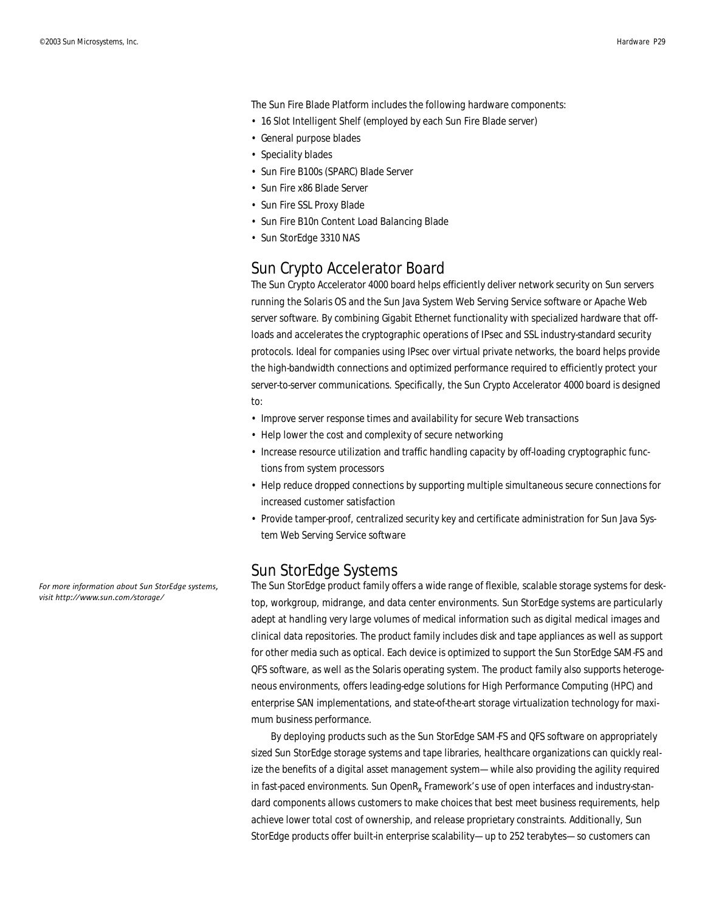The Sun Fire Blade Platform includes the following hardware components:

- 16 Slot Intelligent Shelf (employed by each Sun Fire Blade server)
- General purpose blades
- Speciality blades
- Sun Fire B100s (SPARC) Blade Server
- Sun Fire x86 Blade Server
- Sun Fire SSL Proxy Blade
- Sun Fire B10n Content Load Balancing Blade
- Sun StorEdge 3310 NAS

## Sun Crypto Accelerator Board

The Sun Crypto Accelerator 4000 board helps efficiently deliver network security on Sun servers running the Solaris OS and the Sun Java System Web Serving Service software or Apache Web server software. By combining Gigabit Ethernet functionality with specialized hardware that off-loads and accelerates the cryptographic operations of IPsec and SSL industry-standard security protocols. Ideal for companies using IPsec over virtual private networks, the board helps provide the high-bandwidth connections and optimized performance required to efficiently protect your server-to-server communications. Specifically, the Sun Crypto Accelerator 4000 board is designed to:

- Improve server response times and availability for secure Web transactions
- Help lower the cost and complexity of secure networking
- Increase resource utilization and traffic handling capacity by off-loading cryptographic functions from system processors
- Help reduce dropped connections by supporting multiple simultaneous secure connections for increased customer satisfaction
- Provide tamper-proof, centralized security key and certificate administration for Sun Java System Web Serving Service software

## Sun StorEdge Systems

*For more information about Sun StorEdge systems, visit http://www.sun.com/storage/*

The Sun StorEdge product family offers a wide range of flexible, scalable storage systems for desktop, workgroup, midrange, and data center environments. Sun StorEdge systems are particularly adept at handling very large volumes of medical information such as digital medical images and clinical data repositories. The product family includes disk and tape appliances as well as support for other media such as optical. Each device is optimized to support the Sun StorEdge SAM-FS and QFS software, as well as the Solaris operating system. The product family also supports heterogeneous environments, offers leading-edge solutions for High Performance Computing (HPC) and enterprise SAN implementations, and state-of-the-art storage virtualization technology for maximum business performance.

By deploying products such as the Sun StorEdge SAM-FS and QFS software on appropriately sized Sun StorEdge storage systems and tape libraries, healthcare organizations can quickly realize the benefits of a digital asset management system—while also providing the agility required in fast-paced environments. Sun OpenR$_x$ Framework's use of open interfaces and industry-standard components allows customers to make choices that best meet business requirements, help achieve lower total cost of ownership, and release proprietary constraints. Additionally, Sun StorEdge products offer built-in enterprise scalability—up to 252 terabytes—so customers can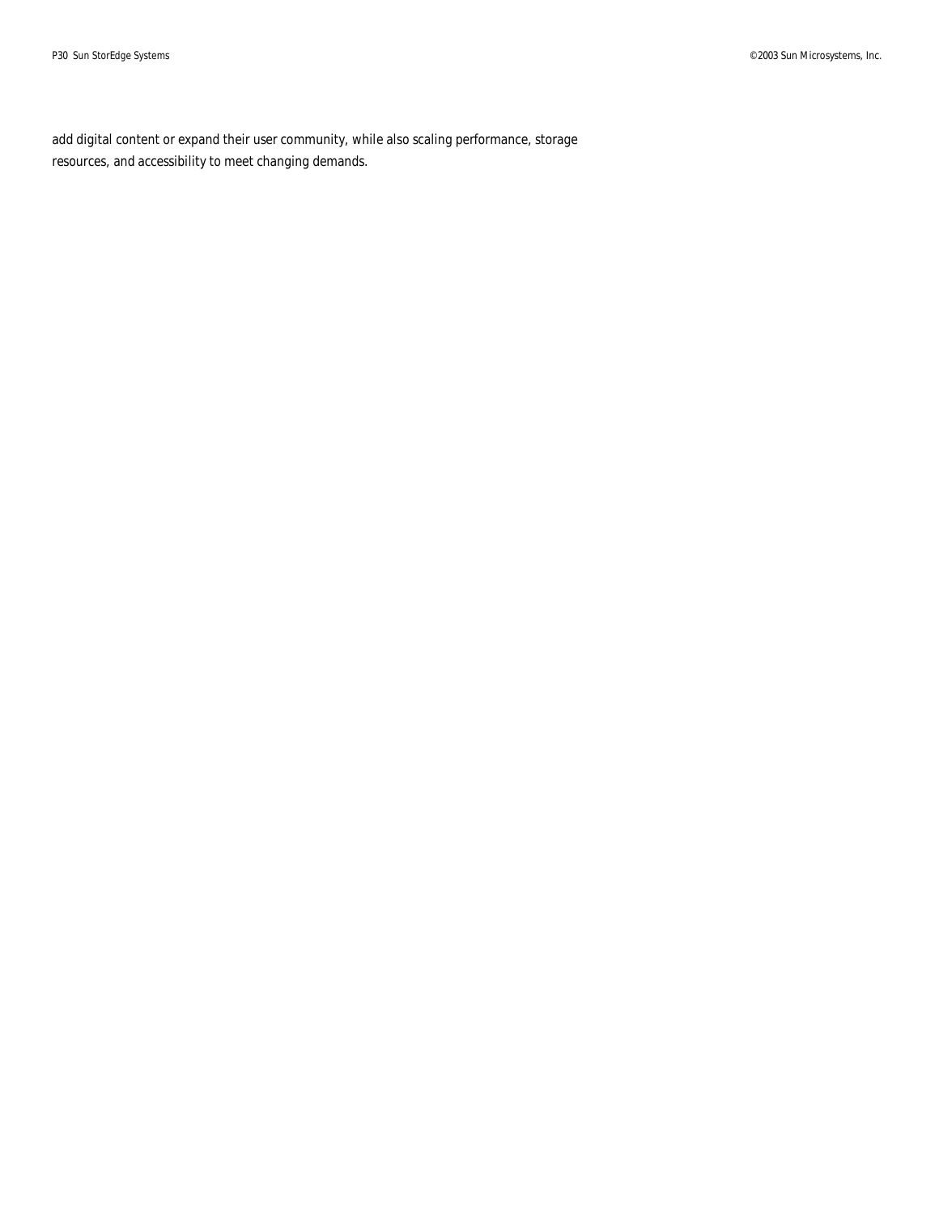add digital content or expand their user community, while also scaling performance, storage resources, and accessibility to meet changing demands.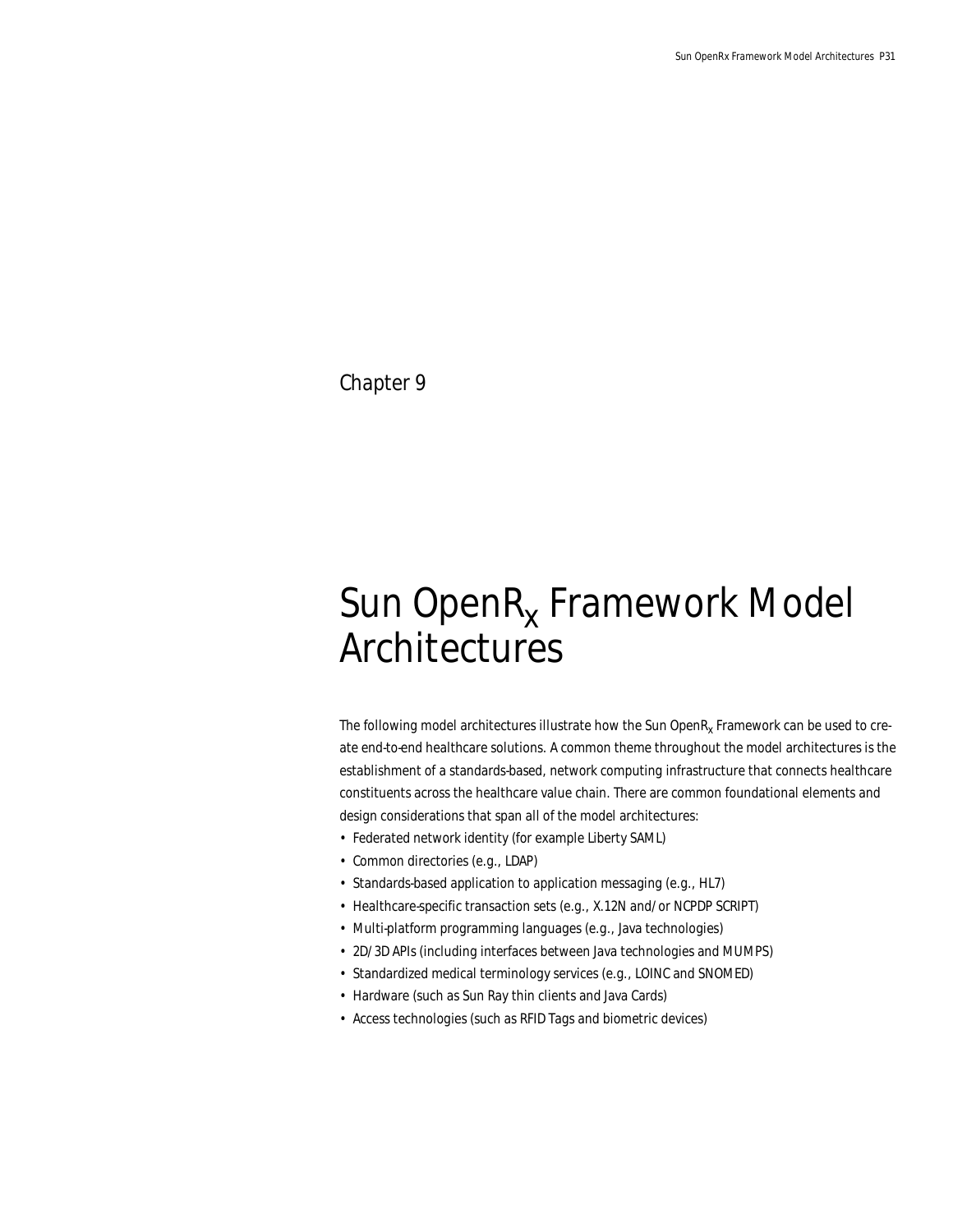Chapter 9

# Sun OpenR$_x$ Framework Model Architectures

The following model architectures illustrate how the Sun OpenR$_x$ Framework can be used to create end-to-end healthcare solutions. A common theme throughout the model architectures is the establishment of a standards-based, network computing infrastructure that connects healthcare constituents across the healthcare value chain. There are common foundational elements and design considerations that span all of the model architectures:

- Federated network identity (for example Liberty SAML)
- Common directories (e.g., LDAP)
- Standards-based application to application messaging (e.g., HL7)
- Healthcare-specific transaction sets (e.g., X.12N and/or NCPDP SCRIPT)
- Multi-platform programming languages (e.g., Java technologies)
- 2D/3D APIs (including interfaces between Java technologies and MUMPS)
- Standardized medical terminology services (e.g., LOINC and SNOMED)
- Hardware (such as Sun Ray thin clients and Java Cards)
- Access technologies (such as RFID Tags and biometric devices)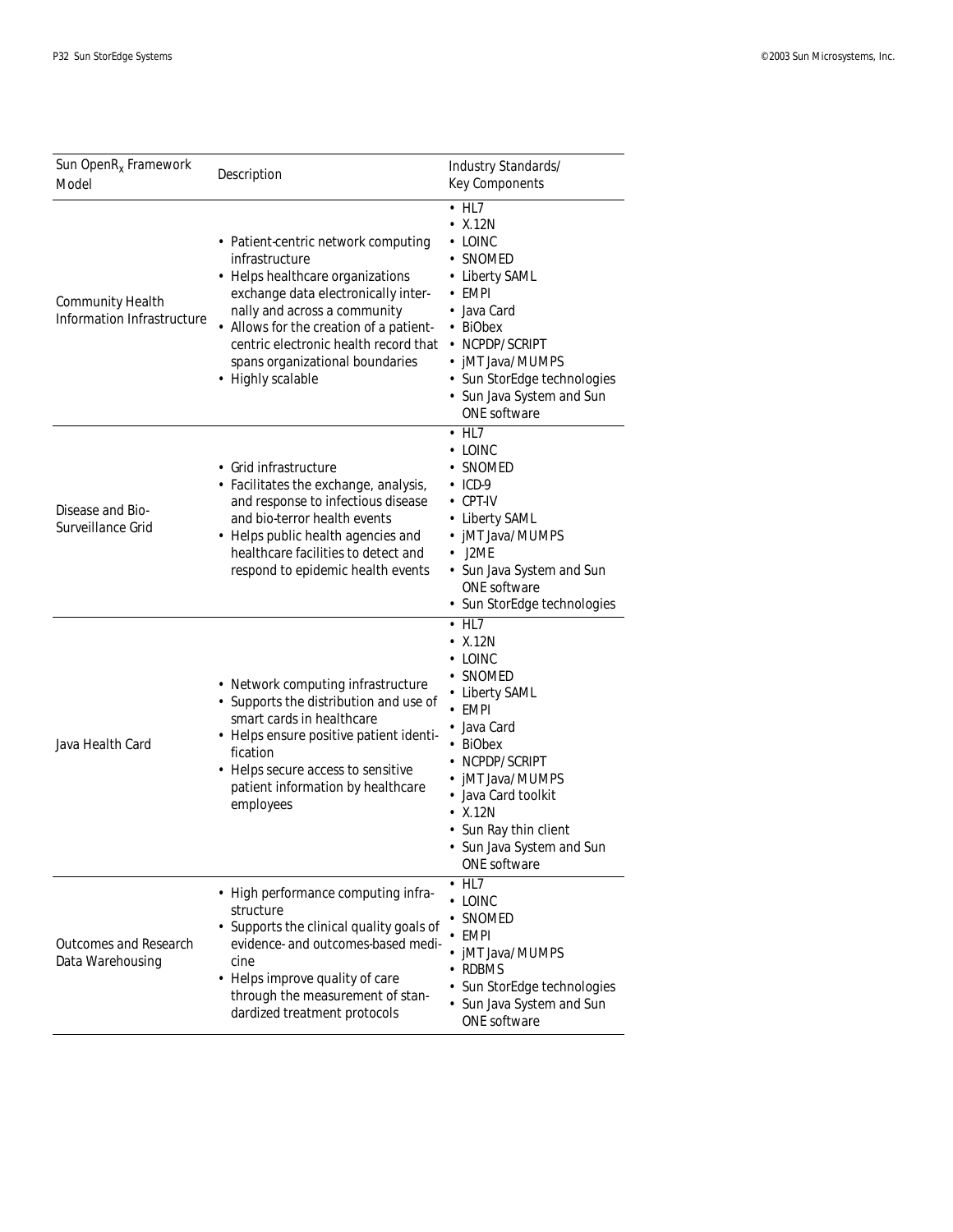| Sun OpenR$_x$ Framework Model | Description | Industry Standards/ Key Components |
|---|---|---|
| Community Health Information Infrastructure | • Patient-centric network computing infrastructure<br>• Helps healthcare organizations exchange data electronically internally and across a community<br>• Allows for the creation of a patient-centric electronic health record that spans organizational boundaries<br>• Highly scalable | • HL7<br>• X.12N<br>• LOINC<br>• SNOMED<br>• Liberty SAML<br>• EMPI<br>• Java Card<br>• BiObex<br>• NCPDP/SCRIPT<br>• jMT Java/MUMPS<br>• Sun StorEdge technologies<br>• Sun Java System and Sun ONE software |
| Disease and Bio-Surveillance Grid | • Grid infrastructure<br>• Facilitates the exchange, analysis, and response to infectious disease and bio-terror health events<br>• Helps public health agencies and healthcare facilities to detect and respond to epidemic health events | • HL7<br>• LOINC<br>• SNOMED<br>• ICD-9<br>• CPT-IV<br>• Liberty SAML<br>• jMT Java/MUMPS<br>• J2ME<br>• Sun Java System and Sun ONE software<br>• Sun StorEdge technologies |
| Java Health Card | • Network computing infrastructure<br>• Supports the distribution and use of smart cards in healthcare<br>• Helps ensure positive patient identification<br>• Helps secure access to sensitive patient information by healthcare employees | • HL7<br>• X.12N<br>• LOINC<br>• SNOMED<br>• Liberty SAML<br>• EMPI<br>• Java Card<br>• BiObex<br>• NCPDP/SCRIPT<br>• jMT Java/MUMPS<br>• Java Card toolkit<br>• X.12N<br>• Sun Ray thin client<br>• Sun Java System and Sun ONE software |
| Outcomes and Research Data Warehousing | • High performance computing infrastructure<br>• Supports the clinical quality goals of evidence- and outcomes-based medicine<br>• Helps improve quality of care through the measurement of standardized treatment protocols | • HL7<br>• LOINC<br>• SNOMED<br>• EMPI<br>• jMT Java/MUMPS<br>• RDBMS<br>• Sun StorEdge technologies<br>• Sun Java System and Sun ONE software |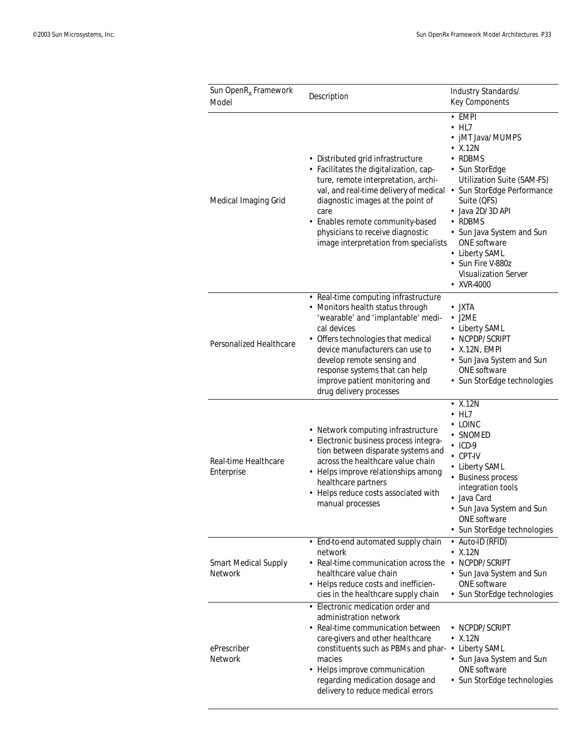| Sun OpenR$_x$ Framework Model | Description | Industry Standards/ Key Components |
|---|---|---|
| Medical Imaging Grid | • Distributed grid infrastructure<br>• Facilitates the digitalization, capture, remote interpretation, archival, and real-time delivery of medical diagnostic images at the point of care<br>• Enables remote community-based physicians to receive diagnostic image interpretation from specialists | • EMPI<br>• HL7<br>• jMT Java/MUMPS<br>• X.12N<br>• RDBMS<br>• Sun StorEdge Utilization Suite (SAM-FS)<br>• Sun StorEdge Performance Suite (QFS)<br>• Java 2D/3D API<br>• RDBMS<br>• Sun Java System and Sun ONE software<br>• Liberty SAML<br>• Sun Fire V-880z Visualization Server<br>• XVR-4000 |
| Personalized Healthcare | • Real-time computing infrastructure<br>• Monitors health status through 'wearable' and 'implantable' medical devices<br>• Offers technologies that medical device manufacturers can use to develop remote sensing and response systems that can help improve patient monitoring and drug delivery processes | • JXTA<br>• J2ME<br>• Liberty SAML<br>• NCPDP/SCRIPT<br>• X.12N, EMPI<br>• Sun Java System and Sun ONE software<br>• Sun StorEdge technologies |
| Real-time Healthcare Enterprise | • Network computing infrastructure<br>• Electronic business process integration between disparate systems and across the healthcare value chain<br>• Helps improve relationships among healthcare partners<br>• Helps reduce costs associated with manual processes | • X.12N<br>• HL7<br>• LOINC<br>• SNOMED<br>• ICD-9<br>• CPT-IV<br>• Liberty SAML<br>• Business process integration tools<br>• Java Card<br>• Sun Java System and Sun ONE software<br>• Sun StorEdge technologies |
| Smart Medical Supply Network | • End-to-end automated supply chain network<br>• Real-time communication across the healthcare value chain<br>• Helps reduce costs and inefficiencies in the healthcare supply chain | • Auto-ID (RFID)<br>• X.12N<br>• NCPDP/SCRIPT<br>• Sun Java System and Sun ONE software<br>• Sun StorEdge technologies |
| ePrescriber Network | • Electronic medication order and administration network<br>• Real-time communication between care-givers and other healthcare constituents such as PBMs and pharmacies<br>• Helps improve communication regarding medication dosage and delivery to reduce medical errors | • NCPDP/SCRIPT<br>• X.12N<br>• Liberty SAML<br>• Sun Java System and Sun ONE software<br>• Sun StorEdge technologies |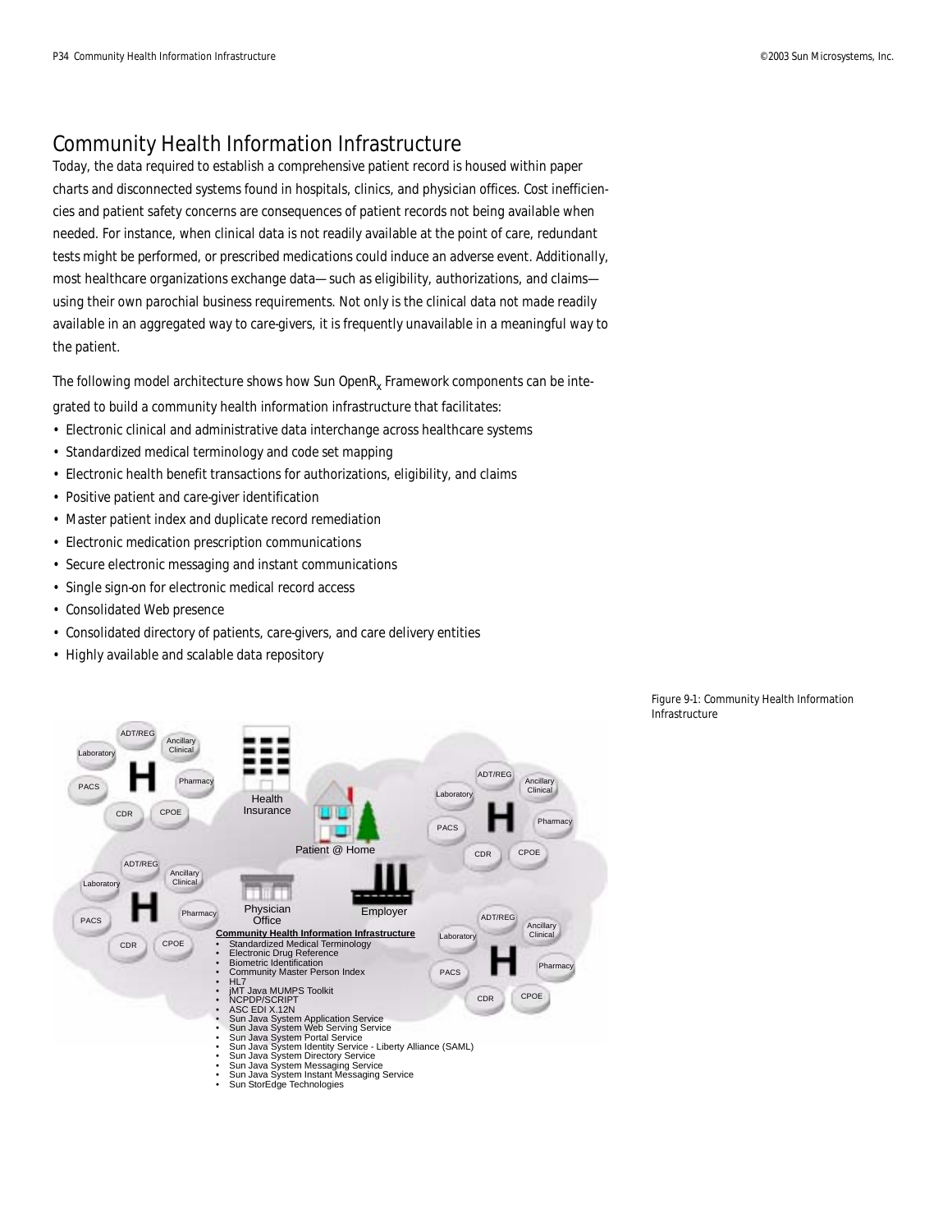# Community Health Information Infrastructure

Today, the data required to establish a comprehensive patient record is housed within paper charts and disconnected systems found in hospitals, clinics, and physician offices. Cost inefficiencies and patient safety concerns are consequences of patient records not being available when needed. For instance, when clinical data is not readily available at the point of care, redundant tests might be performed, or prescribed medications could induce an adverse event. Additionally, most healthcare organizations exchange data—such as eligibility, authorizations, and claims—using their own parochial business requirements. Not only is the clinical data not made readily available in an aggregated way to care-givers, it is frequently unavailable in a meaningful way to the patient.

The following model architecture shows how Sun OpenR$_x$ Framework components can be integrated to build a community health information infrastructure that facilitates:

- Electronic clinical and administrative data interchange across healthcare systems
- Standardized medical terminology and code set mapping
- Electronic health benefit transactions for authorizations, eligibility, and claims
- Positive patient and care-giver identification
- Master patient index and duplicate record remediation
- Electronic medication prescription communications
- Secure electronic messaging and instant communications
- Single sign-on for electronic medical record access
- Consolidated Web presence
- Consolidated directory of patients, care-givers, and care delivery entities
- Highly available and scalable data repository

Figure 9-1: Community Health Information Infrastructure

**Community Health Information Infrastructure**

- Standardized Medical Terminology
- Electronic Drug Reference
- Biometric Identification
- Community Master Person Index
- HL7
- jMT Java MUMPS Toolkit
- NCPDP/SCRIPT
- ASC EDI X.12N
- Sun Java System Application Service
- Sun Java System Web Serving Service
- Sun Java System Portal Service
- Sun Java System Identity Service - Liberty Alliance (SAML)
- Sun Java System Directory Service
- Sun Java System Messaging Service
- Sun Java System Instant Messaging Service
- Sun StorEdge Technologies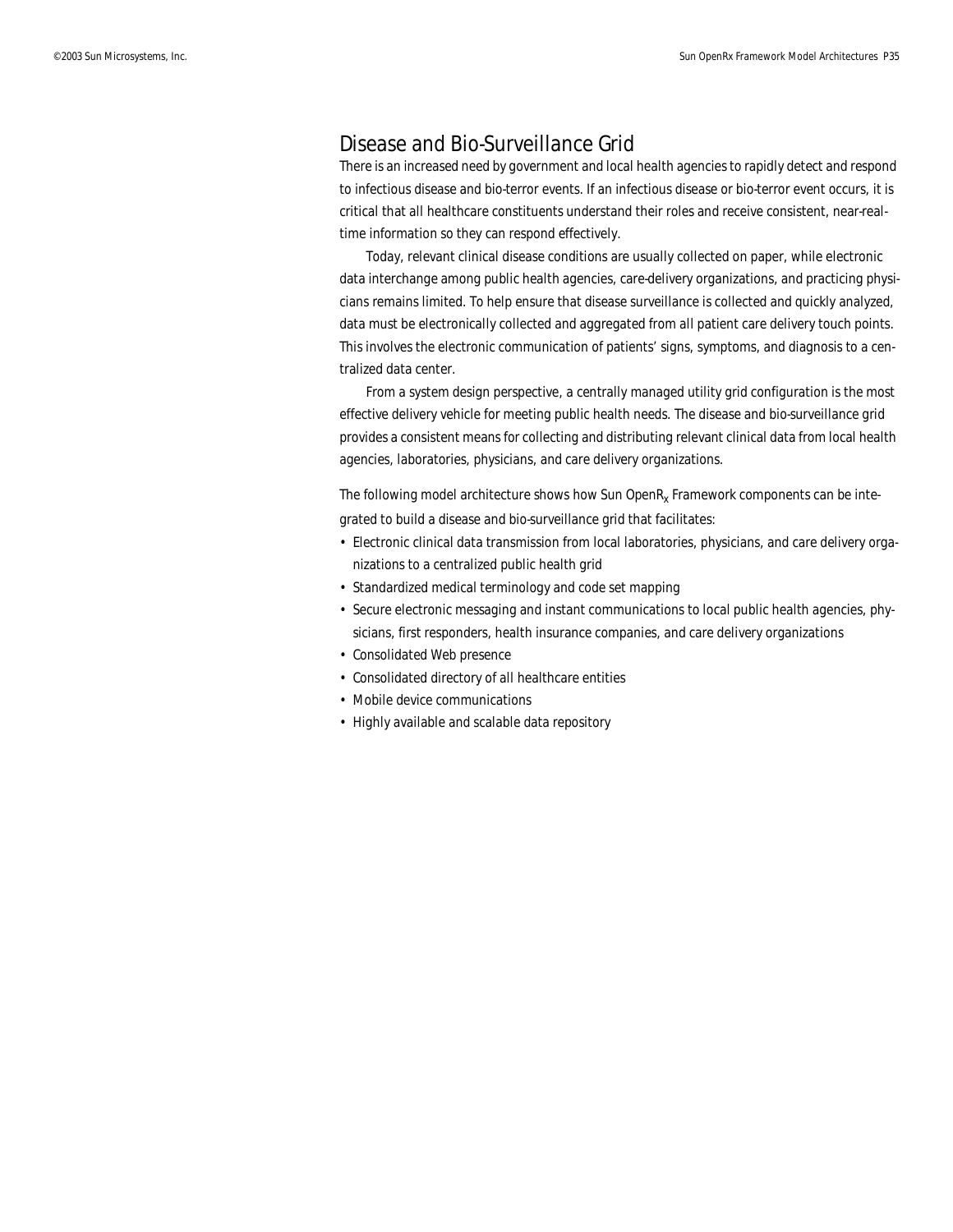## Disease and Bio-Surveillance Grid

There is an increased need by government and local health agencies to rapidly detect and respond to infectious disease and bio-terror events. If an infectious disease or bio-terror event occurs, it is critical that all healthcare constituents understand their roles and receive consistent, near-real-time information so they can respond effectively.

Today, relevant clinical disease conditions are usually collected on paper, while electronic data interchange among public health agencies, care-delivery organizations, and practicing physicians remains limited. To help ensure that disease surveillance is collected and quickly analyzed, data must be electronically collected and aggregated from all patient care delivery touch points. This involves the electronic communication of patients' signs, symptoms, and diagnosis to a centralized data center.

From a system design perspective, a centrally managed utility grid configuration is the most effective delivery vehicle for meeting public health needs. The disease and bio-surveillance grid provides a consistent means for collecting and distributing relevant clinical data from local health agencies, laboratories, physicians, and care delivery organizations.

The following model architecture shows how Sun $OpenR_x$ Framework components can be integrated to build a disease and bio-surveillance grid that facilitates:

- Electronic clinical data transmission from local laboratories, physicians, and care delivery organizations to a centralized public health grid
- Standardized medical terminology and code set mapping
- Secure electronic messaging and instant communications to local public health agencies, physicians, first responders, health insurance companies, and care delivery organizations
- Consolidated Web presence
- Consolidated directory of all healthcare entities
- Mobile device communications
- Highly available and scalable data repository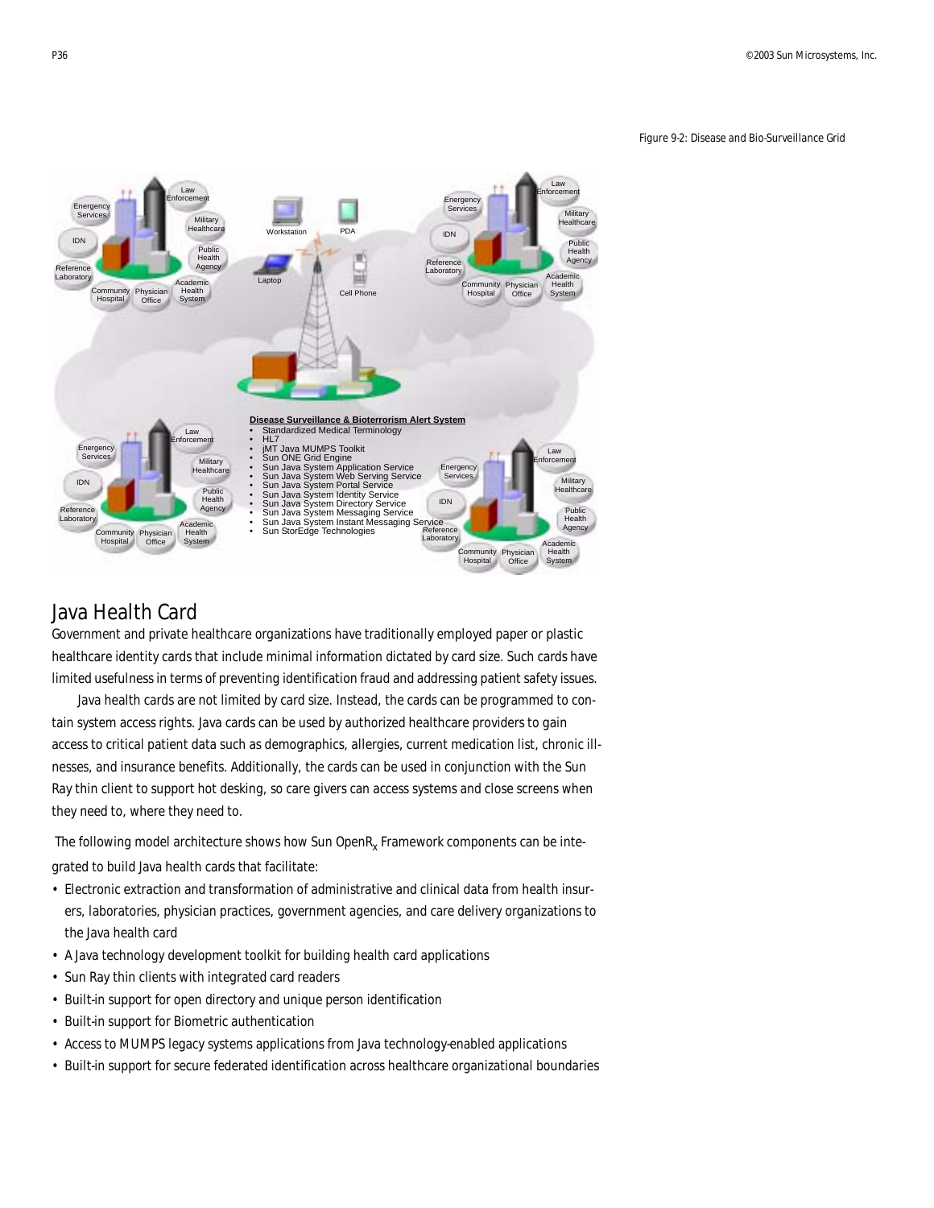Figure 9-2: Disease and Bio-Surveillance Grid

## Java Health Card

Government and private healthcare organizations have traditionally employed paper or plastic healthcare identity cards that include minimal information dictated by card size. Such cards have limited usefulness in terms of preventing identification fraud and addressing patient safety issues.

Java health cards are not limited by card size. Instead, the cards can be programmed to contain system access rights. Java cards can be used by authorized healthcare providers to gain access to critical patient data such as demographics, allergies, current medication list, chronic illnesses, and insurance benefits. Additionally, the cards can be used in conjunction with the Sun Ray thin client to support hot desking, so care givers can access systems and close screens when they need to, where they need to.

The following model architecture shows how Sun OpenR$_x$ Framework components can be integrated to build Java health cards that facilitate:

- Electronic extraction and transformation of administrative and clinical data from health insurers, laboratories, physician practices, government agencies, and care delivery organizations to the Java health card
- A Java technology development toolkit for building health card applications
- Sun Ray thin clients with integrated card readers
- Built-in support for open directory and unique person identification
- Built-in support for Biometric authentication
- Access to MUMPS legacy systems applications from Java technology-enabled applications
- Built-in support for secure federated identification across healthcare organizational boundaries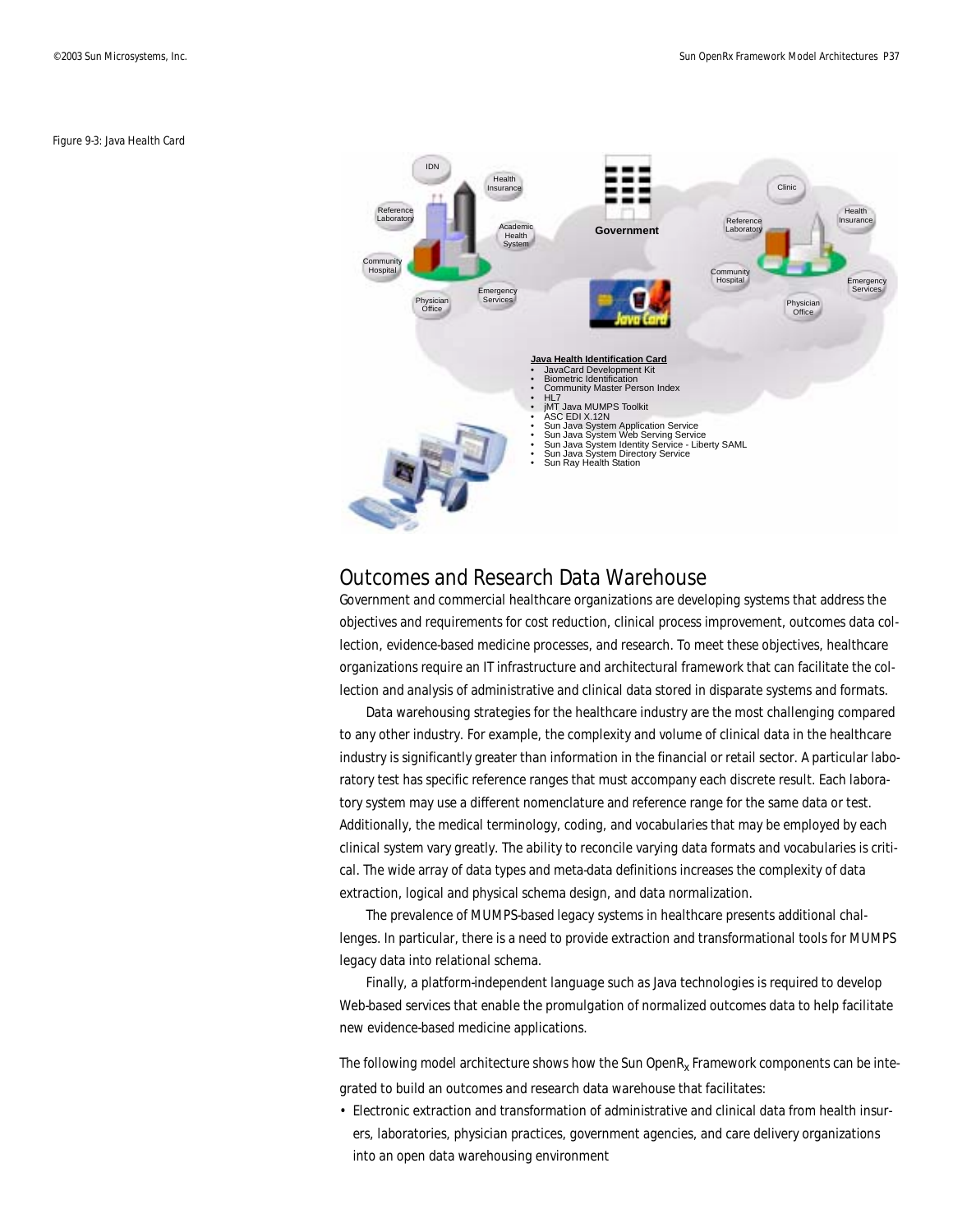Figure 9-3: Java Health Card

## Outcomes and Research Data Warehouse

Government and commercial healthcare organizations are developing systems that address the objectives and requirements for cost reduction, clinical process improvement, outcomes data collection, evidence-based medicine processes, and research. To meet these objectives, healthcare organizations require an IT infrastructure and architectural framework that can facilitate the collection and analysis of administrative and clinical data stored in disparate systems and formats.

Data warehousing strategies for the healthcare industry are the most challenging compared to any other industry. For example, the complexity and volume of clinical data in the healthcare industry is significantly greater than information in the financial or retail sector. A particular laboratory test has specific reference ranges that must accompany each discrete result. Each laboratory system may use a different nomenclature and reference range for the same data or test. Additionally, the medical terminology, coding, and vocabularies that may be employed by each clinical system vary greatly. The ability to reconcile varying data formats and vocabularies is critical. The wide array of data types and meta-data definitions increases the complexity of data extraction, logical and physical schema design, and data normalization.

The prevalence of MUMPS-based legacy systems in healthcare presents additional challenges. In particular, there is a need to provide extraction and transformational tools for MUMPS legacy data into relational schema.

Finally, a platform-independent language such as Java technologies is required to develop Web-based services that enable the promulgation of normalized outcomes data to help facilitate new evidence-based medicine applications.

The following model architecture shows how the Sun OpenR$_x$ Framework components can be integrated to build an outcomes and research data warehouse that facilitates:

- Electronic extraction and transformation of administrative and clinical data from health insurers, laboratories, physician practices, government agencies, and care delivery organizations into an open data warehousing environment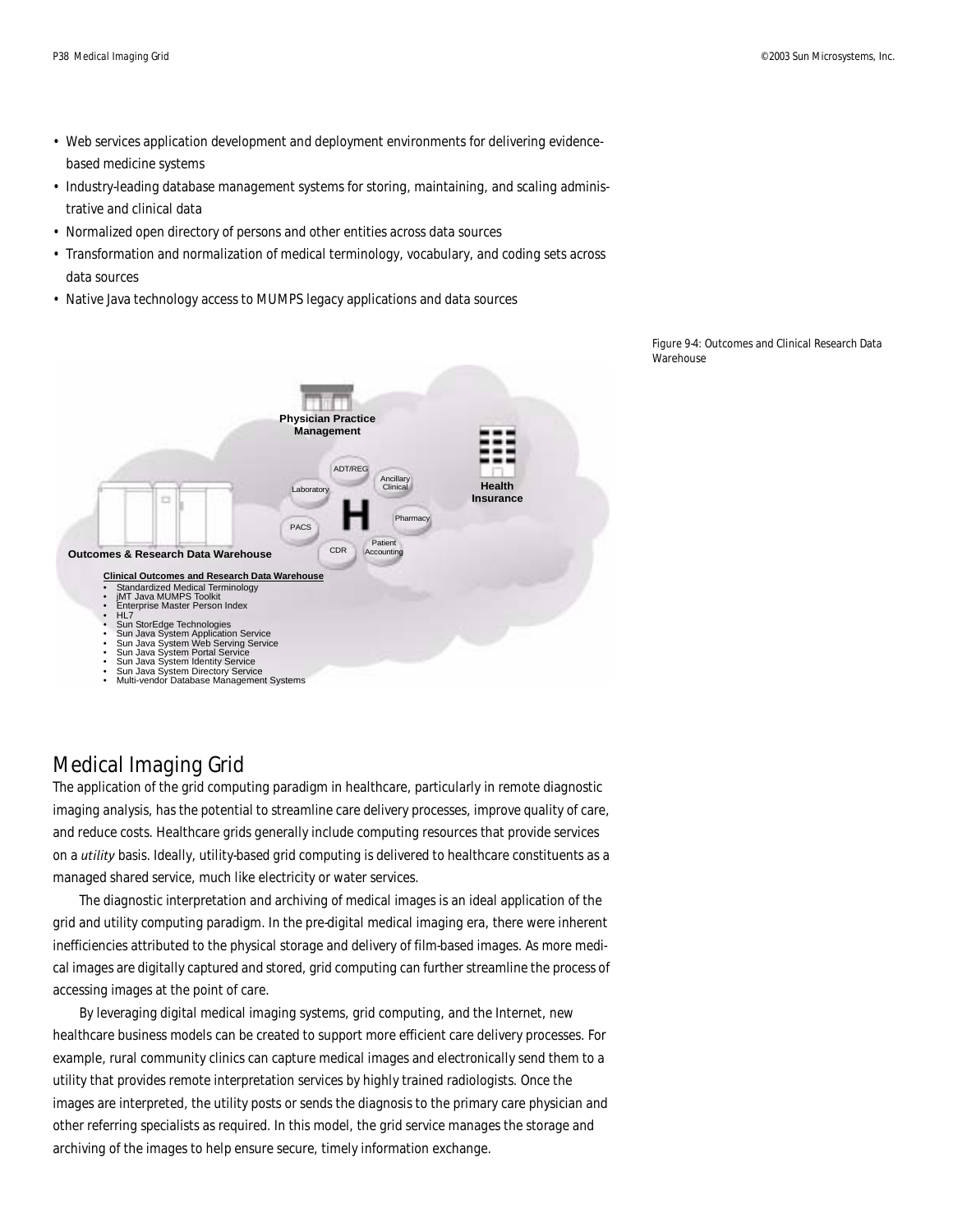- Web services application development and deployment environments for delivering evidence-based medicine systems
- Industry-leading database management systems for storing, maintaining, and scaling administrative and clinical data
- Normalized open directory of persons and other entities across data sources
- Transformation and normalization of medical terminology, vocabulary, and coding sets across data sources
- Native Java technology access to MUMPS legacy applications and data sources

Physician Practice Management

ADT/REG, Ancillary Clinical, Laboratory, Pharmacy, PACS, CDR, Patient Accounting

Health Insurance

Outcomes & Research Data Warehouse

**Clinical Outcomes and Research Data Warehouse**

- Standardized Medical Terminology
- jMT Java MUMPS Toolkit
- Enterprise Master Person Index
- HL7
- Sun StorEdge Technologies
- Sun Java System Application Service
- Sun Java System Web Serving Service
- Sun Java System Portal Service
- Sun Java System Identity Service
- Sun Java System Directory Service
- Multi-vendor Database Management Systems

Figure 9-4: Outcomes and Clinical Research Data Warehouse

## Medical Imaging Grid

The application of the grid computing paradigm in healthcare, particularly in remote diagnostic imaging analysis, has the potential to streamline care delivery processes, improve quality of care, and reduce costs. Healthcare grids generally include computing resources that provide services on a *utility* basis. Ideally, utility-based grid computing is delivered to healthcare constituents as a managed shared service, much like electricity or water services.

The diagnostic interpretation and archiving of medical images is an ideal application of the grid and utility computing paradigm. In the pre-digital medical imaging era, there were inherent inefficiencies attributed to the physical storage and delivery of film-based images. As more medical images are digitally captured and stored, grid computing can further streamline the process of accessing images at the point of care.

By leveraging digital medical imaging systems, grid computing, and the Internet, new healthcare business models can be created to support more efficient care delivery processes. For example, rural community clinics can capture medical images and electronically send them to a utility that provides remote interpretation services by highly trained radiologists. Once the images are interpreted, the utility posts or sends the diagnosis to the primary care physician and other referring specialists as required. In this model, the grid service manages the storage and archiving of the images to help ensure secure, timely information exchange.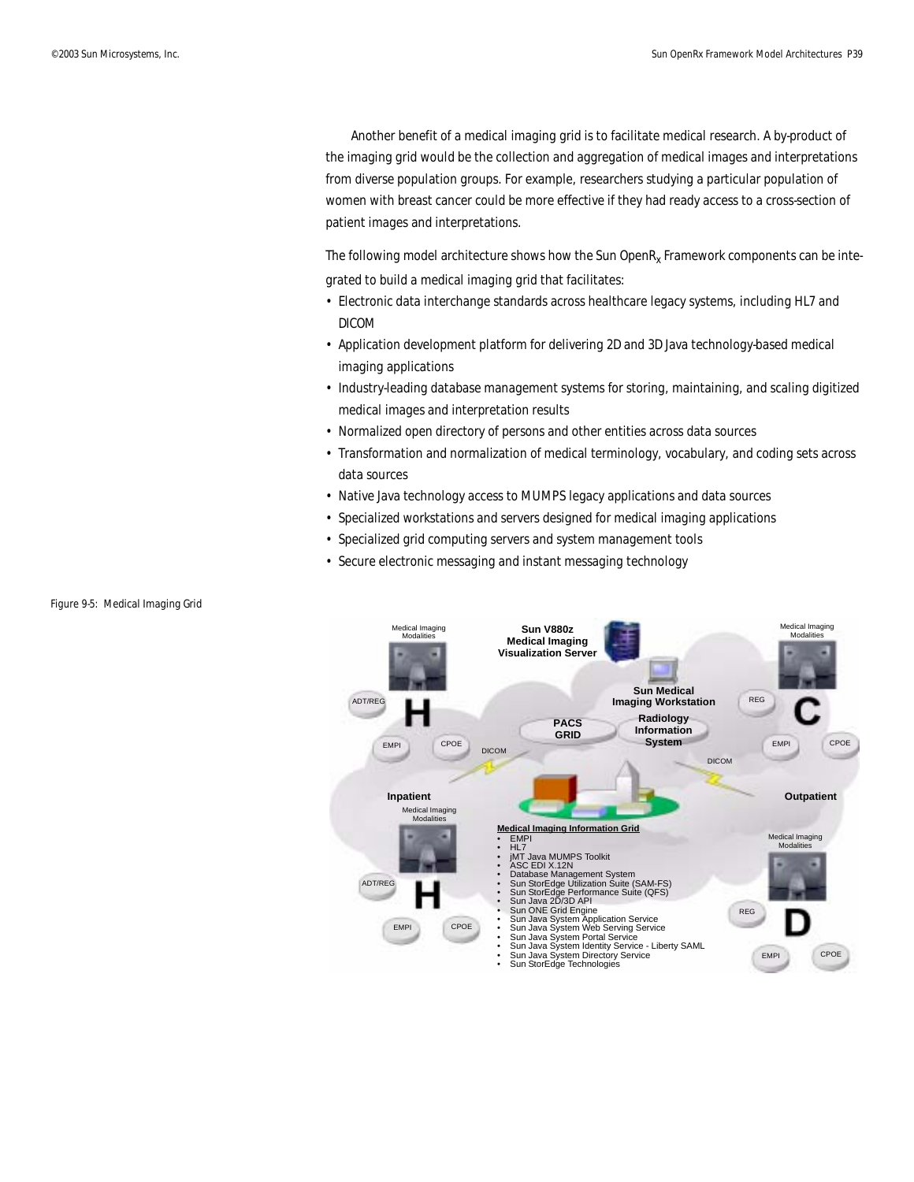Another benefit of a medical imaging grid is to facilitate medical research. A by-product of the imaging grid would be the collection and aggregation of medical images and interpretations from diverse population groups. For example, researchers studying a particular population of women with breast cancer could be more effective if they had ready access to a cross-section of patient images and interpretations.

The following model architecture shows how the Sun OpenR$_x$ Framework components can be integrated to build a medical imaging grid that facilitates:

- Electronic data interchange standards across healthcare legacy systems, including HL7 and DICOM
- Application development platform for delivering 2D and 3D Java technology-based medical imaging applications
- Industry-leading database management systems for storing, maintaining, and scaling digitized medical images and interpretation results
- Normalized open directory of persons and other entities across data sources
- Transformation and normalization of medical terminology, vocabulary, and coding sets across data sources
- Native Java technology access to MUMPS legacy applications and data sources
- Specialized workstations and servers designed for medical imaging applications
- Specialized grid computing servers and system management tools
- Secure electronic messaging and instant messaging technology

Figure 9-5: Medical Imaging Grid

Medical Imaging Modalities | Sun V880z Medical Imaging Visualization Server | Medical Imaging Modalities

ADT/REG | H | Sun Medical Imaging Workstation | REG | C

EMPI | CPOE | PACS GRID | Radiology Information System | EMPI | CPOE

DICOM | DICOM

Inpatient | Outpatient

Medical Imaging Modalities | Medical Imaging Modalities

ADT/REG | H | EMPI | CPOE

REG | D | EMPI | CPOE

**Medical Imaging Information Grid**

- EMPI
- HL7
- jMT Java MUMPS Toolkit
- ASC EDI X.12N
- Database Management System
- Sun StorEdge Utilization Suite (SAM-FS)
- Sun StorEdge Performance Suite (QFS)
- Sun Java 2D/3D API
- Sun ONE Grid Engine
- Sun Java System Application Service
- Sun Java System Web Serving Service
- Sun Java System Portal Service
- Sun Java System Identity Service - Liberty SAML
- Sun Java System Directory Service
- Sun StorEdge Technologies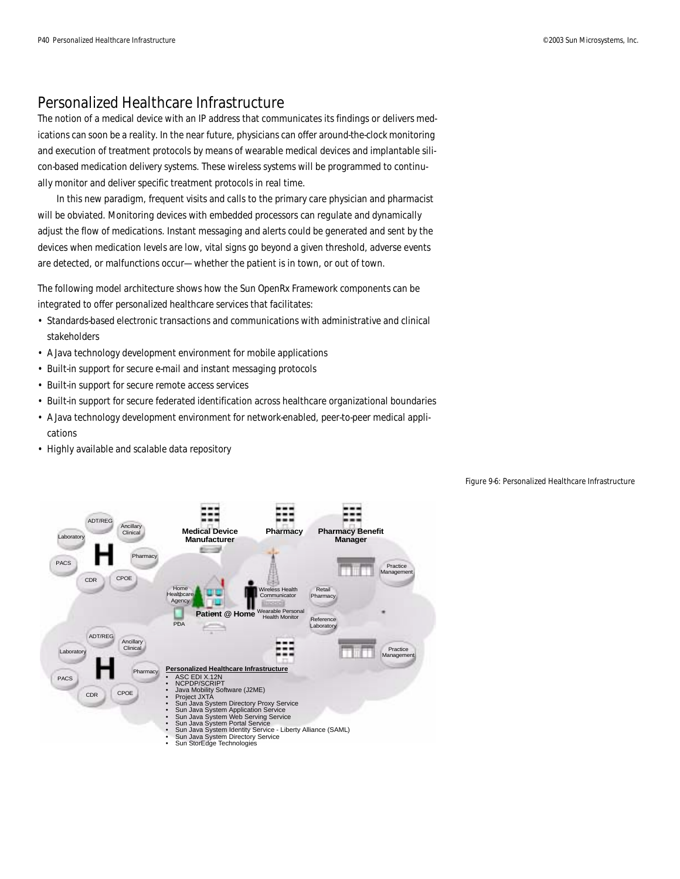## Personalized Healthcare Infrastructure

The notion of a medical device with an IP address that communicates its findings or delivers medications can soon be a reality. In the near future, physicians can offer around-the-clock monitoring and execution of treatment protocols by means of wearable medical devices and implantable silicon-based medication delivery systems. These wireless systems will be programmed to continually monitor and deliver specific treatment protocols in real time.

In this new paradigm, frequent visits and calls to the primary care physician and pharmacist will be obviated. Monitoring devices with embedded processors can regulate and dynamically adjust the flow of medications. Instant messaging and alerts could be generated and sent by the devices when medication levels are low, vital signs go beyond a given threshold, adverse events are detected, or malfunctions occur— whether the patient is in town, or out of town.

The following model architecture shows how the Sun OpenRx Framework components can be integrated to offer personalized healthcare services that facilitates:

- Standards-based electronic transactions and communications with administrative and clinical stakeholders
- A Java technology development environment for mobile applications
- Built-in support for secure e-mail and instant messaging protocols
- Built-in support for secure remote access services
- Built-in support for secure federated identification across healthcare organizational boundaries
- A Java technology development environment for network-enabled, peer-to-peer medical applications
- Highly available and scalable data repository

Figure 9-6: Personalized Healthcare Infrastructure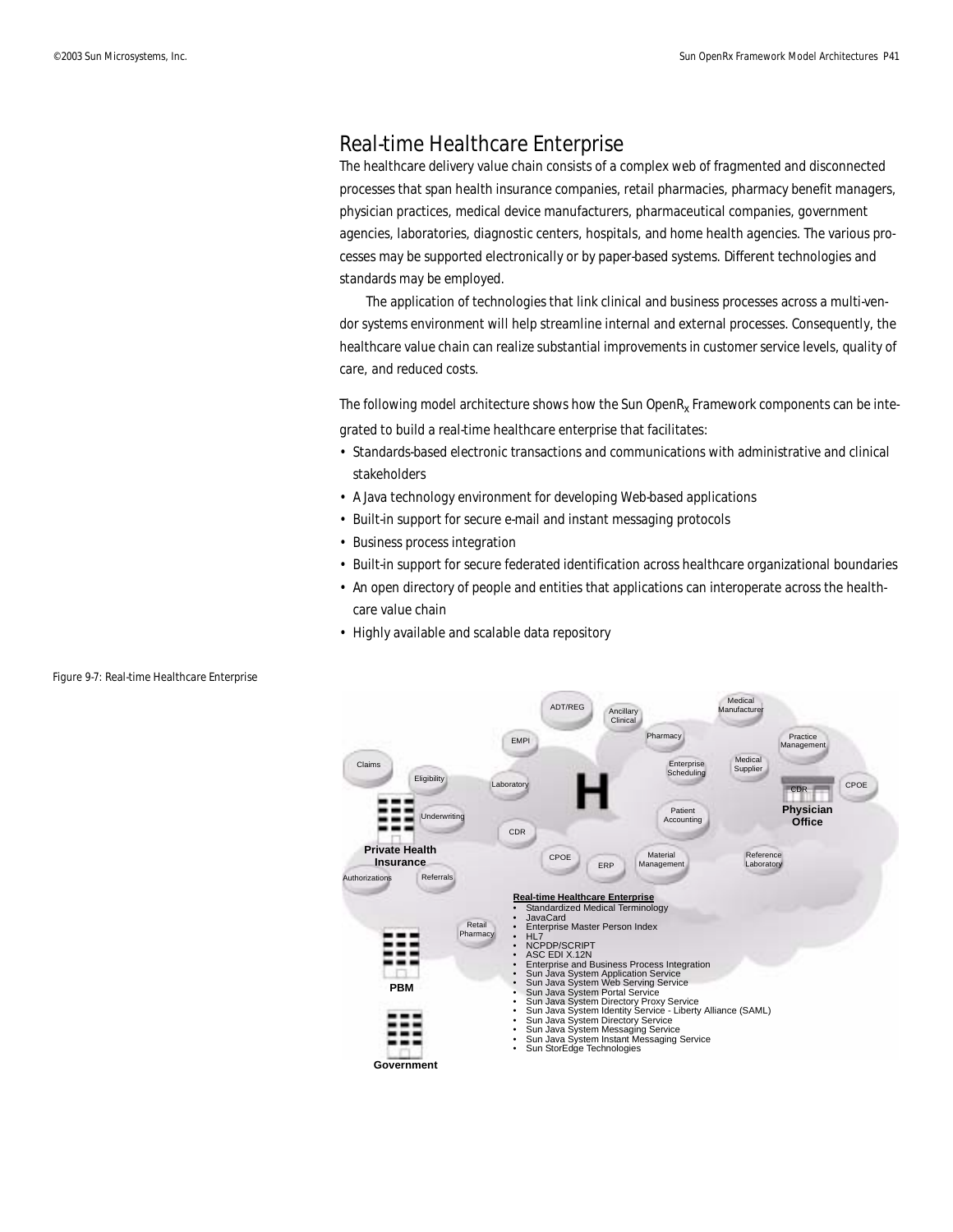## Real-time Healthcare Enterprise

The healthcare delivery value chain consists of a complex web of fragmented and disconnected processes that span health insurance companies, retail pharmacies, pharmacy benefit managers, physician practices, medical device manufacturers, pharmaceutical companies, government agencies, laboratories, diagnostic centers, hospitals, and home health agencies. The various processes may be supported electronically or by paper-based systems. Different technologies and standards may be employed.

The application of technologies that link clinical and business processes across a multi-vendor systems environment will help streamline internal and external processes. Consequently, the healthcare value chain can realize substantial improvements in customer service levels, quality of care, and reduced costs.

The following model architecture shows how the Sun OpenR$_x$ Framework components can be integrated to build a real-time healthcare enterprise that facilitates:

- Standards-based electronic transactions and communications with administrative and clinical stakeholders
- A Java technology environment for developing Web-based applications
- Built-in support for secure e-mail and instant messaging protocols
- Business process integration
- Built-in support for secure federated identification across healthcare organizational boundaries
- An open directory of people and entities that applications can interoperate across the healthcare value chain
- Highly available and scalable data repository

Figure 9-7: Real-time Healthcare Enterprise

ADT/REG, Ancillary Clinical, Medical Manufacturer, Pharmacy, Practice Management, EMPI, Claims, Eligibility, Laboratory, H, Enterprise Scheduling, Medical Supplier, CDR, CPOE, Physician Office, Underwriting, Patient Accounting, CDR, Private Health Insurance, CPOE, ERP, Material Management, Reference Laboratory, Authorizations, Referrals, Retail Pharmacy, PBM, Government

**Real-time Healthcare Enterprise**

- Standardized Medical Terminology
- JavaCard
- Enterprise Master Person Index
- HL7
- NCPDP/SCRIPT
- ASC EDI X.12N
- Enterprise and Business Process Integration
- Sun Java System Application Service
- Sun Java System Web Serving Service
- Sun Java System Portal Service
- Sun Java System Directory Proxy Service
- Sun Java System Identity Service - Liberty Alliance (SAML)
- Sun Java System Directory Service
- Sun Java System Messaging Service
- Sun Java System Instant Messaging Service
- Sun StorEdge Technologies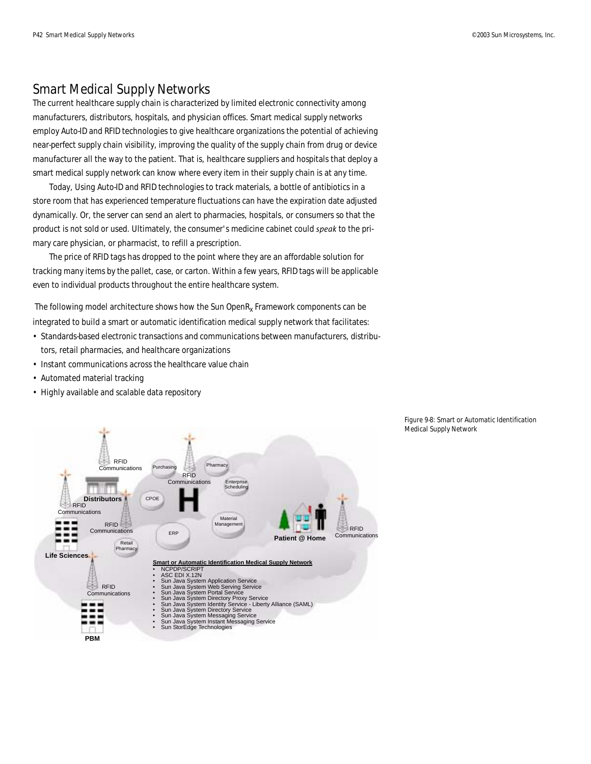# Smart Medical Supply Networks

The current healthcare supply chain is characterized by limited electronic connectivity among manufacturers, distributors, hospitals, and physician offices. Smart medical supply networks employ Auto-ID and RFID technologies to give healthcare organizations the potential of achieving near-perfect supply chain visibility, improving the quality of the supply chain from drug or device manufacturer all the way to the patient. That is, healthcare suppliers and hospitals that deploy a smart medical supply network can know where every item in their supply chain is at any time.

Today, Using Auto-ID and RFID technologies to track materials, a bottle of antibiotics in a store room that has experienced temperature fluctuations can have the expiration date adjusted dynamically. Or, the server can send an alert to pharmacies, hospitals, or consumers so that the product is not sold or used. Ultimately, the consumer's medicine cabinet could *speak* to the primary care physician, or pharmacist, to refill a prescription.

The price of RFID tags has dropped to the point where they are an affordable solution for tracking many items by the pallet, case, or carton. Within a few years, RFID tags will be applicable even to individual products throughout the entire healthcare system.

The following model architecture shows how the Sun OpenR$_x$ Framework components can be integrated to build a smart or automatic identification medical supply network that facilitates:

- Standards-based electronic transactions and communications between manufacturers, distributors, retail pharmacies, and healthcare organizations
- Instant communications across the healthcare value chain
- Automated material tracking
- Highly available and scalable data repository

Figure 9-8: Smart or Automatic Identification Medical Supply Network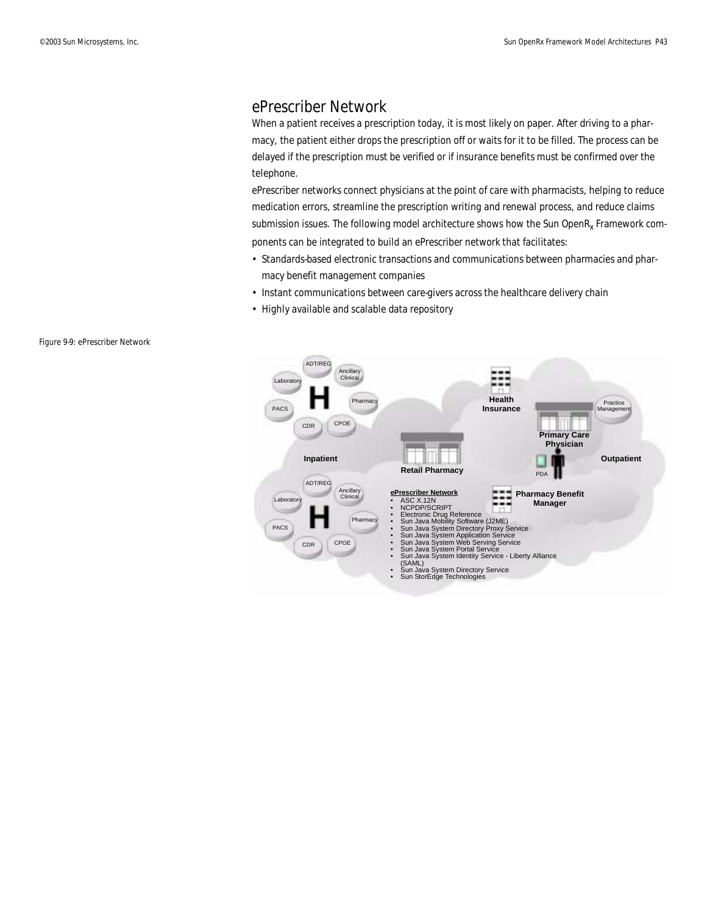## ePrescriber Network

When a patient receives a prescription today, it is most likely on paper. After driving to a pharmacy, the patient either drops the prescription off or waits for it to be filled. The process can be delayed if the prescription must be verified or if insurance benefits must be confirmed over the telephone.

ePrescriber networks connect physicians at the point of care with pharmacists, helping to reduce medication errors, streamline the prescription writing and renewal process, and reduce claims submission issues. The following model architecture shows how the Sun OpenR$_x$ Framework components can be integrated to build an ePrescriber network that facilitates:

- Standards-based electronic transactions and communications between pharmacies and pharmacy benefit management companies
- Instant communications between care-givers across the healthcare delivery chain
- Highly available and scalable data repository

Figure 9-9: ePrescriber Network

ADT/REG
Ancillary Clinical
Laboratory
Pharmacy
PACS
CDR
CPOE
Inpatient

Health Insurance
Practice Management
Primary Care Physician
Outpatient
PDA
Retail Pharmacy
Pharmacy Benefit Manager

**ePrescriber Network**
- ASC X.12N
- NCPDP/SCRIPT
- Electronic Drug Reference
- Sun Java Mobility Software (J2ME)
- Sun Java System Directory Proxy Service
- Sun Java System Application Service
- Sun Java System Web Serving Service
- Sun Java System Portal Service
- Sun Java System Identity Service - Liberty Alliance (SAML)
- Sun Java System Directory Service
- Sun StorEdge Technologies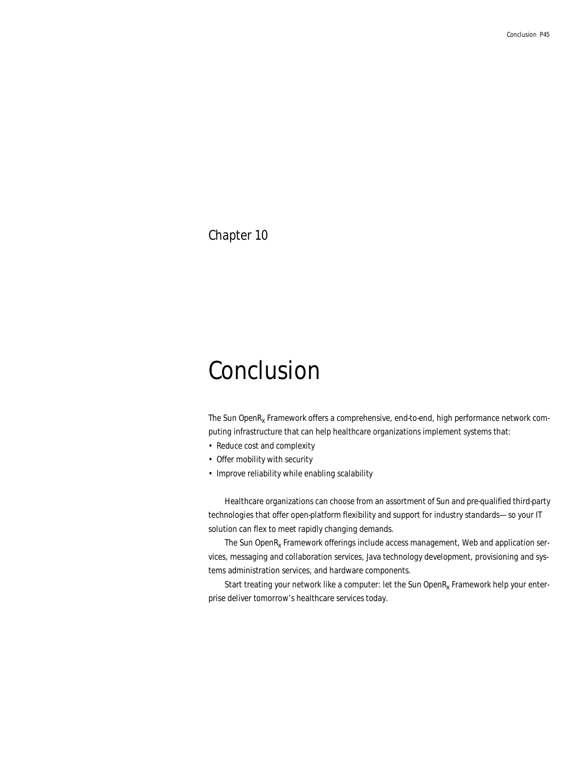Chapter 10

# Conclusion

The Sun Open$R_x$ Framework offers a comprehensive, end-to-end, high performance network computing infrastructure that can help healthcare organizations implement systems that:

- Reduce cost and complexity
- Offer mobility with security
- Improve reliability while enabling scalability

Healthcare organizations can choose from an assortment of Sun and pre-qualified third-party technologies that offer open-platform flexibility and support for industry standards—so your IT solution can flex to meet rapidly changing demands.

The Sun Open$R_x$ Framework offerings include access management, Web and application services, messaging and collaboration services, Java technology development, provisioning and systems administration services, and hardware components.

Start treating your network like a computer: let the Sun Open$R_x$ Framework help your enterprise deliver tomorrow's healthcare services today.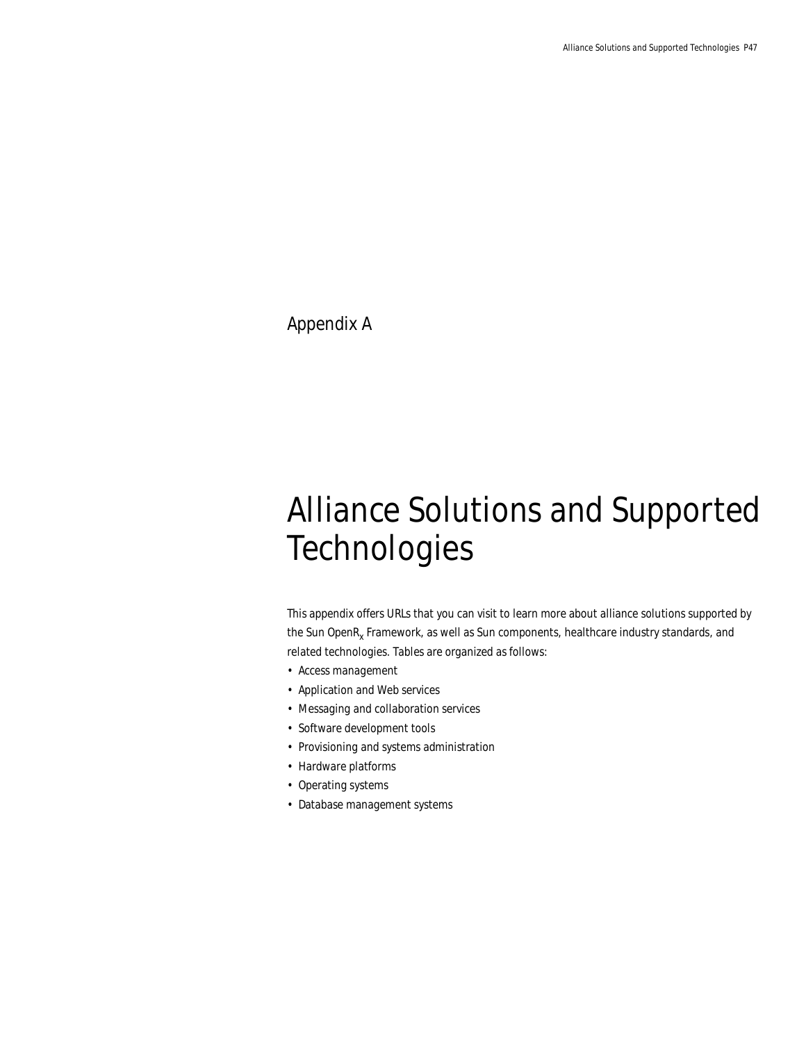Appendix A

# Alliance Solutions and Supported Technologies

This appendix offers URLs that you can visit to learn more about alliance solutions supported by the Sun OpenR$_x$ Framework, as well as Sun components, healthcare industry standards, and related technologies. Tables are organized as follows:

- Access management
- Application and Web services
- Messaging and collaboration services
- Software development tools
- Provisioning and systems administration
- Hardware platforms
- Operating systems
- Database management systems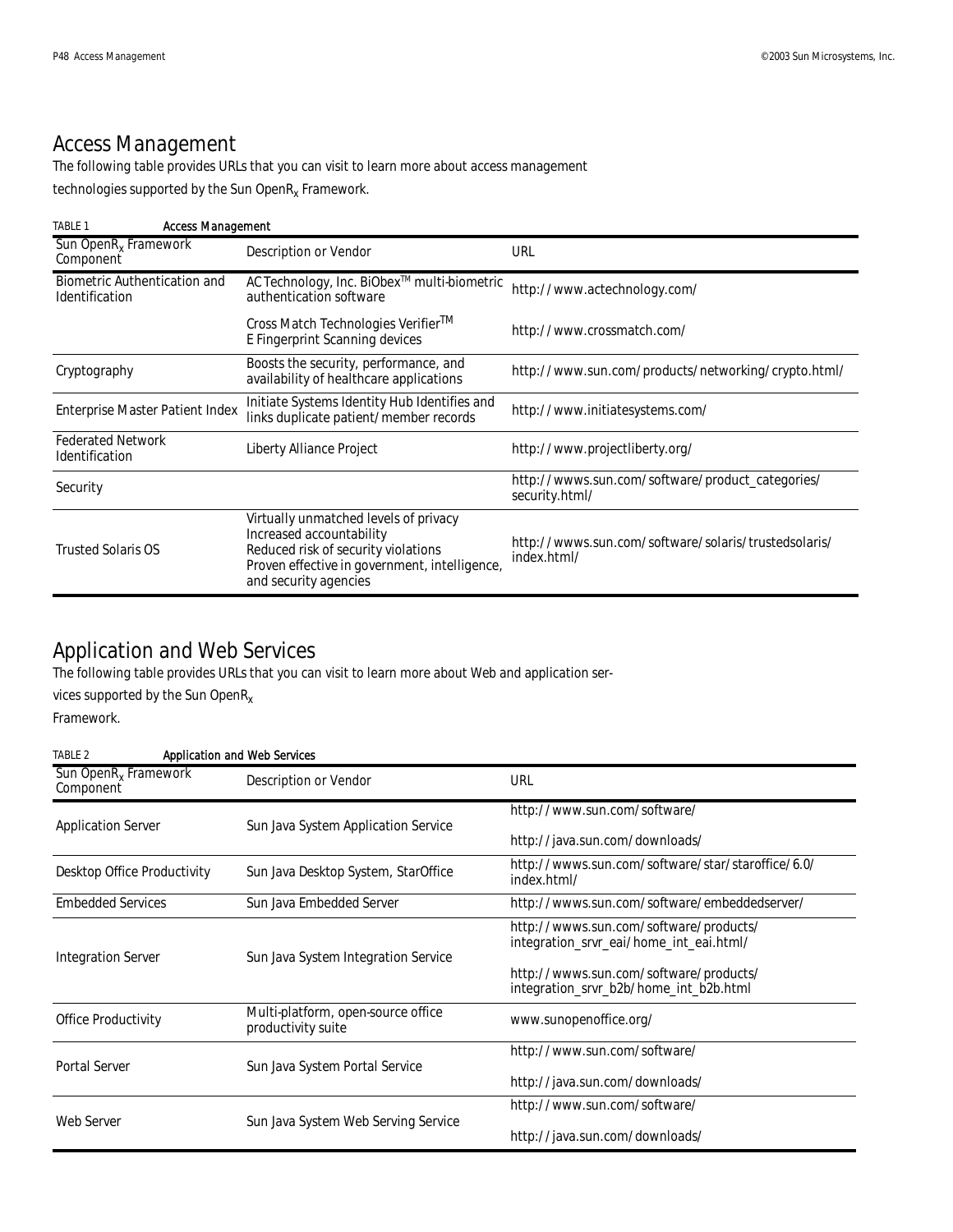## Access Management

The following table provides URLs that you can visit to learn more about access management technologies supported by the Sun Open$R_x$ Framework.

TABLE 1 Access Management

| Sun Open$R_x$ Framework Component | Description or Vendor | URL |
|---|---|---|
| Biometric Authentication and Identification | AC Technology, Inc. BiObex™ multi-biometric authentication software | http://www.actechnology.com/ |
| | Cross Match Technologies Verifier™ E Fingerprint Scanning devices | http://www.crossmatch.com/ |
| Cryptography | Boosts the security, performance, and availability of healthcare applications | http://www.sun.com/products/networking/crypto.html/ |
| Enterprise Master Patient Index | Initiate Systems Identity Hub Identifies and links duplicate patient/member records | http://www.initiatesystems.com/ |
| Federated Network Identification | Liberty Alliance Project | http://www.projectliberty.org/ |
| Security | | http://wwws.sun.com/software/product_categories/security.html/ |
| Trusted Solaris OS | Virtually unmatched levels of privacy<br>Increased accountability<br>Reduced risk of security violations<br>Proven effective in government, intelligence, and security agencies | http://wwws.sun.com/software/solaris/trustedsolaris/index.html/ |

## Application and Web Services

The following table provides URLs that you can visit to learn more about Web and application services supported by the Sun Open$R_x$ Framework.

TABLE 2 Application and Web Services

| Sun Open$R_x$ Framework Component | Description or Vendor | URL |
|---|---|---|
| Application Server | Sun Java System Application Service | http://www.sun.com/software/<br>http://java.sun.com/downloads/ |
| Desktop Office Productivity | Sun Java Desktop System, StarOffice | http://wwws.sun.com/software/star/staroffice/6.0/index.html/ |
| Embedded Services | Sun Java Embedded Server | http://wwws.sun.com/software/embeddedserver/ |
| Integration Server | Sun Java System Integration Service | http://wwws.sun.com/software/products/integration_srvr_eai/home_int_eai.html/<br>http://wwws.sun.com/software/products/integration_srvr_b2b/home_int_b2b.html |
| Office Productivity | Multi-platform, open-source office productivity suite | www.sunopenoffice.org/ |
| Portal Server | Sun Java System Portal Service | http://www.sun.com/software/<br>http://java.sun.com/downloads/ |
| Web Server | Sun Java System Web Serving Service | http://www.sun.com/software/<br>http://java.sun.com/downloads/ |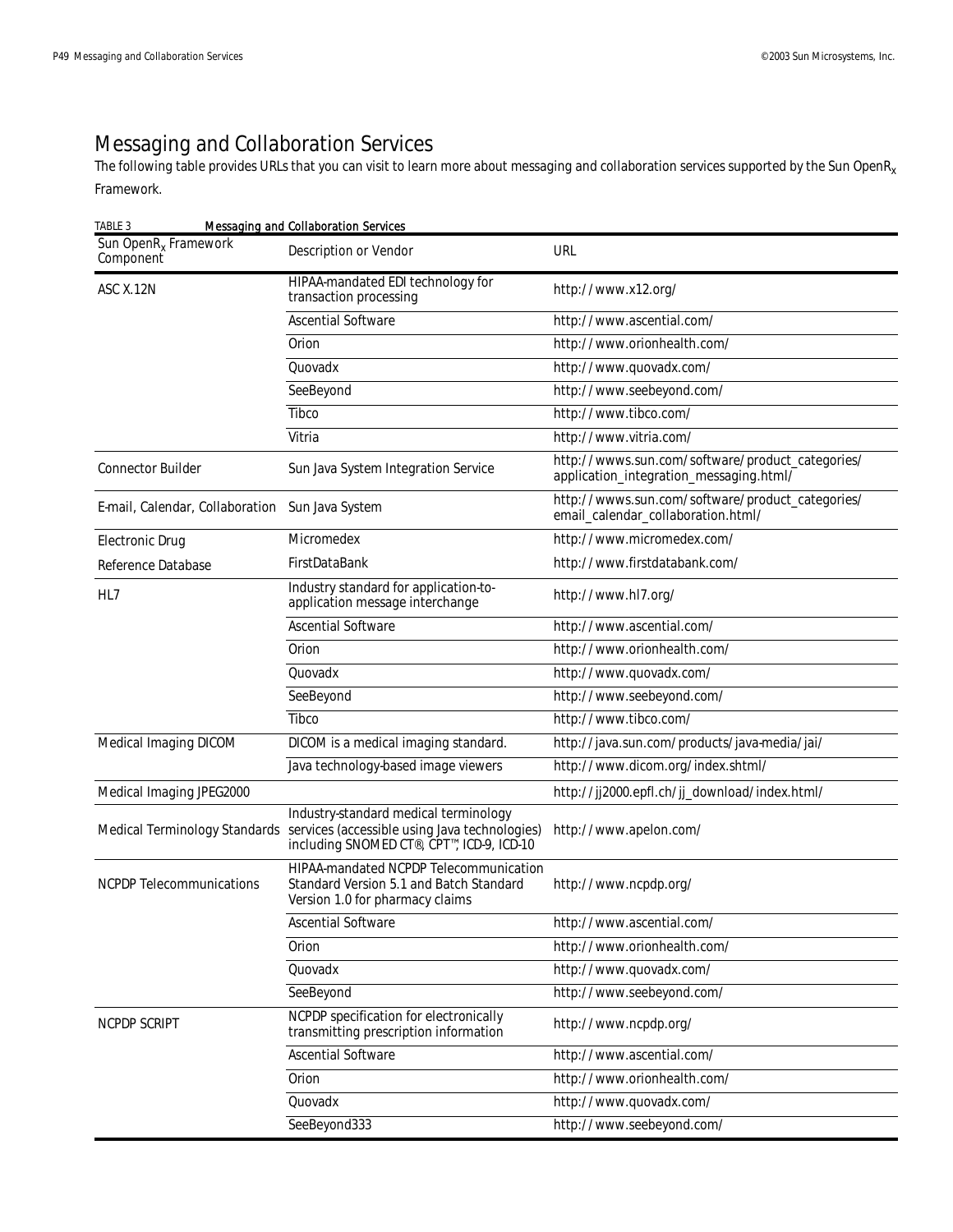# Messaging and Collaboration Services

The following table provides URLs that you can visit to learn more about messaging and collaboration services supported by the Sun OpenR$_x$ Framework.

TABLE 3 Messaging and Collaboration Services

| Sun OpenR$_x$ Framework Component | Description or Vendor | URL |
|---|---|---|
| ASC X.12N | HIPAA-mandated EDI technology for transaction processing | http://www.x12.org/ |
| | Ascential Software | http://www.ascential.com/ |
| | Orion | http://www.orionhealth.com/ |
| | Quovadx | http://www.quovadx.com/ |
| | SeeBeyond | http://www.seebeyond.com/ |
| | Tibco | http://www.tibco.com/ |
| | Vitria | http://www.vitria.com/ |
| Connector Builder | Sun Java System Integration Service | http://wwws.sun.com/software/product_categories/application_integration_messaging.html/ |
| E-mail, Calendar, Collaboration | Sun Java System | http://wwws.sun.com/software/product_categories/email_calendar_collaboration.html/ |
| Electronic Drug Reference Database | Micromedex | http://www.micromedex.com/ |
| | FirstDataBank | http://www.firstdatabank.com/ |
| HL7 | Industry standard for application-to-application message interchange | http://www.hl7.org/ |
| | Ascential Software | http://www.ascential.com/ |
| | Orion | http://www.orionhealth.com/ |
| | Quovadx | http://www.quovadx.com/ |
| | SeeBeyond | http://www.seebeyond.com/ |
| | Tibco | http://www.tibco.com/ |
| Medical Imaging DICOM | DICOM is a medical imaging standard. | http://java.sun.com/products/java-media/jai/ |
| | Java technology-based image viewers | http://www.dicom.org/index.shtml/ |
| Medical Imaging JPEG2000 | | http://jj2000.epfl.ch/jj_download/index.html/ |
| Medical Terminology Standards | Industry-standard medical terminology services (accessible using Java technologies) including SNOMED CT®, CPT™, ICD-9, ICD-10 | http://www.apelon.com/ |
| NCPDP Telecommunications | HIPAA-mandated NCPDP Telecommunication Standard Version 5.1 and Batch Standard Version 1.0 for pharmacy claims | http://www.ncpdp.org/ |
| | Ascential Software | http://www.ascential.com/ |
| | Orion | http://www.orionhealth.com/ |
| | Quovadx | http://www.quovadx.com/ |
| | SeeBeyond | http://www.seebeyond.com/ |
| NCPDP SCRIPT | NCPDP specification for electronically transmitting prescription information | http://www.ncpdp.org/ |
| | Ascential Software | http://www.ascential.com/ |
| | Orion | http://www.orionhealth.com/ |
| | Quovadx | http://www.quovadx.com/ |
| | SeeBeyond333 | http://www.seebeyond.com/ |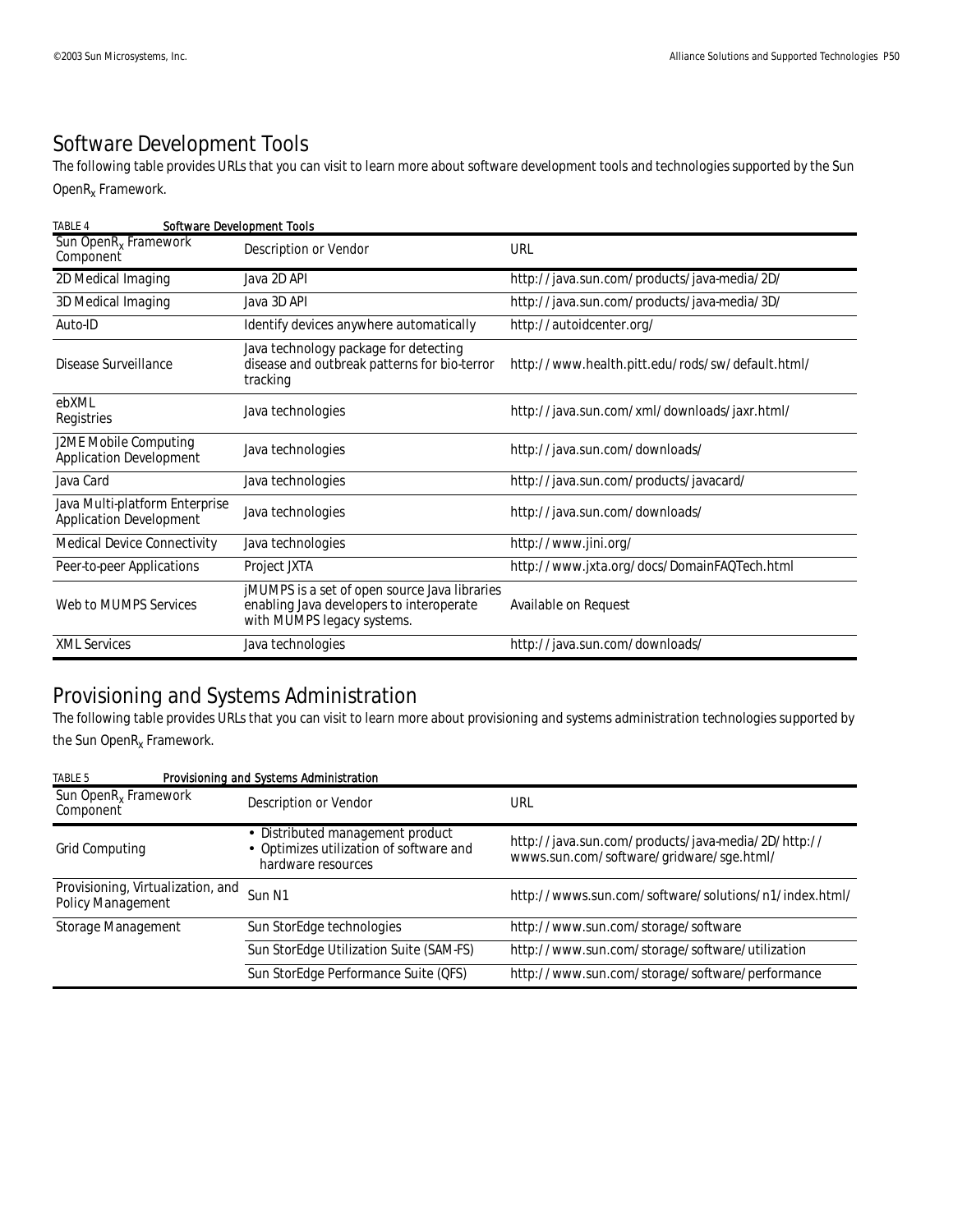## Software Development Tools

The following table provides URLs that you can visit to learn more about software development tools and technologies supported by the Sun OpenR$_x$ Framework.

TABLE 4 Software Development Tools

| Sun OpenR$_x$ Framework Component | Description or Vendor | URL |
|---|---|---|
| 2D Medical Imaging | Java 2D API | http://java.sun.com/products/java-media/2D/ |
| 3D Medical Imaging | Java 3D API | http://java.sun.com/products/java-media/3D/ |
| Auto-ID | Identify devices anywhere automatically | http://autoidcenter.org/ |
| Disease Surveillance | Java technology package for detecting disease and outbreak patterns for bio-terror tracking | http://www.health.pitt.edu/rods/sw/default.html/ |
| ebXML Registries | Java technologies | http://java.sun.com/xml/downloads/jaxr.html/ |
| J2ME Mobile Computing Application Development | Java technologies | http://java.sun.com/downloads/ |
| Java Card | Java technologies | http://java.sun.com/products/javacard/ |
| Java Multi-platform Enterprise Application Development | Java technologies | http://java.sun.com/downloads/ |
| Medical Device Connectivity | Java technologies | http://www.jini.org/ |
| Peer-to-peer Applications | Project JXTA | http://www.jxta.org/docs/DomainFAQTech.html |
| Web to MUMPS Services | jMUMPS is a set of open source Java libraries enabling Java developers to interoperate with MUMPS legacy systems. | Available on Request |
| XML Services | Java technologies | http://java.sun.com/downloads/ |

## Provisioning and Systems Administration

The following table provides URLs that you can visit to learn more about provisioning and systems administration technologies supported by the Sun OpenR$_x$ Framework.

TABLE 5 Provisioning and Systems Administration

| Sun OpenR$_x$ Framework Component | Description or Vendor | URL |
|---|---|---|
| Grid Computing | • Distributed management product<br>• Optimizes utilization of software and hardware resources | http://java.sun.com/products/java-media/2D/http://wwws.sun.com/software/gridware/sge.html/ |
| Provisioning, Virtualization, and Policy Management | Sun N1 | http://wwws.sun.com/software/solutions/n1/index.html/ |
| Storage Management | Sun StorEdge technologies | http://www.sun.com/storage/software |
| | Sun StorEdge Utilization Suite (SAM-FS) | http://www.sun.com/storage/software/utilization |
| | Sun StorEdge Performance Suite (QFS) | http://www.sun.com/storage/software/performance |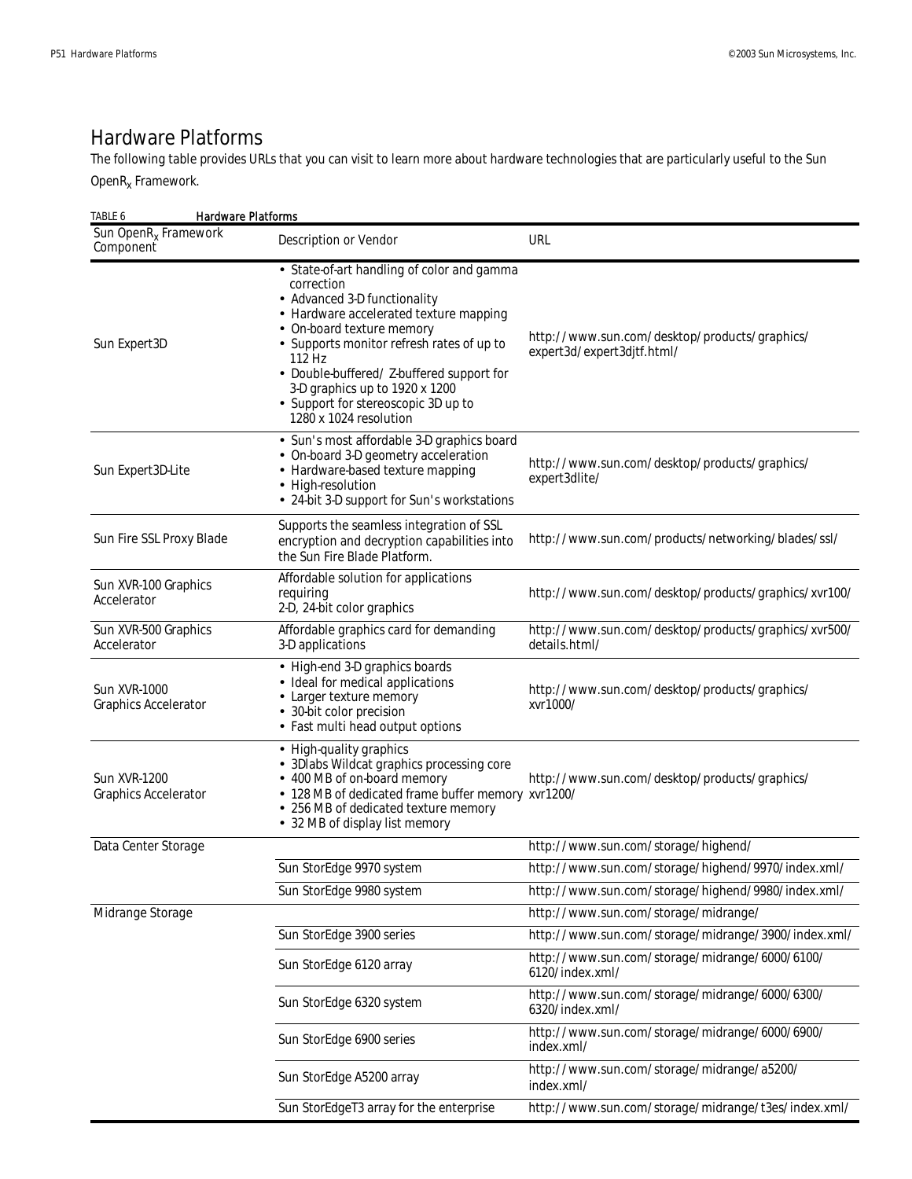## Hardware Platforms

The following table provides URLs that you can visit to learn more about hardware technologies that are particularly useful to the Sun OpenR$_x$ Framework.

TABLE 6 **Hardware Platforms**

| Sun OpenR$_x$ Framework Component | Description or Vendor | URL |
|---|---|---|
| Sun Expert3D | • State-of-art handling of color and gamma correction<br>• Advanced 3-D functionality<br>• Hardware accelerated texture mapping<br>• On-board texture memory<br>• Supports monitor refresh rates of up to 112 Hz<br>• Double-buffered/ Z-buffered support for 3-D graphics up to 1920 x 1200<br>• Support for stereoscopic 3D up to 1280 x 1024 resolution | http://www.sun.com/desktop/products/graphics/expert3d/expert3djtf.html/ |
| Sun Expert3D-Lite | • Sun's most affordable 3-D graphics board<br>• On-board 3-D geometry acceleration<br>• Hardware-based texture mapping<br>• High-resolution<br>• 24-bit 3-D support for Sun's workstations | http://www.sun.com/desktop/products/graphics/expert3dlite/ |
| Sun Fire SSL Proxy Blade | Supports the seamless integration of SSL encryption and decryption capabilities into the Sun Fire Blade Platform. | http://www.sun.com/products/networking/blades/ssl/ |
| Sun XVR-100 Graphics Accelerator | Affordable solution for applications requiring 2-D, 24-bit color graphics | http://www.sun.com/desktop/products/graphics/xvr100/ |
| Sun XVR-500 Graphics Accelerator | Affordable graphics card for demanding 3-D applications | http://www.sun.com/desktop/products/graphics/xvr500/details.html/ |
| Sun XVR-1000 Graphics Accelerator | • High-end 3-D graphics boards<br>• Ideal for medical applications<br>• Larger texture memory<br>• 30-bit color precision<br>• Fast multi head output options | http://www.sun.com/desktop/products/graphics/xvr1000/ |
| Sun XVR-1200 Graphics Accelerator | • High-quality graphics<br>• 3Dlabs Wildcat graphics processing core<br>• 400 MB of on-board memory<br>• 128 MB of dedicated frame buffer memory<br>• 256 MB of dedicated texture memory<br>• 32 MB of display list memory | http://www.sun.com/desktop/products/graphics/xvr1200/ |
| Data Center Storage | | http://www.sun.com/storage/highend/ |
| | Sun StorEdge 9970 system | http://www.sun.com/storage/highend/9970/index.xml/ |
| | Sun StorEdge 9980 system | http://www.sun.com/storage/highend/9980/index.xml/ |
| Midrange Storage | | http://www.sun.com/storage/midrange/ |
| | Sun StorEdge 3900 series | http://www.sun.com/storage/midrange/3900/index.xml/ |
| | Sun StorEdge 6120 array | http://www.sun.com/storage/midrange/6000/6100/6120/index.xml/ |
| | Sun StorEdge 6320 system | http://www.sun.com/storage/midrange/6000/6300/6320/index.xml/ |
| | Sun StorEdge 6900 series | http://www.sun.com/storage/midrange/6000/6900/index.xml/ |
| | Sun StorEdge A5200 array | http://www.sun.com/storage/midrange/a5200/index.xml/ |
| | Sun StorEdgeT3 array for the enterprise | http://www.sun.com/storage/midrange/t3es/index.xml/ |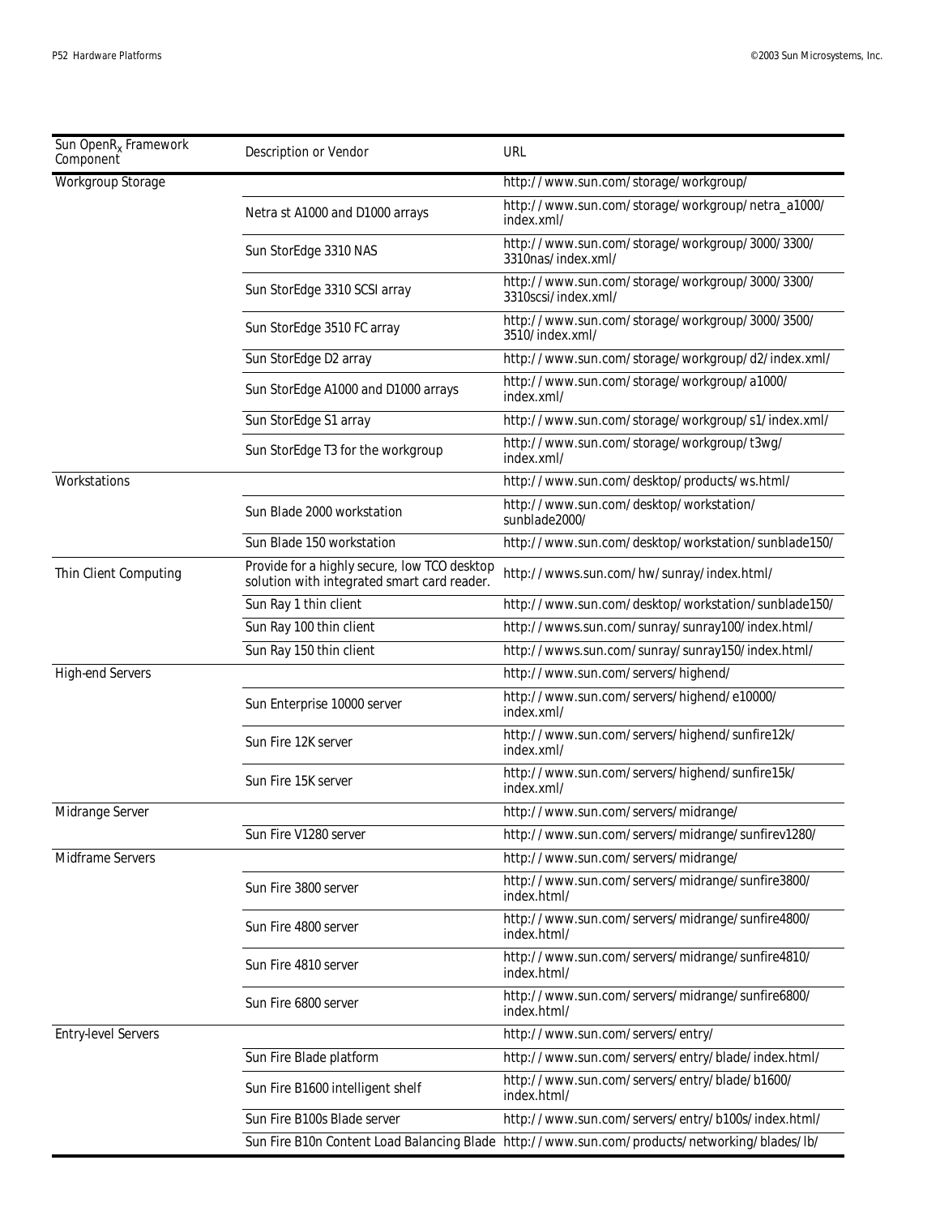| Sun OpenR$_x$ Framework Component | Description or Vendor | URL |
| --- | --- | --- |
| Workgroup Storage | | http://www.sun.com/storage/workgroup/ |
| | Netra st A1000 and D1000 arrays | http://www.sun.com/storage/workgroup/netra_a1000/index.xml/ |
| | Sun StorEdge 3310 NAS | http://www.sun.com/storage/workgroup/3000/3300/3310nas/index.xml/ |
| | Sun StorEdge 3310 SCSI array | http://www.sun.com/storage/workgroup/3000/3300/3310scsi/index.xml/ |
| | Sun StorEdge 3510 FC array | http://www.sun.com/storage/workgroup/3000/3500/3510/index.xml/ |
| | Sun StorEdge D2 array | http://www.sun.com/storage/workgroup/d2/index.xml/ |
| | Sun StorEdge A1000 and D1000 arrays | http://www.sun.com/storage/workgroup/a1000/index.xml/ |
| | Sun StorEdge S1 array | http://www.sun.com/storage/workgroup/s1/index.xml/ |
| | Sun StorEdge T3 for the workgroup | http://www.sun.com/storage/workgroup/t3wg/index.xml/ |
| Workstations | | http://www.sun.com/desktop/products/ws.html/ |
| | Sun Blade 2000 workstation | http://www.sun.com/desktop/workstation/sunblade2000/ |
| | Sun Blade 150 workstation | http://www.sun.com/desktop/workstation/sunblade150/ |
| Thin Client Computing | Provide for a highly secure, low TCO desktop solution with integrated smart card reader. | http://wwws.sun.com/hw/sunray/index.html/ |
| | Sun Ray 1 thin client | http://www.sun.com/desktop/workstation/sunblade150/ |
| | Sun Ray 100 thin client | http://wwws.sun.com/sunray/sunray100/index.html/ |
| | Sun Ray 150 thin client | http://wwws.sun.com/sunray/sunray150/index.html/ |
| High-end Servers | | http://www.sun.com/servers/highend/ |
| | Sun Enterprise 10000 server | http://www.sun.com/servers/highend/e10000/index.xml/ |
| | Sun Fire 12K server | http://www.sun.com/servers/highend/sunfire12k/index.xml/ |
| | Sun Fire 15K server | http://www.sun.com/servers/highend/sunfire15k/index.xml/ |
| Midrange Server | | http://www.sun.com/servers/midrange/ |
| | Sun Fire V1280 server | http://www.sun.com/servers/midrange/sunfirev1280/ |
| Midframe Servers | | http://www.sun.com/servers/midrange/ |
| | Sun Fire 3800 server | http://www.sun.com/servers/midrange/sunfire3800/index.html/ |
| | Sun Fire 4800 server | http://www.sun.com/servers/midrange/sunfire4800/index.html/ |
| | Sun Fire 4810 server | http://www.sun.com/servers/midrange/sunfire4810/index.html/ |
| | Sun Fire 6800 server | http://www.sun.com/servers/midrange/sunfire6800/index.html/ |
| Entry-level Servers | | http://www.sun.com/servers/entry/ |
| | Sun Fire Blade platform | http://www.sun.com/servers/entry/blade/index.html/ |
| | Sun Fire B1600 intelligent shelf | http://www.sun.com/servers/entry/blade/b1600/index.html/ |
| | Sun Fire B100s Blade server | http://www.sun.com/servers/entry/b100s/index.html/ |
| | Sun Fire B10n Content Load Balancing Blade | http://www.sun.com/products/networking/blades/lb/ |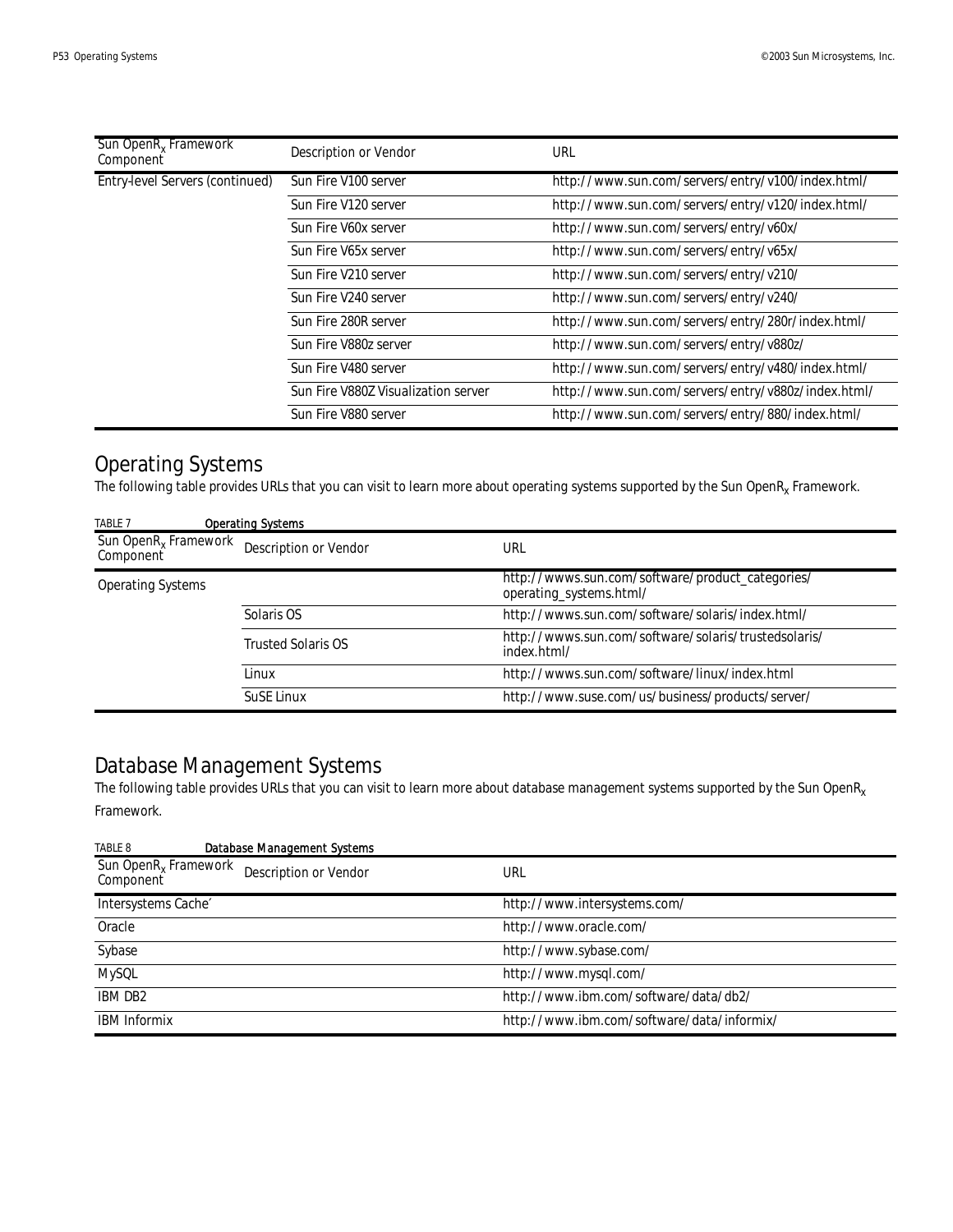| Sun OpenR$_x$ Framework Component | Description or Vendor | URL |
|---|---|---|
| Entry-level Servers (continued) | Sun Fire V100 server | http://www.sun.com/servers/entry/v100/index.html/ |
| | Sun Fire V120 server | http://www.sun.com/servers/entry/v120/index.html/ |
| | Sun Fire V60x server | http://www.sun.com/servers/entry/v60x/ |
| | Sun Fire V65x server | http://www.sun.com/servers/entry/v65x/ |
| | Sun Fire V210 server | http://www.sun.com/servers/entry/v210/ |
| | Sun Fire V240 server | http://www.sun.com/servers/entry/v240/ |
| | Sun Fire 280R server | http://www.sun.com/servers/entry/280r/index.html/ |
| | Sun Fire V880z server | http://www.sun.com/servers/entry/v880z/ |
| | Sun Fire V480 server | http://www.sun.com/servers/entry/v480/index.html/ |
| | Sun Fire V880Z Visualization server | http://www.sun.com/servers/entry/v880z/index.html/ |
| | Sun Fire V880 server | http://www.sun.com/servers/entry/880/index.html/ |

## Operating Systems

The following table provides URLs that you can visit to learn more about operating systems supported by the Sun OpenR$_x$ Framework.

TABLE 7 Operating Systems

| Sun OpenR$_x$ Framework Component | Description or Vendor | URL |
|---|---|---|
| Operating Systems | | http://wwws.sun.com/software/product_categories/operating_systems.html/ |
| | Solaris OS | http://wwws.sun.com/software/solaris/index.html/ |
| | Trusted Solaris OS | http://wwws.sun.com/software/solaris/trustedsolaris/index.html/ |
| | Linux | http://wwws.sun.com/software/linux/index.html |
| | SuSE Linux | http://www.suse.com/us/business/products/server/ |

## Database Management Systems

The following table provides URLs that you can visit to learn more about database management systems supported by the Sun OpenR$_x$ Framework.

TABLE 8 Database Management Systems

| Sun OpenR$_x$ Framework Component | Description or Vendor | URL |
|---|---|---|
| Intersystems Cache´ | | http://www.intersystems.com/ |
| Oracle | | http://www.oracle.com/ |
| Sybase | | http://www.sybase.com/ |
| MySQL | | http://www.mysql.com/ |
| IBM DB2 | | http://www.ibm.com/software/data/db2/ |
| IBM Informix | | http://www.ibm.com/software/data/informix/ |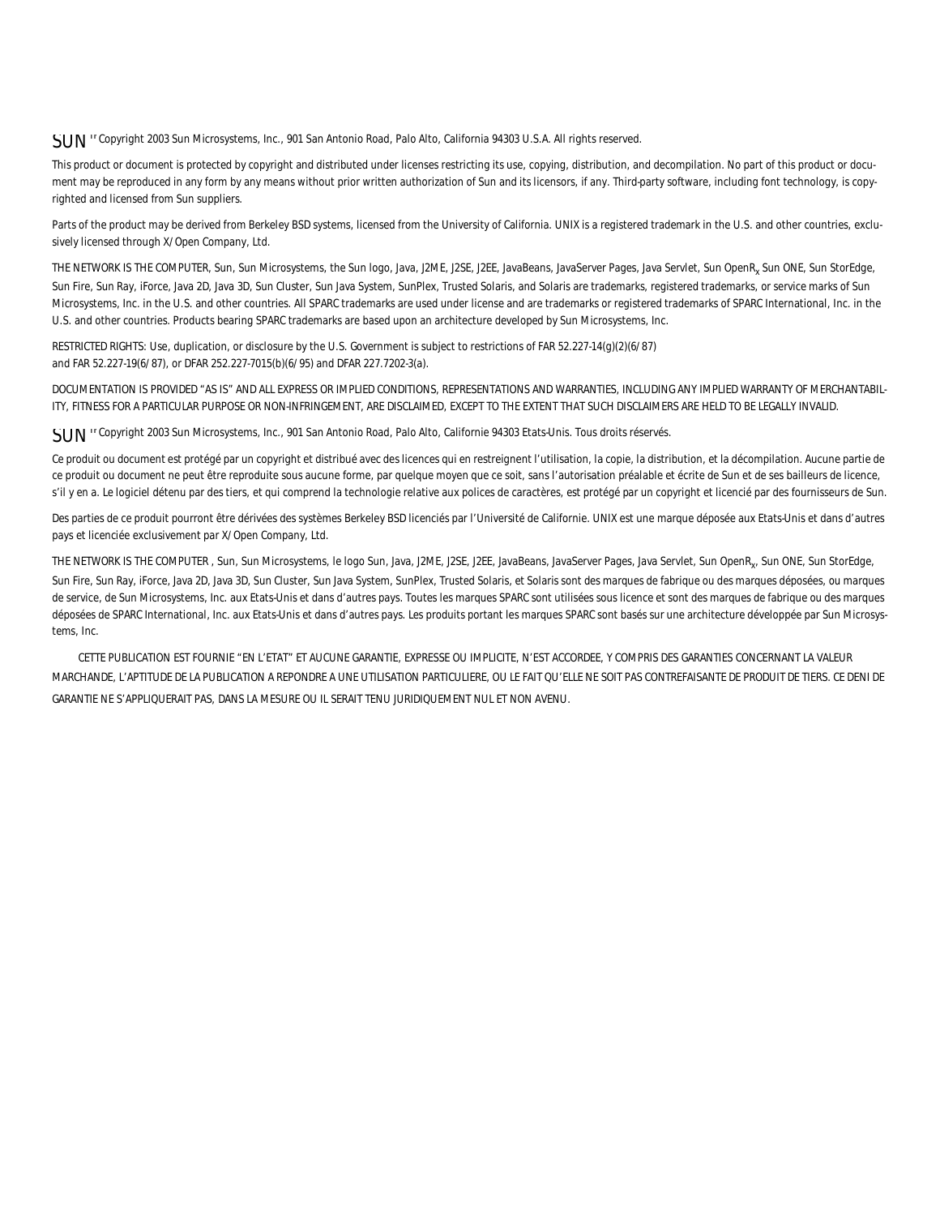SUN ™ Copyright 2003 Sun Microsystems, Inc., 901 San Antonio Road, Palo Alto, California 94303 U.S.A. All rights reserved.

This product or document is protected by copyright and distributed under licenses restricting its use, copying, distribution, and decompilation. No part of this product or document may be reproduced in any form by any means without prior written authorization of Sun and its licensors, if any. Third-party software, including font technology, is copyrighted and licensed from Sun suppliers.

Parts of the product may be derived from Berkeley BSD systems, licensed from the University of California. UNIX is a registered trademark in the U.S. and other countries, exclusively licensed through X/Open Company, Ltd.

THE NETWORK IS THE COMPUTER, Sun, Sun Microsystems, the Sun logo, Java, J2ME, J2SE, J2EE, JavaBeans, JavaServer Pages, Java Servlet, Sun OpenR$_x$ Sun ONE, Sun StorEdge, Sun Fire, Sun Ray, iForce, Java 2D, Java 3D, Sun Cluster, Sun Java System, SunPlex, Trusted Solaris, and Solaris are trademarks, registered trademarks, or service marks of Sun Microsystems, Inc. in the U.S. and other countries. All SPARC trademarks are used under license and are trademarks or registered trademarks of SPARC International, Inc. in the U.S. and other countries. Products bearing SPARC trademarks are based upon an architecture developed by Sun Microsystems, Inc.

RESTRICTED RIGHTS: Use, duplication, or disclosure by the U.S. Government is subject to restrictions of FAR 52.227-14(g)(2)(6/87) and FAR 52.227-19(6/87), or DFAR 252.227-7015(b)(6/95) and DFAR 227.7202-3(a).

DOCUMENTATION IS PROVIDED "AS IS" AND ALL EXPRESS OR IMPLIED CONDITIONS, REPRESENTATIONS AND WARRANTIES, INCLUDING ANY IMPLIED WARRANTY OF MERCHANTABILITY, FITNESS FOR A PARTICULAR PURPOSE OR NON-INFRINGEMENT, ARE DISCLAIMED, EXCEPT TO THE EXTENT THAT SUCH DISCLAIMERS ARE HELD TO BE LEGALLY INVALID.

SUN ™ Copyright 2003 Sun Microsystems, Inc., 901 San Antonio Road, Palo Alto, Californie 94303 Etats-Unis. Tous droits réservés.

Ce produit ou document est protégé par un copyright et distribué avec des licences qui en restreignent l'utilisation, la copie, la distribution, et la décompilation. Aucune partie de ce produit ou document ne peut être reproduite sous aucune forme, par quelque moyen que ce soit, sans l'autorisation préalable et écrite de Sun et de ses bailleurs de licence, s'il y en a. Le logiciel détenu par des tiers, et qui comprend la technologie relative aux polices de caractères, est protégé par un copyright et licencié par des fournisseurs de Sun.

Des parties de ce produit pourront être dérivées des systèmes Berkeley BSD licenciés par l'Université de Californie. UNIX est une marque déposée aux Etats-Unis et dans d'autres pays et licenciée exclusivement par X/Open Company, Ltd.

THE NETWORK IS THE COMPUTER , Sun, Sun Microsystems, le logo Sun, Java, J2ME, J2SE, J2EE, JavaBeans, JavaServer Pages, Java Servlet, Sun OpenR$_x$, Sun ONE, Sun StorEdge, Sun Fire, Sun Ray, iForce, Java 2D, Java 3D, Sun Cluster, Sun Java System, SunPlex, Trusted Solaris, et Solaris sont des marques de fabrique ou des marques déposées, ou marques de service, de Sun Microsystems, Inc. aux Etats-Unis et dans d'autres pays. Toutes les marques SPARC sont utilisées sous licence et sont des marques de fabrique ou des marques déposées de SPARC International, Inc. aux Etats-Unis et dans d'autres pays. Les produits portant les marques SPARC sont basés sur une architecture développée par Sun Microsystems, Inc.

CETTE PUBLICATION EST FOURNIE "EN L'ETAT" ET AUCUNE GARANTIE, EXPRESSE OU IMPLICITE, N'EST ACCORDEE, Y COMPRIS DES GARANTIES CONCERNANT LA VALEUR MARCHANDE, L'APTITUDE DE LA PUBLICATION A REPONDRE A UNE UTILISATION PARTICULIERE, OU LE FAIT QU'ELLE NE SOIT PAS CONTREFAISANTE DE PRODUIT DE TIERS. CE DENI DE GARANTIE NE S'APPLIQUERAIT PAS, DANS LA MESURE OU IL SERAIT TENU JURIDIQUEMENT NUL ET NON AVENU.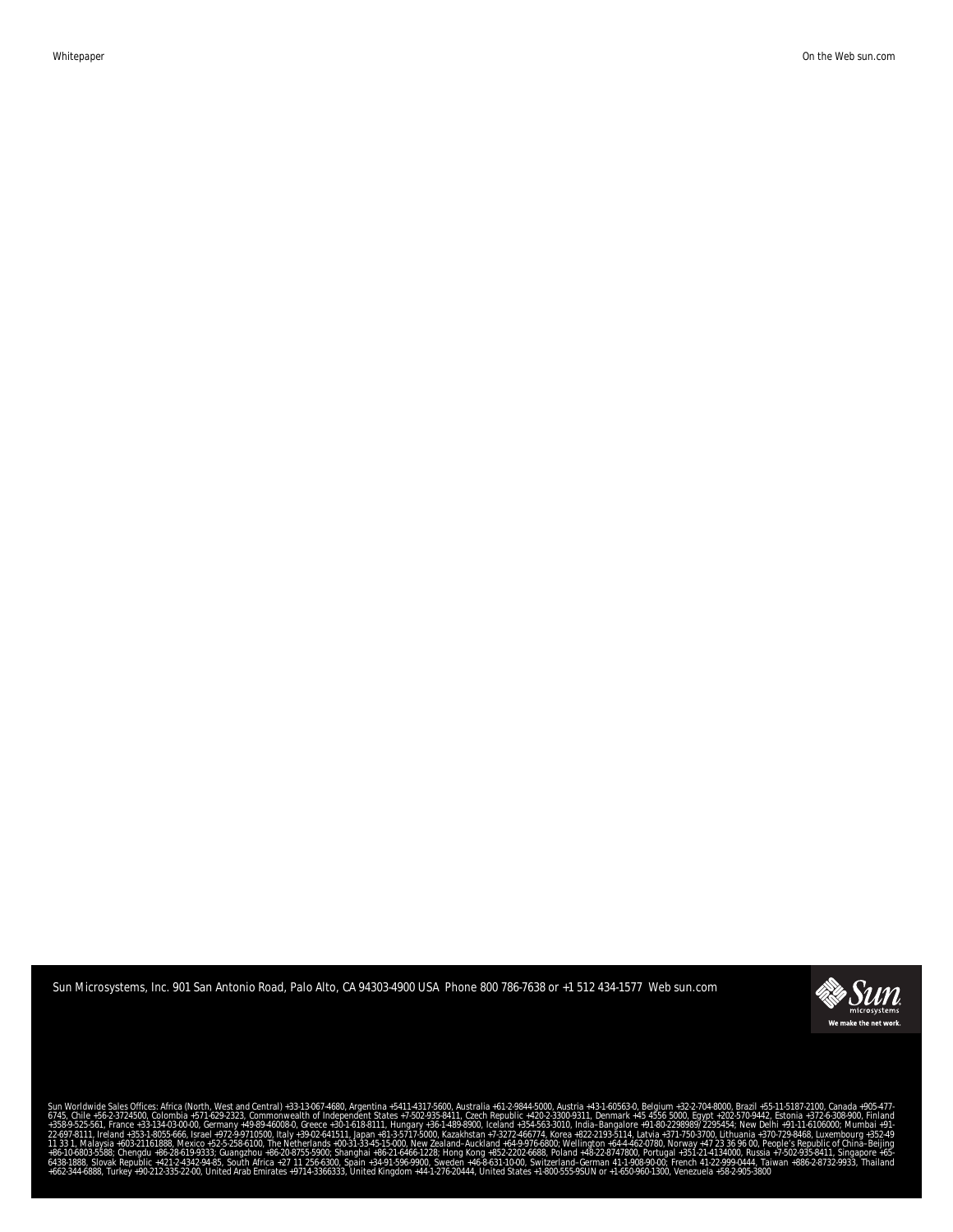Sun Microsystems, Inc. 901 San Antonio Road, Palo Alto, CA 94303-4900 USA Phone 800 786-7638 or +1 512 434-1577 Web sun.com

We make the net work.

Sun Worldwide Sales Offices: Africa (North, West and Central) +33-13-067-4680, Argentina +5411-4317-5600, Australia +61-2-9844-5000, Austria +43-1-60563-0, Belgium +32-2-704-8000, Brazil +55-11-5187-2100, Canada +905-477-6745, Chile +56-2-3724500, Colombia +571-629-2323, Commonwealth of Independent States +7-502-935-8411, Czech Republic +420-2-3300-9311, Denmark +45 4556 5000, Egypt +202-570-9442, Estonia +372-6-308-900, Finland +358-9-525-561, France +33-134-03-00-00, Germany +49-89-46008-0, Greece +30-1-618-8111, Hungary +36-1-489-8900, Iceland +354-563-3010, India–Bangalore +91-80-2298989/2295454; New Delhi +91-11-6106000; Mumbai +91-22-697-8111, Ireland +353-1-8055-666, Israel +972-9-9710500, Italy +39-02-641511, Japan +81-3-5717-5000, Kazakhstan +7-3272-466774, Korea +822-2193-5114, Latvia +371-750-3700, Lithuania +370-729-8468, Luxembourg +352-49 11 33 1, Malaysia +603-21161888, Mexico +52-5-258-6100, The Netherlands +00-31-33-45-15-000, New Zealand–Auckland +64-9-976-6800; Wellington +64-4-462-0780, Norway +47 23 36 96 00, People's Republic of China–Beijing +86-10-6803-5588; Chengdu +86-28-619-9333; Guangzhou +86-20-8755-5900; Shanghai +86-21-6466-1228; Hong Kong +852-2202-6688, Poland +48-22-8747800, Portugal +351-21-4134000, Russia +7-502-935-8411, Singapore +65-6438-1888, Slovak Republic +421-2-4342-94-85, South Africa +27 11 256-6300, Spain +34-91-596-9900, Sweden +46-8-631-10-00, Switzerland–German 41-1-908-90-00; French 41-22-999-0444, Taiwan +886-2-8732-9933, Thailand +662-344-6888, Turkey +90-212-335-22-00, United Arab Emirates +9714-3366333, United Kingdom +44-1-276-20444, United States +1-800-555-9SUN or +1-650-960-1300, Venezuela +58-2-905-3800